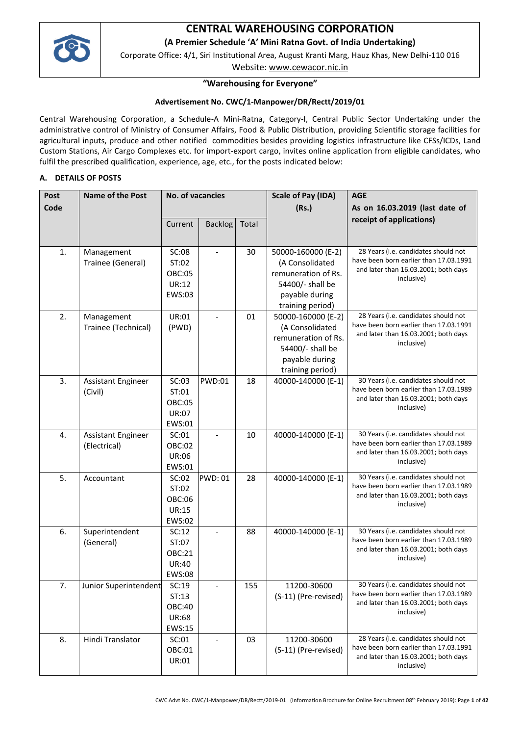# CENTRAL WAREHOUSING CORPORATION

**(A Premier Schedule 'A' Mini Ratna Govt. of India Undertaking)**

Corporate Office: 4/1, Siri Institutional Area, August Kranti Marg, Hauz Khas, New Delhi-110 016

Website: www.cewacor.nic.in

**"Warehousing for Everyone"**

**Advertisement No. CWC/1-Manpower/DR/Rectt/2019/01**

Central Warehousing Corporation, a Schedule-A Mini-Ratna, Category-I, Central Public Sector Undertaking under the administrative control of Ministry of Consumer Affairs, Food & Public Distribution, providing Scientific storage facilities for agricultural inputs, produce and other notified commodities besides providing logistics infrastructure like CFSs/ICDs, Land Custom Stations, Air Cargo Complexes etc. for import-export cargo, invites online application from eligible candidates, who fulfil the prescribed qualification, experience, age, etc., for the posts indicated below:

## A. DETAILS OF POSTS

| Post Code | Name of the Post | No. of vacancies | | | Scale of Pay (IDA) (Rs.) | AGE As on 16.03.2019 (last date of receipt of applications) |
|---|---|---|---|---|---|---|
| | | Current | Backlog | Total | | |
| 1. | Management Trainee (General) | SC:08 ST:02 OBC:05 UR:12 EWS:03 | - | 30 | 50000-160000 (E-2) (A Consolidated remuneration of Rs. 54400/- shall be payable during training period) | 28 Years (i.e. candidates should not have been born earlier than 17.03.1991 and later than 16.03.2001; both days inclusive) |
| 2. | Management Trainee (Technical) | UR:01 (PWD) | - | 01 | 50000-160000 (E-2) (A Consolidated remuneration of Rs. 54400/- shall be payable during training period) | 28 Years (i.e. candidates should not have been born earlier than 17.03.1991 and later than 16.03.2001; both days inclusive) |
| 3. | Assistant Engineer (Civil) | SC:03 ST:01 OBC:05 UR:07 EWS:01 | PWD:01 | 18 | 40000-140000 (E-1) | 30 Years (i.e. candidates should not have been born earlier than 17.03.1989 and later than 16.03.2001; both days inclusive) |
| 4. | Assistant Engineer (Electrical) | SC:01 OBC:02 UR:06 EWS:01 | - | 10 | 40000-140000 (E-1) | 30 Years (i.e. candidates should not have been born earlier than 17.03.1989 and later than 16.03.2001; both days inclusive) |
| 5. | Accountant | SC:02 ST:02 OBC:06 UR:15 EWS:02 | PWD: 01 | 28 | 40000-140000 (E-1) | 30 Years (i.e. candidates should not have been born earlier than 17.03.1989 and later than 16.03.2001; both days inclusive) |
| 6. | Superintendent (General) | SC:12 ST:07 OBC:21 UR:40 EWS:08 | - | 88 | 40000-140000 (E-1) | 30 Years (i.e. candidates should not have been born earlier than 17.03.1989 and later than 16.03.2001; both days inclusive) |
| 7. | Junior Superintendent | SC:19 ST:13 OBC:40 UR:68 EWS:15 | - | 155 | 11200-30600 (S-11) (Pre-revised) | 30 Years (i.e. candidates should not have been born earlier than 17.03.1989 and later than 16.03.2001; both days inclusive) |
| 8. | Hindi Translator | SC:01 OBC:01 UR:01 | - | 03 | 11200-30600 (S-11) (Pre-revised) | 28 Years (i.e. candidates should not have been born earlier than 17.03.1991 and later than 16.03.2001; both days inclusive) |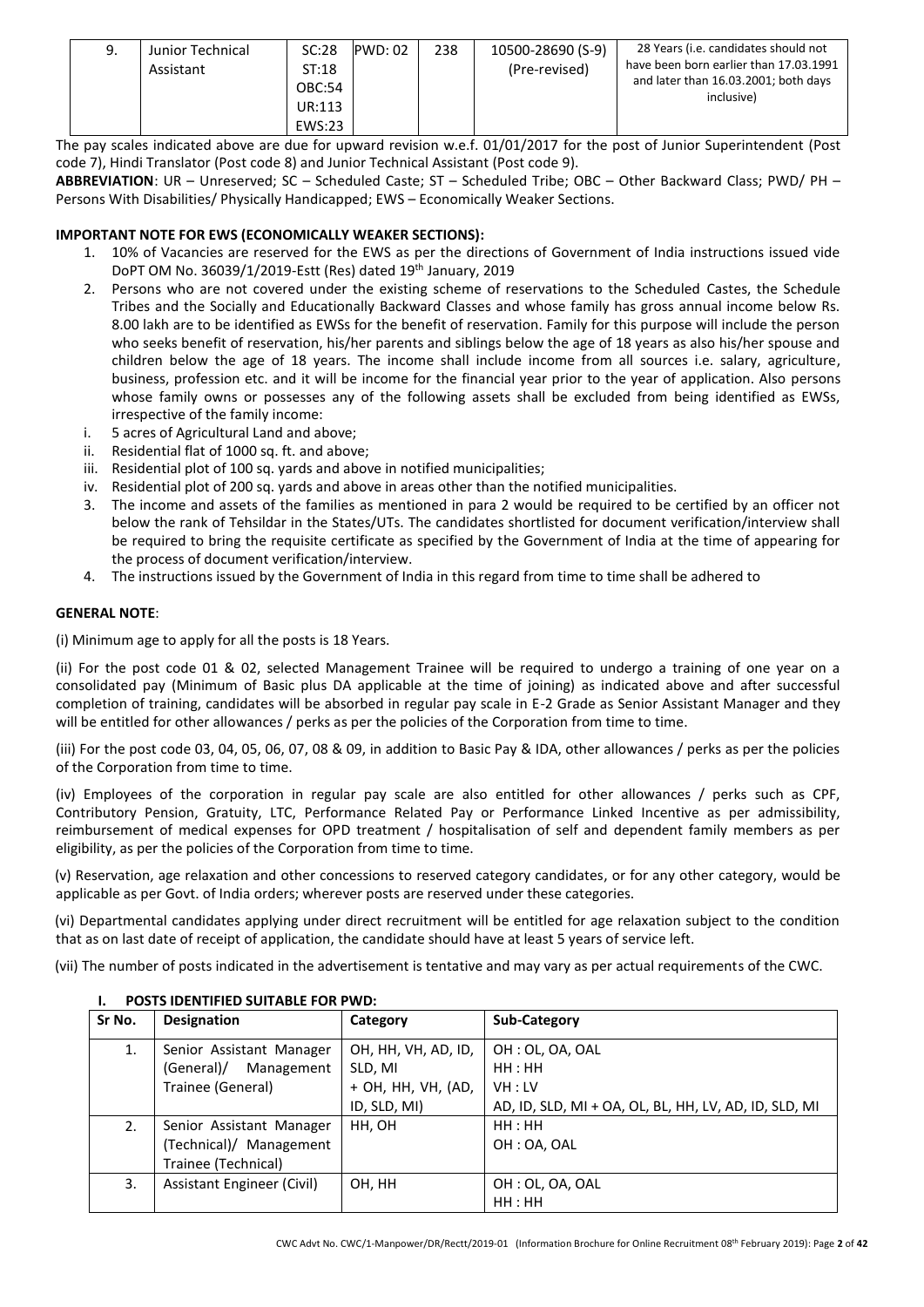| 9. | Junior Technical Assistant | SC:28<br>ST:18<br>OBC:54<br>UR:113<br>EWS:23 | PWD: 02 | 238 | 10500-28690 (S-9)<br>(Pre-revised) | 28 Years (i.e. candidates should not have been born earlier than 17.03.1991 and later than 16.03.2001; both days inclusive) |
|---|---|---|---|---|---|---|

The pay scales indicated above are due for upward revision w.e.f. 01/01/2017 for the post of Junior Superintendent (Post code 7), Hindi Translator (Post code 8) and Junior Technical Assistant (Post code 9).

**ABBREVIATION**: UR – Unreserved; SC – Scheduled Caste; ST – Scheduled Tribe; OBC – Other Backward Class; PWD/ PH – Persons With Disabilities/ Physically Handicapped; EWS – Economically Weaker Sections.

**IMPORTANT NOTE FOR EWS (ECONOMICALLY WEAKER SECTIONS):**

1. 10% of Vacancies are reserved for the EWS as per the directions of Government of India instructions issued vide DoPT OM No. 36039/1/2019-Estt (Res) dated 19th January, 2019
2. Persons who are not covered under the existing scheme of reservations to the Scheduled Castes, the Schedule Tribes and the Socially and Educationally Backward Classes and whose family has gross annual income below Rs. 8.00 lakh are to be identified as EWSs for the benefit of reservation. Family for this purpose will include the person who seeks benefit of reservation, his/her parents and siblings below the age of 18 years as also his/her spouse and children below the age of 18 years. The income shall include income from all sources i.e. salary, agriculture, business, profession etc. and it will be income for the financial year prior to the year of application. Also persons whose family owns or possesses any of the following assets shall be excluded from being identified as EWSs, irrespective of the family income:
   i. 5 acres of Agricultural Land and above;
   ii. Residential flat of 1000 sq. ft. and above;
   iii. Residential plot of 100 sq. yards and above in notified municipalities;
   iv. Residential plot of 200 sq. yards and above in areas other than the notified municipalities.
3. The income and assets of the families as mentioned in para 2 would be required to be certified by an officer not below the rank of Tehsildar in the States/UTs. The candidates shortlisted for document verification/interview shall be required to bring the requisite certificate as specified by the Government of India at the time of appearing for the process of document verification/interview.
4. The instructions issued by the Government of India in this regard from time to time shall be adhered to

**GENERAL NOTE**:

(i) Minimum age to apply for all the posts is 18 Years.

(ii) For the post code 01 & 02, selected Management Trainee will be required to undergo a training of one year on a consolidated pay (Minimum of Basic plus DA applicable at the time of joining) as indicated above and after successful completion of training, candidates will be absorbed in regular pay scale in E-2 Grade as Senior Assistant Manager and they will be entitled for other allowances / perks as per the policies of the Corporation from time to time.

(iii) For the post code 03, 04, 05, 06, 07, 08 & 09, in addition to Basic Pay & IDA, other allowances / perks as per the policies of the Corporation from time to time.

(iv) Employees of the corporation in regular pay scale are also entitled for other allowances / perks such as CPF, Contributory Pension, Gratuity, LTC, Performance Related Pay or Performance Linked Incentive as per admissibility, reimbursement of medical expenses for OPD treatment / hospitalisation of self and dependent family members as per eligibility, as per the policies of the Corporation from time to time.

(v) Reservation, age relaxation and other concessions to reserved category candidates, or for any other category, would be applicable as per Govt. of India orders; wherever posts are reserved under these categories.

(vi) Departmental candidates applying under direct recruitment will be entitled for age relaxation subject to the condition that as on last date of receipt of application, the candidate should have at least 5 years of service left.

(vii) The number of posts indicated in the advertisement is tentative and may vary as per actual requirements of the CWC.

### I. POSTS IDENTIFIED SUITABLE FOR PWD:

| Sr No. | Designation | Category | Sub-Category |
|---|---|---|---|
| 1. | Senior Assistant Manager (General)/ Management Trainee (General) | OH, HH, VH, AD, ID, SLD, MI + OH, HH, VH, (AD, ID, SLD, MI) | OH : OL, OA, OAL<br>HH : HH<br>VH : LV<br>AD, ID, SLD, MI + OA, OL, BL, HH, LV, AD, ID, SLD, MI |
| 2. | Senior Assistant Manager (Technical)/ Management Trainee (Technical) | HH, OH | HH : HH<br>OH : OA, OAL |
| 3. | Assistant Engineer (Civil) | OH, HH | OH : OL, OA, OAL<br>HH : HH |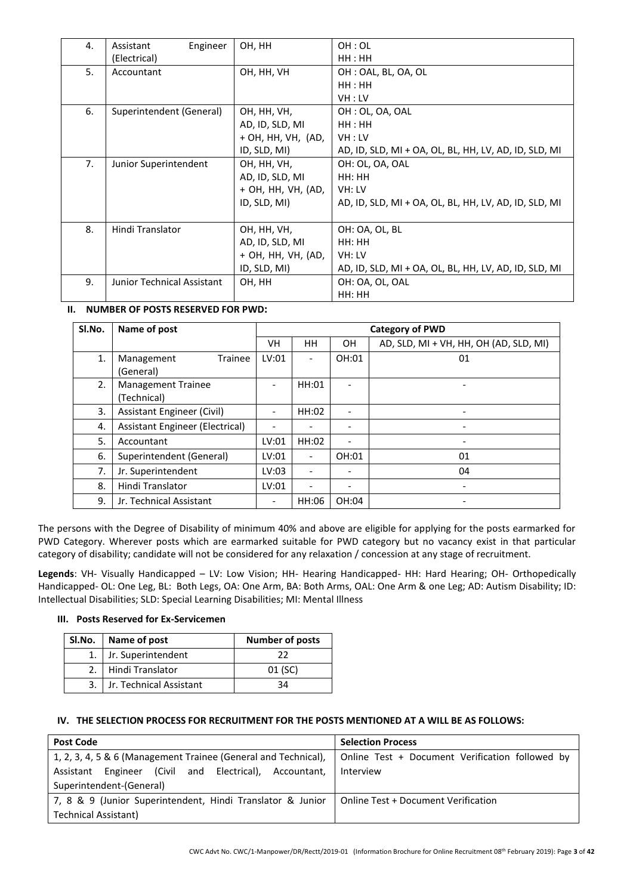| 4. | Assistant Engineer (Electrical) | OH, HH | OH : OL<br>HH : HH |
|---|---|---|---|
| 5. | Accountant | OH, HH, VH | OH : OAL, BL, OA, OL<br>HH : HH<br>VH : LV |
| 6. | Superintendent (General) | OH, HH, VH, AD, ID, SLD, MI + OH, HH, VH, (AD, ID, SLD, MI) | OH : OL, OA, OAL<br>HH : HH<br>VH : LV<br>AD, ID, SLD, MI + OA, OL, BL, HH, LV, AD, ID, SLD, MI |
| 7. | Junior Superintendent | OH, HH, VH, AD, ID, SLD, MI + OH, HH, VH, (AD, ID, SLD, MI) | OH: OL, OA, OAL<br>HH: HH<br>VH: LV<br>AD, ID, SLD, MI + OA, OL, BL, HH, LV, AD, ID, SLD, MI |
| 8. | Hindi Translator | OH, HH, VH, AD, ID, SLD, MI + OH, HH, VH, (AD, ID, SLD, MI) | OH: OA, OL, BL<br>HH: HH<br>VH: LV<br>AD, ID, SLD, MI + OA, OL, BL, HH, LV, AD, ID, SLD, MI |
| 9. | Junior Technical Assistant | OH, HH | OH: OA, OL, OAL<br>HH: HH |

### II. NUMBER OF POSTS RESERVED FOR PWD:

| Sl.No. | Name of post | Category of PWD | | | |
|---|---|---|---|---|---|
| | | VH | HH | OH | AD, SLD, MI + VH, HH, OH (AD, SLD, MI) |
| 1. | Management Trainee (General) | LV:01 | - | OH:01 | 01 |
| 2. | Management Trainee (Technical) | - | HH:01 | - | - |
| 3. | Assistant Engineer (Civil) | - | HH:02 | - | - |
| 4. | Assistant Engineer (Electrical) | - | - | - | - |
| 5. | Accountant | LV:01 | HH:02 | - | - |
| 6. | Superintendent (General) | LV:01 | - | OH:01 | 01 |
| 7. | Jr. Superintendent | LV:03 | - | - | 04 |
| 8. | Hindi Translator | LV:01 | - | - | - |
| 9. | Jr. Technical Assistant | - | HH:06 | OH:04 | - |

The persons with the Degree of Disability of minimum 40% and above are eligible for applying for the posts earmarked for PWD Category. Wherever posts which are earmarked suitable for PWD category but no vacancy exist in that particular category of disability; candidate will not be considered for any relaxation / concession at any stage of recruitment.

**Legends**: VH- Visually Handicapped – LV: Low Vision; HH- Hearing Handicapped- HH: Hard Hearing; OH- Orthopedically Handicapped- OL: One Leg, BL: Both Legs, OA: One Arm, BA: Both Arms, OAL: One Arm & one Leg; AD: Autism Disability; ID: Intellectual Disabilities; SLD: Special Learning Disabilities; MI: Mental Illness

### III. Posts Reserved for Ex-Servicemen

| Sl.No. | Name of post | Number of posts |
|---|---|---|
| 1. | Jr. Superintendent | 22 |
| 2. | Hindi Translator | 01 (SC) |
| 3. | Jr. Technical Assistant | 34 |

### IV. THE SELECTION PROCESS FOR RECRUITMENT FOR THE POSTS MENTIONED AT A WILL BE AS FOLLOWS:

| Post Code | Selection Process |
|---|---|
| 1, 2, 3, 4, 5 & 6 (Management Trainee (General and Technical), Assistant Engineer (Civil and Electrical), Accountant, Superintendent-(General) | Online Test + Document Verification followed by Interview |
| 7, 8 & 9 (Junior Superintendent, Hindi Translator & Junior Technical Assistant) | Online Test + Document Verification |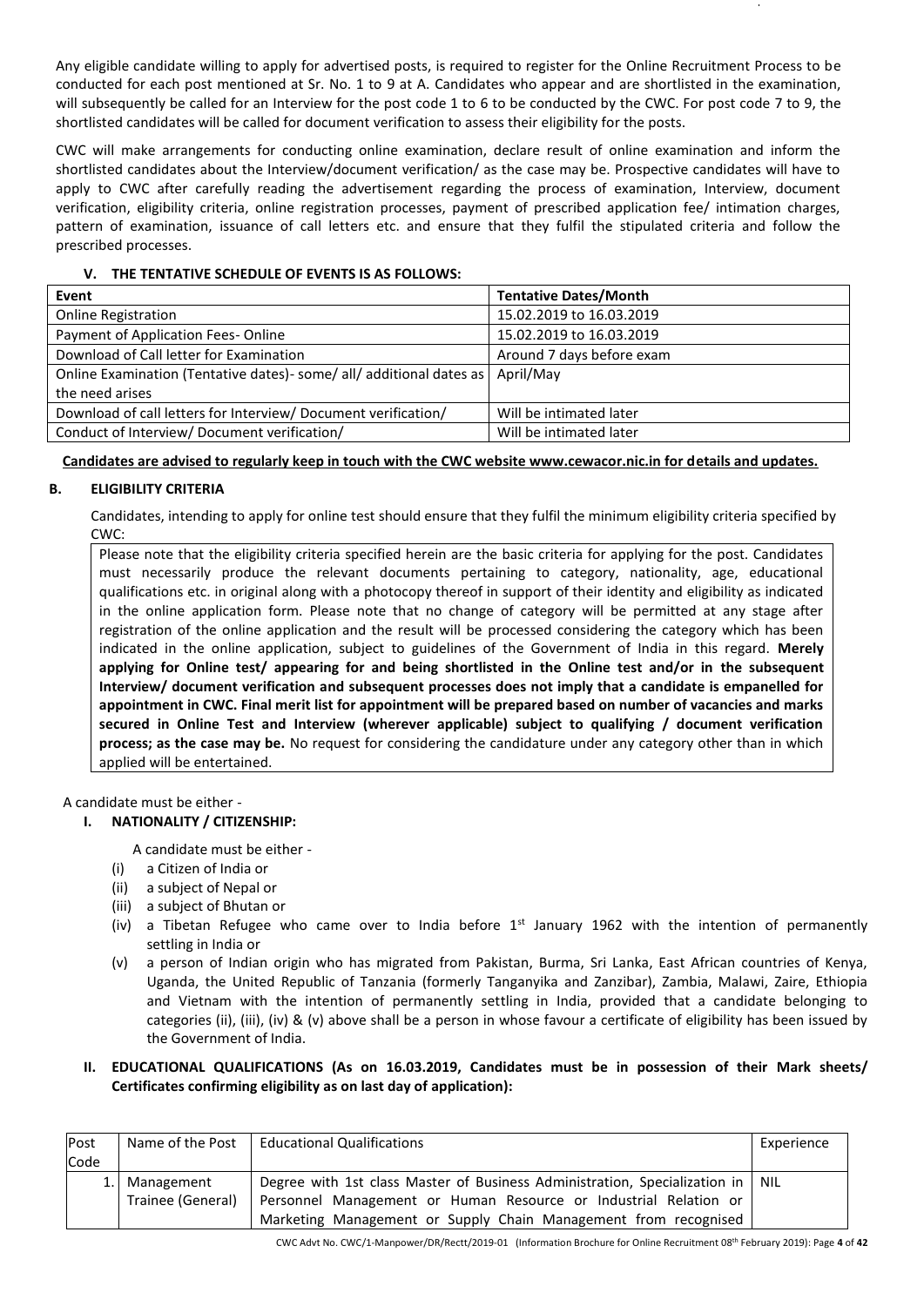Any eligible candidate willing to apply for advertised posts, is required to register for the Online Recruitment Process to be conducted for each post mentioned at Sr. No. 1 to 9 at A. Candidates who appear and are shortlisted in the examination, will subsequently be called for an Interview for the post code 1 to 6 to be conducted by the CWC. For post code 7 to 9, the shortlisted candidates will be called for document verification to assess their eligibility for the posts.

CWC will make arrangements for conducting online examination, declare result of online examination and inform the shortlisted candidates about the Interview/document verification/ as the case may be. Prospective candidates will have to apply to CWC after carefully reading the advertisement regarding the process of examination, Interview, document verification, eligibility criteria, online registration processes, payment of prescribed application fee/ intimation charges, pattern of examination, issuance of call letters etc. and ensure that they fulfil the stipulated criteria and follow the prescribed processes.

### V. THE TENTATIVE SCHEDULE OF EVENTS IS AS FOLLOWS:

| Event | Tentative Dates/Month |
|---|---|
| Online Registration | 15.02.2019 to 16.03.2019 |
| Payment of Application Fees- Online | 15.02.2019 to 16.03.2019 |
| Download of Call letter for Examination | Around 7 days before exam |
| Online Examination (Tentative dates)- some/ all/ additional dates as the need arises | April/May |
| Download of call letters for Interview/ Document verification/ | Will be intimated later |
| Conduct of Interview/ Document verification/ | Will be intimated later |

**Candidates are advised to regularly keep in touch with the CWC website www.cewacor.nic.in for details and updates.**

## B. ELIGIBILITY CRITERIA

Candidates, intending to apply for online test should ensure that they fulfil the minimum eligibility criteria specified by CWC:

Please note that the eligibility criteria specified herein are the basic criteria for applying for the post. Candidates must necessarily produce the relevant documents pertaining to category, nationality, age, educational qualifications etc. in original along with a photocopy thereof in support of their identity and eligibility as indicated in the online application form. Please note that no change of category will be permitted at any stage after registration of the online application and the result will be processed considering the category which has been indicated in the online application, subject to guidelines of the Government of India in this regard. **Merely applying for Online test/ appearing for and being shortlisted in the Online test and/or in the subsequent Interview/ document verification and subsequent processes does not imply that a candidate is empanelled for appointment in CWC. Final merit list for appointment will be prepared based on number of vacancies and marks secured in Online Test and Interview (wherever applicable) subject to qualifying / document verification process; as the case may be.** No request for considering the candidature under any category other than in which applied will be entertained.

A candidate must be either -

### I. NATIONALITY / CITIZENSHIP:

A candidate must be either -

(i) a Citizen of India or
(ii) a subject of Nepal or
(iii) a subject of Bhutan or
(iv) a Tibetan Refugee who came over to India before 1st January 1962 with the intention of permanently settling in India or
(v) a person of Indian origin who has migrated from Pakistan, Burma, Sri Lanka, East African countries of Kenya, Uganda, the United Republic of Tanzania (formerly Tanganyika and Zanzibar), Zambia, Malawi, Zaire, Ethiopia and Vietnam with the intention of permanently settling in India, provided that a candidate belonging to categories (ii), (iii), (iv) & (v) above shall be a person in whose favour a certificate of eligibility has been issued by the Government of India.

### II. EDUCATIONAL QUALIFICATIONS (As on 16.03.2019, Candidates must be in possession of their Mark sheets/ Certificates confirming eligibility as on last day of application):

| Post Code | Name of the Post | Educational Qualifications | Experience |
|---|---|---|---|
| 1. | Management Trainee (General) | Degree with 1st class Master of Business Administration, Specialization in Personnel Management or Human Resource or Industrial Relation or Marketing Management or Supply Chain Management from recognised | NIL |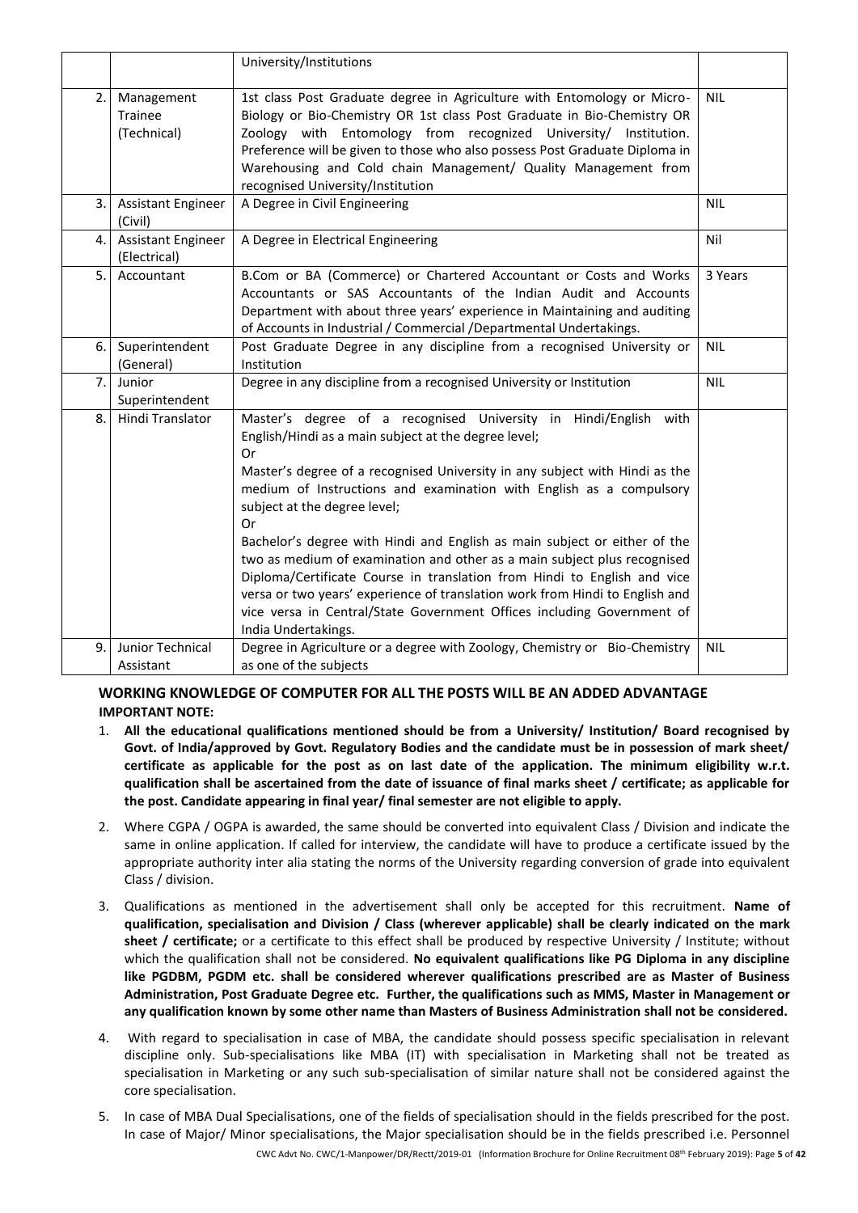|  |  | University/Institutions |  |
|---|---|---|---|
| 2. | Management Trainee (Technical) | 1st class Post Graduate degree in Agriculture with Entomology or Micro-Biology or Bio-Chemistry OR 1st class Post Graduate in Bio-Chemistry OR Zoology with Entomology from recognized University/ Institution. Preference will be given to those who also possess Post Graduate Diploma in Warehousing and Cold chain Management/ Quality Management from recognised University/Institution | NIL |
| 3. | Assistant Engineer (Civil) | A Degree in Civil Engineering | NIL |
| 4. | Assistant Engineer (Electrical) | A Degree in Electrical Engineering | Nil |
| 5. | Accountant | B.Com or BA (Commerce) or Chartered Accountant or Costs and Works Accountants or SAS Accountants of the Indian Audit and Accounts Department with about three years' experience in Maintaining and auditing of Accounts in Industrial / Commercial /Departmental Undertakings. | 3 Years |
| 6. | Superintendent (General) | Post Graduate Degree in any discipline from a recognised University or Institution | NIL |
| 7. | Junior Superintendent | Degree in any discipline from a recognised University or Institution | NIL |
| 8. | Hindi Translator | Master's degree of a recognised University in Hindi/English with English/Hindi as a main subject at the degree level;<br>Or<br>Master's degree of a recognised University in any subject with Hindi as the medium of Instructions and examination with English as a compulsory subject at the degree level;<br>Or<br>Bachelor's degree with Hindi and English as main subject or either of the two as medium of examination and other as a main subject plus recognised Diploma/Certificate Course in translation from Hindi to English and vice versa or two years' experience of translation work from Hindi to English and vice versa in Central/State Government Offices including Government of India Undertakings. |  |
| 9. | Junior Technical Assistant | Degree in Agriculture or a degree with Zoology, Chemistry or Bio-Chemistry as one of the subjects | NIL |

**WORKING KNOWLEDGE OF COMPUTER FOR ALL THE POSTS WILL BE AN ADDED ADVANTAGE**

**IMPORTANT NOTE:**

1. **All the educational qualifications mentioned should be from a University/ Institution/ Board recognised by Govt. of India/approved by Govt. Regulatory Bodies and the candidate must be in possession of mark sheet/ certificate as applicable for the post as on last date of the application. The minimum eligibility w.r.t. qualification shall be ascertained from the date of issuance of final marks sheet / certificate; as applicable for the post. Candidate appearing in final year/ final semester are not eligible to apply.**
2. Where CGPA / OGPA is awarded, the same should be converted into equivalent Class / Division and indicate the same in online application. If called for interview, the candidate will have to produce a certificate issued by the appropriate authority inter alia stating the norms of the University regarding conversion of grade into equivalent Class / division.
3. Qualifications as mentioned in the advertisement shall only be accepted for this recruitment. **Name of qualification, specialisation and Division / Class (wherever applicable) shall be clearly indicated on the mark sheet / certificate;** or a certificate to this effect shall be produced by respective University / Institute; without which the qualification shall not be considered. **No equivalent qualifications like PG Diploma in any discipline like PGDBM, PGDM etc. shall be considered wherever qualifications prescribed are as Master of Business Administration, Post Graduate Degree etc. Further, the qualifications such as MMS, Master in Management or any qualification known by some other name than Masters of Business Administration shall not be considered.**
4. With regard to specialisation in case of MBA, the candidate should possess specific specialisation in relevant discipline only. Sub-specialisations like MBA (IT) with specialisation in Marketing shall not be treated as specialisation in Marketing or any such sub-specialisation of similar nature shall not be considered against the core specialisation.
5. In case of MBA Dual Specialisations, one of the fields of specialisation should in the fields prescribed for the post. In case of Major/ Minor specialisations, the Major specialisation should be in the fields prescribed i.e. Personnel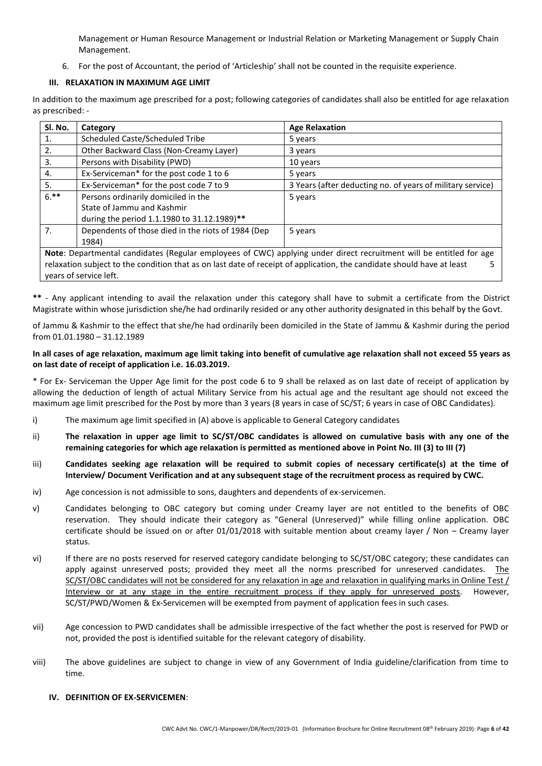Management or Human Resource Management or Industrial Relation or Marketing Management or Supply Chain Management.

6. For the post of Accountant, the period of 'Articleship' shall not be counted in the requisite experience.

### III. RELAXATION IN MAXIMUM AGE LIMIT

In addition to the maximum age prescribed for a post; following categories of candidates shall also be entitled for age relaxation as prescribed: -

| Sl. No. | Category | Age Relaxation |
|---|---|---|
| 1. | Scheduled Caste/Scheduled Tribe | 5 years |
| 2. | Other Backward Class (Non-Creamy Layer) | 3 years |
| 3. | Persons with Disability (PWD) | 10 years |
| 4. | Ex-Serviceman* for the post code 1 to 6 | 5 years |
| 5. | Ex-Serviceman* for the post code 7 to 9 | 3 Years (after deducting no. of years of military service) |
| 6.** | Persons ordinarily domiciled in the State of Jammu and Kashmir during the period 1.1.1980 to 31.12.1989)** | 5 years |
| 7. | Dependents of those died in the riots of 1984 (Dep 1984) | 5 years |
| **Note**: Departmental candidates (Regular employees of CWC) applying under direct recruitment will be entitled for age relaxation subject to the condition that as on last date of receipt of application, the candidate should have at least 5 years of service left. | | |

** - Any applicant intending to avail the relaxation under this category shall have to submit a certificate from the District Magistrate within whose jurisdiction she/he had ordinarily resided or any other authority designated in this behalf by the Govt.

of Jammu & Kashmir to the effect that she/he had ordinarily been domiciled in the State of Jammu & Kashmir during the period from 01.01.1980 – 31.12.1989

**In all cases of age relaxation, maximum age limit taking into benefit of cumulative age relaxation shall not exceed 55 years as on last date of receipt of application i.e. 16.03.2019.**

* For Ex- Serviceman the Upper Age limit for the post code 6 to 9 shall be relaxed as on last date of receipt of application by allowing the deduction of length of actual Military Service from his actual age and the resultant age should not exceed the maximum age limit prescribed for the Post by more than 3 years (8 years in case of SC/ST; 6 years in case of OBC Candidates).

i) The maximum age limit specified in (A) above is applicable to General Category candidates

ii) **The relaxation in upper age limit to SC/ST/OBC candidates is allowed on cumulative basis with any one of the remaining categories for which age relaxation is permitted as mentioned above in Point No. III (3) to III (7)**

iii) **Candidates seeking age relaxation will be required to submit copies of necessary certificate(s) at the time of Interview/ Document Verification and at any subsequent stage of the recruitment process as required by CWC.**

iv) Age concession is not admissible to sons, daughters and dependents of ex-servicemen.

v) Candidates belonging to OBC category but coming under Creamy layer are not entitled to the benefits of OBC reservation. They should indicate their category as "General (Unreserved)" while filling online application. OBC certificate should be issued on or after 01/01/2018 with suitable mention about creamy layer / Non – Creamy layer status.

vi) If there are no posts reserved for reserved category candidate belonging to SC/ST/OBC category; these candidates can apply against unreserved posts; provided they meet all the norms prescribed for unreserved candidates. The SC/ST/OBC candidates will not be considered for any relaxation in age and relaxation in qualifying marks in Online Test / Interview or at any stage in the entire recruitment process if they apply for unreserved posts. However, SC/ST/PWD/Women & Ex-Servicemen will be exempted from payment of application fees in such cases.

vii) Age concession to PWD candidates shall be admissible irrespective of the fact whether the post is reserved for PWD or not, provided the post is identified suitable for the relevant category of disability.

viii) The above guidelines are subject to change in view of any Government of India guideline/clarification from time to time.

### IV. DEFINITION OF EX-SERVICEMEN: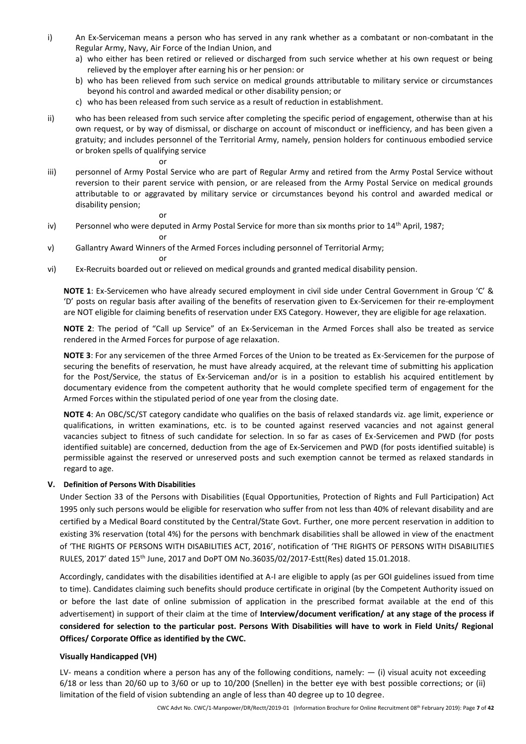i) An Ex-Serviceman means a person who has served in any rank whether as a combatant or non-combatant in the Regular Army, Navy, Air Force of the Indian Union, and

   a) who either has been retired or relieved or discharged from such service whether at his own request or being relieved by the employer after earning his or her pension: or
   b) who has been relieved from such service on medical grounds attributable to military service or circumstances beyond his control and awarded medical or other disability pension; or
   c) who has been released from such service as a result of reduction in establishment.

ii) who has been released from such service after completing the specific period of engagement, otherwise than at his own request, or by way of dismissal, or discharge on account of misconduct or inefficiency, and has been given a gratuity; and includes personnel of the Territorial Army, namely, pension holders for continuous embodied service or broken spells of qualifying service

or

iii) personnel of Army Postal Service who are part of Regular Army and retired from the Army Postal Service without reversion to their parent service with pension, or are released from the Army Postal Service on medical grounds attributable to or aggravated by military service or circumstances beyond his control and awarded medical or disability pension;

or

iv) Personnel who were deputed in Army Postal Service for more than six months prior to 14th April, 1987;

or

v) Gallantry Award Winners of the Armed Forces including personnel of Territorial Army;

or

vi) Ex-Recruits boarded out or relieved on medical grounds and granted medical disability pension.

**NOTE 1**: Ex-Servicemen who have already secured employment in civil side under Central Government in Group 'C' & 'D' posts on regular basis after availing of the benefits of reservation given to Ex-Servicemen for their re-employment are NOT eligible for claiming benefits of reservation under EXS Category. However, they are eligible for age relaxation.

**NOTE 2**: The period of "Call up Service" of an Ex-Serviceman in the Armed Forces shall also be treated as service rendered in the Armed Forces for purpose of age relaxation.

**NOTE 3**: For any servicemen of the three Armed Forces of the Union to be treated as Ex-Servicemen for the purpose of securing the benefits of reservation, he must have already acquired, at the relevant time of submitting his application for the Post/Service, the status of Ex-Serviceman and/or is in a position to establish his acquired entitlement by documentary evidence from the competent authority that he would complete specified term of engagement for the Armed Forces within the stipulated period of one year from the closing date.

**NOTE 4**: An OBC/SC/ST category candidate who qualifies on the basis of relaxed standards viz. age limit, experience or qualifications, in written examinations, etc. is to be counted against reserved vacancies and not against general vacancies subject to fitness of such candidate for selection. In so far as cases of Ex-Servicemen and PWD (for posts identified suitable) are concerned, deduction from the age of Ex-Servicemen and PWD (for posts identified suitable) is permissible against the reserved or unreserved posts and such exemption cannot be termed as relaxed standards in regard to age.

### V. Definition of Persons With Disabilities

Under Section 33 of the Persons with Disabilities (Equal Opportunities, Protection of Rights and Full Participation) Act 1995 only such persons would be eligible for reservation who suffer from not less than 40% of relevant disability and are certified by a Medical Board constituted by the Central/State Govt. Further, one more percent reservation in addition to existing 3% reservation (total 4%) for the persons with benchmark disabilities shall be allowed in view of the enactment of 'THE RIGHTS OF PERSONS WITH DISABILITIES ACT, 2016', notification of 'THE RIGHTS OF PERSONS WITH DISABILITIES RULES, 2017' dated 15th June, 2017 and DoPT OM No.36035/02/2017-Estt(Res) dated 15.01.2018.

Accordingly, candidates with the disabilities identified at A-I are eligible to apply (as per GOI guidelines issued from time to time). Candidates claiming such benefits should produce certificate in original (by the Competent Authority issued on or before the last date of online submission of application in the prescribed format available at the end of this advertisement) in support of their claim at the time of **Interview/document verification/ at any stage of the process if considered for selection to the particular post. Persons With Disabilities will have to work in Field Units/ Regional Offices/ Corporate Office as identified by the CWC.**

#### Visually Handicapped (VH)

LV- means a condition where a person has any of the following conditions, namely: — (i) visual acuity not exceeding 6/18 or less than 20/60 up to 3/60 or up to 10/200 (Snellen) in the better eye with best possible corrections; or (ii) limitation of the field of vision subtending an angle of less than 40 degree up to 10 degree.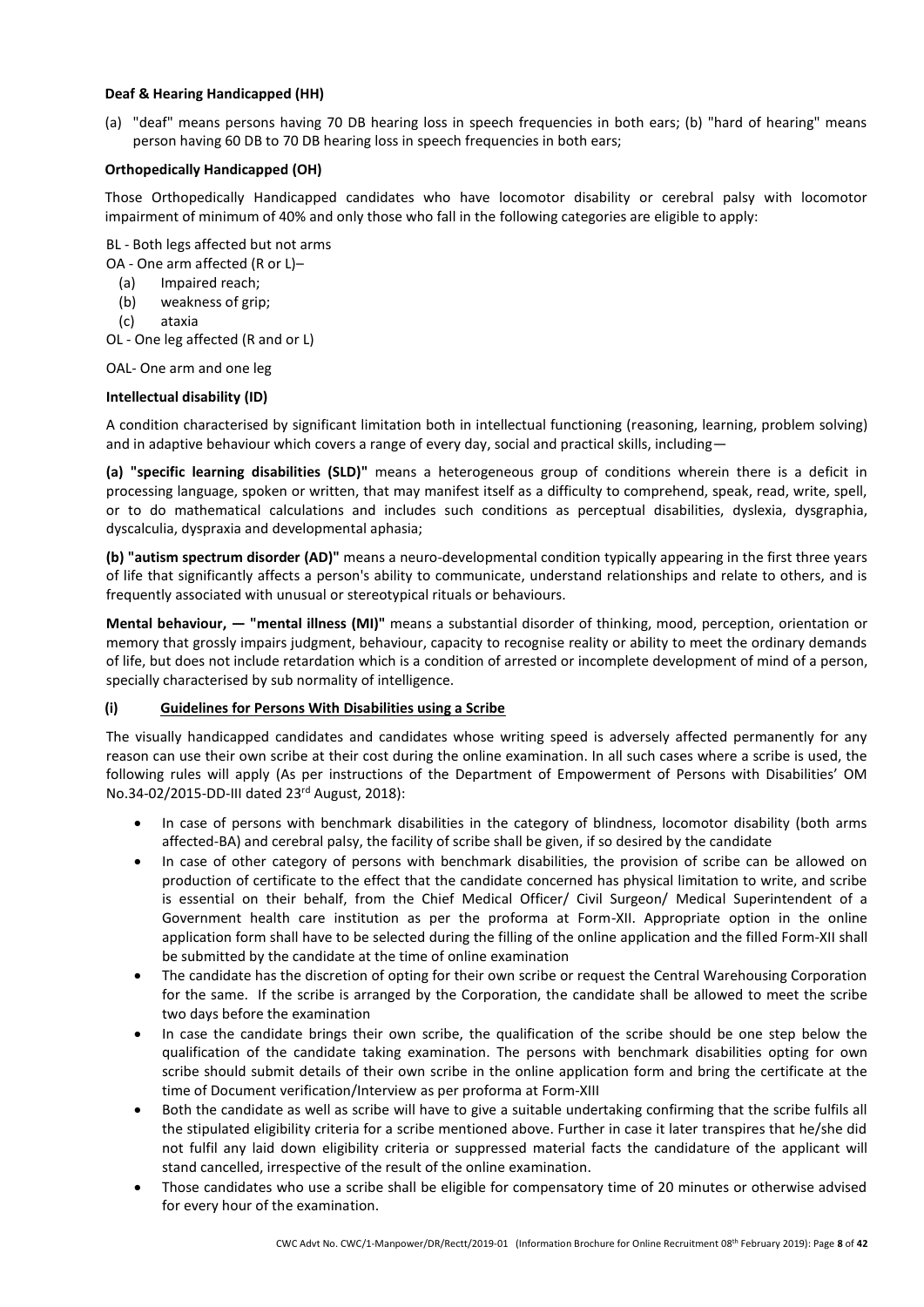**Deaf & Hearing Handicapped (HH)**

(a) "deaf" means persons having 70 DB hearing loss in speech frequencies in both ears; (b) "hard of hearing" means person having 60 DB to 70 DB hearing loss in speech frequencies in both ears;

**Orthopedically Handicapped (OH)**

Those Orthopedically Handicapped candidates who have locomotor disability or cerebral palsy with locomotor impairment of minimum of 40% and only those who fall in the following categories are eligible to apply:

BL - Both legs affected but not arms

OA - One arm affected (R or L)–

- (a) Impaired reach;
- (b) weakness of grip;
- (c) ataxia

OL - One leg affected (R and or L)

OAL- One arm and one leg

**Intellectual disability (ID)**

A condition characterised by significant limitation both in intellectual functioning (reasoning, learning, problem solving) and in adaptive behaviour which covers a range of every day, social and practical skills, including—

**(a) "specific learning disabilities (SLD)"** means a heterogeneous group of conditions wherein there is a deficit in processing language, spoken or written, that may manifest itself as a difficulty to comprehend, speak, read, write, spell, or to do mathematical calculations and includes such conditions as perceptual disabilities, dyslexia, dysgraphia, dyscalculia, dyspraxia and developmental aphasia;

**(b) "autism spectrum disorder (AD)"** means a neuro-developmental condition typically appearing in the first three years of life that significantly affects a person's ability to communicate, understand relationships and relate to others, and is frequently associated with unusual or stereotypical rituals or behaviours.

**Mental behaviour, — "mental illness (MI)"** means a substantial disorder of thinking, mood, perception, orientation or memory that grossly impairs judgment, behaviour, capacity to recognise reality or ability to meet the ordinary demands of life, but does not include retardation which is a condition of arrested or incomplete development of mind of a person, specially characterised by sub normality of intelligence.

**(i) Guidelines for Persons With Disabilities using a Scribe**

The visually handicapped candidates and candidates whose writing speed is adversely affected permanently for any reason can use their own scribe at their cost during the online examination. In all such cases where a scribe is used, the following rules will apply (As per instructions of the Department of Empowerment of Persons with Disabilities' OM No.34-02/2015-DD-III dated 23rd August, 2018):

- In case of persons with benchmark disabilities in the category of blindness, locomotor disability (both arms affected-BA) and cerebral palsy, the facility of scribe shall be given, if so desired by the candidate
- In case of other category of persons with benchmark disabilities, the provision of scribe can be allowed on production of certificate to the effect that the candidate concerned has physical limitation to write, and scribe is essential on their behalf, from the Chief Medical Officer/ Civil Surgeon/ Medical Superintendent of a Government health care institution as per the proforma at Form-XII. Appropriate option in the online application form shall have to be selected during the filling of the online application and the filled Form-XII shall be submitted by the candidate at the time of online examination
- The candidate has the discretion of opting for their own scribe or request the Central Warehousing Corporation for the same. If the scribe is arranged by the Corporation, the candidate shall be allowed to meet the scribe two days before the examination
- In case the candidate brings their own scribe, the qualification of the scribe should be one step below the qualification of the candidate taking examination. The persons with benchmark disabilities opting for own scribe should submit details of their own scribe in the online application form and bring the certificate at the time of Document verification/Interview as per proforma at Form-XIII
- Both the candidate as well as scribe will have to give a suitable undertaking confirming that the scribe fulfils all the stipulated eligibility criteria for a scribe mentioned above. Further in case it later transpires that he/she did not fulfil any laid down eligibility criteria or suppressed material facts the candidature of the applicant will stand cancelled, irrespective of the result of the online examination.
- Those candidates who use a scribe shall be eligible for compensatory time of 20 minutes or otherwise advised for every hour of the examination.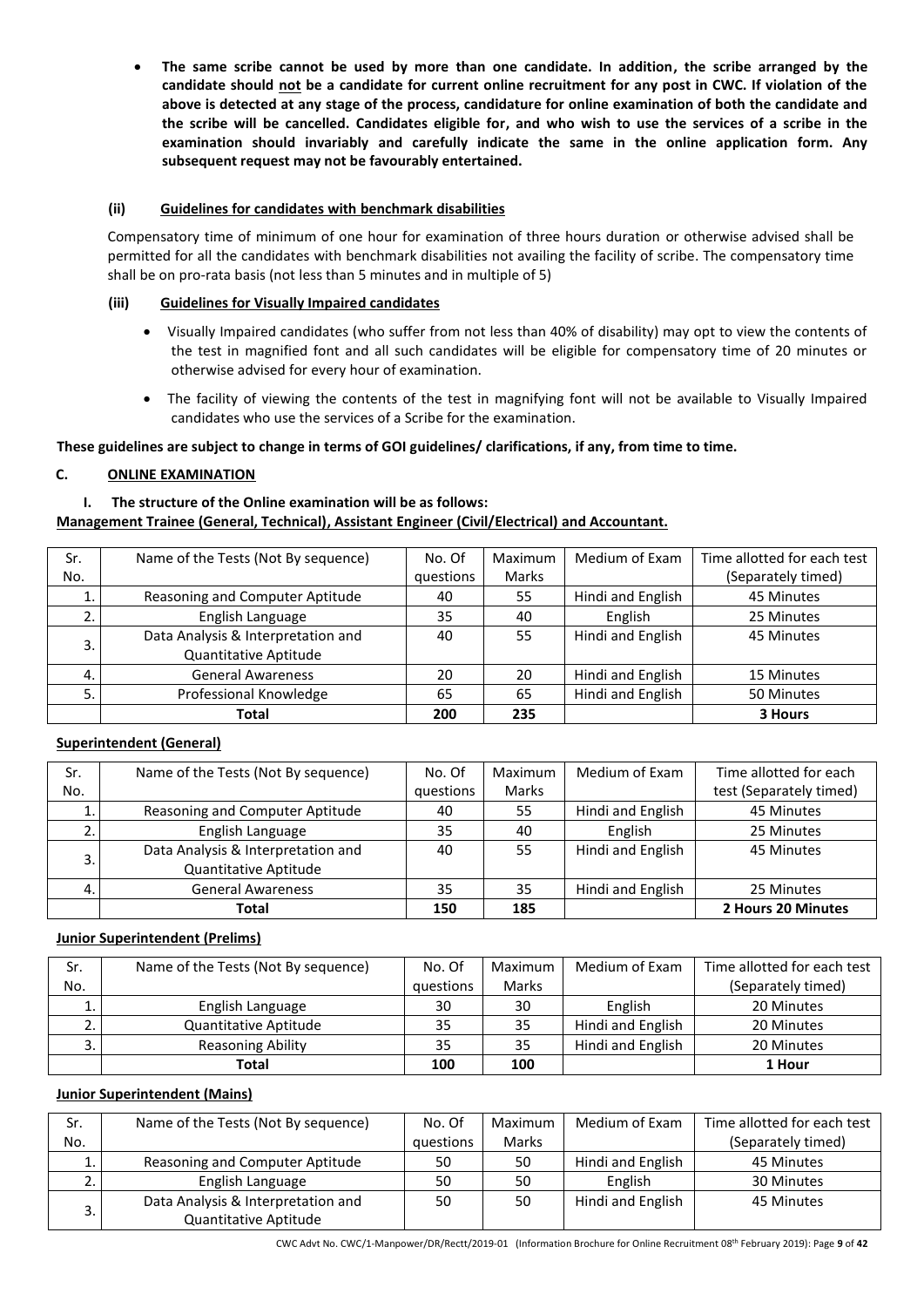- **The same scribe cannot be used by more than one candidate. In addition, the scribe arranged by the candidate should not be a candidate for current online recruitment for any post in CWC. If violation of the above is detected at any stage of the process, candidature for online examination of both the candidate and the scribe will be cancelled. Candidates eligible for, and who wish to use the services of a scribe in the examination should invariably and carefully indicate the same in the online application form. Any subsequent request may not be favourably entertained.**

**(ii) Guidelines for candidates with benchmark disabilities**

Compensatory time of minimum of one hour for examination of three hours duration or otherwise advised shall be permitted for all the candidates with benchmark disabilities not availing the facility of scribe. The compensatory time shall be on pro-rata basis (not less than 5 minutes and in multiple of 5)

**(iii) Guidelines for Visually Impaired candidates**

- Visually Impaired candidates (who suffer from not less than 40% of disability) may opt to view the contents of the test in magnified font and all such candidates will be eligible for compensatory time of 20 minutes or otherwise advised for every hour of examination.
- The facility of viewing the contents of the test in magnifying font will not be available to Visually Impaired candidates who use the services of a Scribe for the examination.

**These guidelines are subject to change in terms of GOI guidelines/ clarifications, if any, from time to time.**

## C. ONLINE EXAMINATION

**I. The structure of the Online examination will be as follows:**

**Management Trainee (General, Technical), Assistant Engineer (Civil/Electrical) and Accountant.**

| Sr. No. | Name of the Tests (Not By sequence) | No. Of questions | Maximum Marks | Medium of Exam | Time allotted for each test (Separately timed) |
|---|---|---|---|---|---|
| 1. | Reasoning and Computer Aptitude | 40 | 55 | Hindi and English | 45 Minutes |
| 2. | English Language | 35 | 40 | English | 25 Minutes |
| 3. | Data Analysis & Interpretation and Quantitative Aptitude | 40 | 55 | Hindi and English | 45 Minutes |
| 4. | General Awareness | 20 | 20 | Hindi and English | 15 Minutes |
| 5. | Professional Knowledge | 65 | 65 | Hindi and English | 50 Minutes |
| | **Total** | **200** | **235** | | **3 Hours** |

**Superintendent (General)**

| Sr. No. | Name of the Tests (Not By sequence) | No. Of questions | Maximum Marks | Medium of Exam | Time allotted for each test (Separately timed) |
|---|---|---|---|---|---|
| 1. | Reasoning and Computer Aptitude | 40 | 55 | Hindi and English | 45 Minutes |
| 2. | English Language | 35 | 40 | English | 25 Minutes |
| 3. | Data Analysis & Interpretation and Quantitative Aptitude | 40 | 55 | Hindi and English | 45 Minutes |
| 4. | General Awareness | 35 | 35 | Hindi and English | 25 Minutes |
| | **Total** | **150** | **185** | | **2 Hours 20 Minutes** |

**Junior Superintendent (Prelims)**

| Sr. No. | Name of the Tests (Not By sequence) | No. Of questions | Maximum Marks | Medium of Exam | Time allotted for each test (Separately timed) |
|---|---|---|---|---|---|
| 1. | English Language | 30 | 30 | English | 20 Minutes |
| 2. | Quantitative Aptitude | 35 | 35 | Hindi and English | 20 Minutes |
| 3. | Reasoning Ability | 35 | 35 | Hindi and English | 20 Minutes |
| | **Total** | **100** | **100** | | **1 Hour** |

**Junior Superintendent (Mains)**

| Sr. No. | Name of the Tests (Not By sequence) | No. Of questions | Maximum Marks | Medium of Exam | Time allotted for each test (Separately timed) |
|---|---|---|---|---|---|
| 1. | Reasoning and Computer Aptitude | 50 | 50 | Hindi and English | 45 Minutes |
| 2. | English Language | 50 | 50 | English | 30 Minutes |
| 3. | Data Analysis & Interpretation and Quantitative Aptitude | 50 | 50 | Hindi and English | 45 Minutes |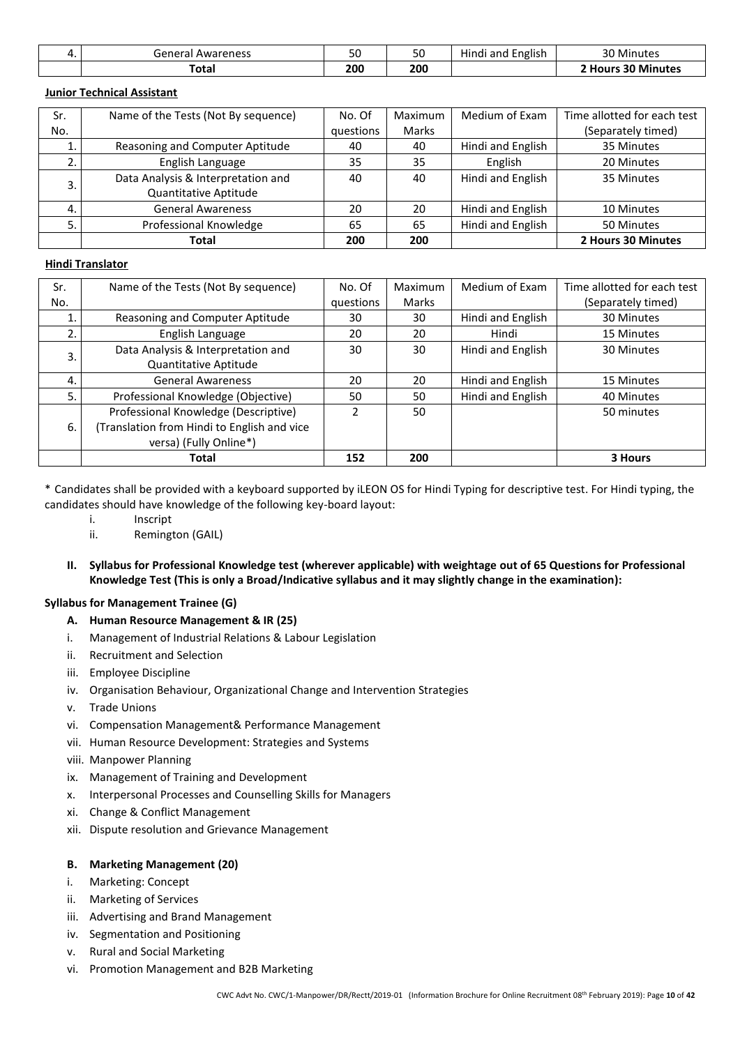| 4. | General Awareness | 50 | 50 | Hindi and English | 30 Minutes |
|---|---|---|---|---|---|
| | **Total** | **200** | **200** | | **2 Hours 30 Minutes** |

**Junior Technical Assistant**

| Sr. No. | Name of the Tests (Not By sequence) | No. Of questions | Maximum Marks | Medium of Exam | Time allotted for each test (Separately timed) |
|---|---|---|---|---|---|
| 1. | Reasoning and Computer Aptitude | 40 | 40 | Hindi and English | 35 Minutes |
| 2. | English Language | 35 | 35 | English | 20 Minutes |
| 3. | Data Analysis & Interpretation and Quantitative Aptitude | 40 | 40 | Hindi and English | 35 Minutes |
| 4. | General Awareness | 20 | 20 | Hindi and English | 10 Minutes |
| 5. | Professional Knowledge | 65 | 65 | Hindi and English | 50 Minutes |
| | **Total** | **200** | **200** | | **2 Hours 30 Minutes** |

**Hindi Translator**

| Sr. No. | Name of the Tests (Not By sequence) | No. Of questions | Maximum Marks | Medium of Exam | Time allotted for each test (Separately timed) |
|---|---|---|---|---|---|
| 1. | Reasoning and Computer Aptitude | 30 | 30 | Hindi and English | 30 Minutes |
| 2. | English Language | 20 | 20 | Hindi | 15 Minutes |
| 3. | Data Analysis & Interpretation and Quantitative Aptitude | 30 | 30 | Hindi and English | 30 Minutes |
| 4. | General Awareness | 20 | 20 | Hindi and English | 15 Minutes |
| 5. | Professional Knowledge (Objective) | 50 | 50 | Hindi and English | 40 Minutes |
| 6. | Professional Knowledge (Descriptive) (Translation from Hindi to English and vice versa) (Fully Online*) | 2 | 50 | | 50 minutes |
| | **Total** | **152** | **200** | | **3 Hours** |

\* Candidates shall be provided with a keyboard supported by iLEON OS for Hindi Typing for descriptive test. For Hindi typing, the candidates should have knowledge of the following key-board layout:

i. Inscript
ii. Remington (GAIL)

**II. Syllabus for Professional Knowledge test (wherever applicable) with weightage out of 65 Questions for Professional Knowledge Test (This is only a Broad/Indicative syllabus and it may slightly change in the examination):**

**Syllabus for Management Trainee (G)**

**A. Human Resource Management & IR (25)**

i. Management of Industrial Relations & Labour Legislation
ii. Recruitment and Selection
iii. Employee Discipline
iv. Organisation Behaviour, Organizational Change and Intervention Strategies
v. Trade Unions
vi. Compensation Management& Performance Management
vii. Human Resource Development: Strategies and Systems
viii. Manpower Planning
ix. Management of Training and Development
x. Interpersonal Processes and Counselling Skills for Managers
xi. Change & Conflict Management
xii. Dispute resolution and Grievance Management

**B. Marketing Management (20)**

i. Marketing: Concept
ii. Marketing of Services
iii. Advertising and Brand Management
iv. Segmentation and Positioning
v. Rural and Social Marketing
vi. Promotion Management and B2B Marketing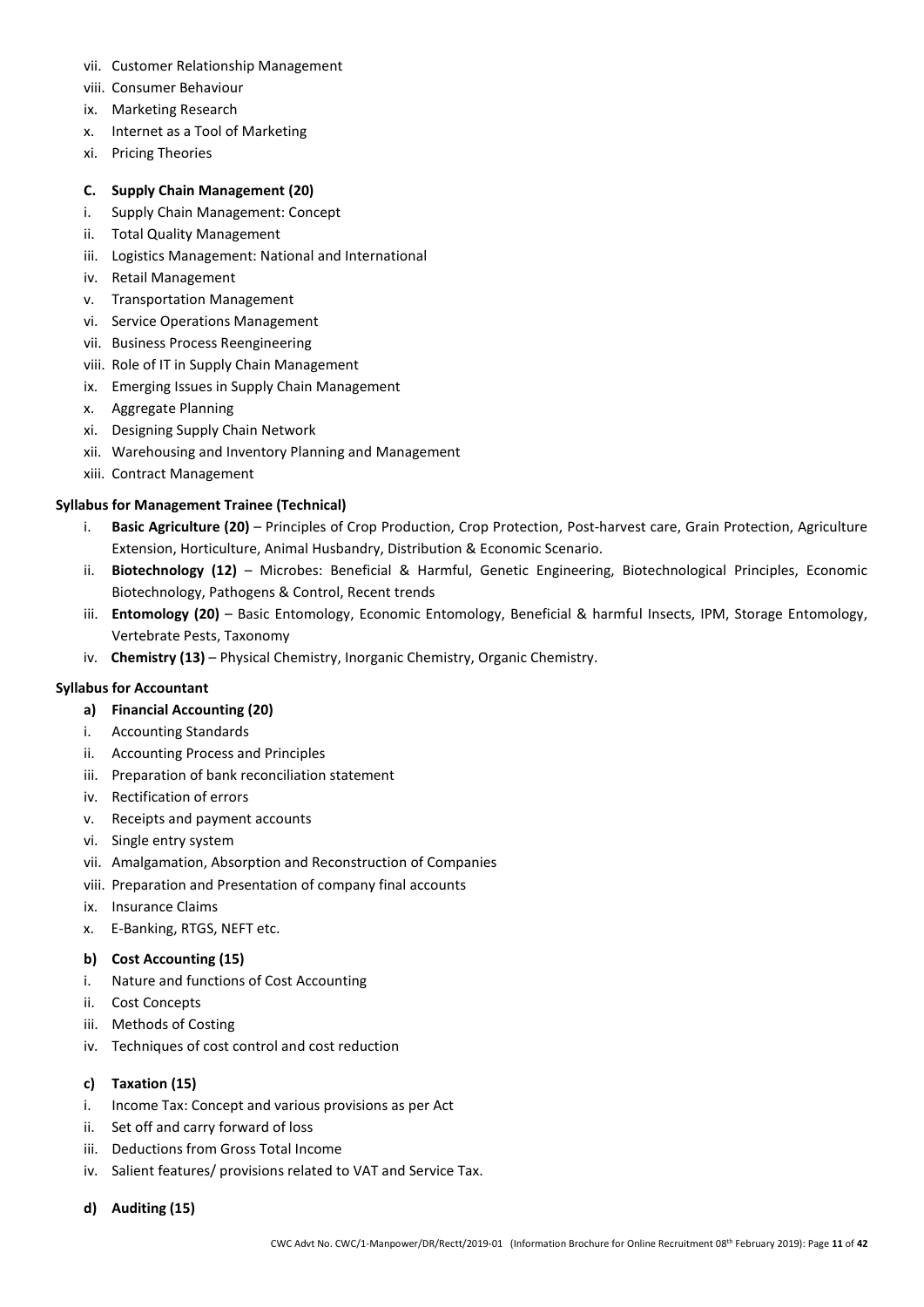vii. Customer Relationship Management
viii. Consumer Behaviour
ix. Marketing Research
x. Internet as a Tool of Marketing
xi. Pricing Theories

**C. Supply Chain Management (20)**

i. Supply Chain Management: Concept
ii. Total Quality Management
iii. Logistics Management: National and International
iv. Retail Management
v. Transportation Management
vi. Service Operations Management
vii. Business Process Reengineering
viii. Role of IT in Supply Chain Management
ix. Emerging Issues in Supply Chain Management
x. Aggregate Planning
xi. Designing Supply Chain Network
xii. Warehousing and Inventory Planning and Management
xiii. Contract Management

**Syllabus for Management Trainee (Technical)**

i. **Basic Agriculture (20)** – Principles of Crop Production, Crop Protection, Post-harvest care, Grain Protection, Agriculture Extension, Horticulture, Animal Husbandry, Distribution & Economic Scenario.
ii. **Biotechnology (12)** – Microbes: Beneficial & Harmful, Genetic Engineering, Biotechnological Principles, Economic Biotechnology, Pathogens & Control, Recent trends
iii. **Entomology (20)** – Basic Entomology, Economic Entomology, Beneficial & harmful Insects, IPM, Storage Entomology, Vertebrate Pests, Taxonomy
iv. **Chemistry (13)** – Physical Chemistry, Inorganic Chemistry, Organic Chemistry.

**Syllabus for Accountant**

**a) Financial Accounting (20)**

i. Accounting Standards
ii. Accounting Process and Principles
iii. Preparation of bank reconciliation statement
iv. Rectification of errors
v. Receipts and payment accounts
vi. Single entry system
vii. Amalgamation, Absorption and Reconstruction of Companies
viii. Preparation and Presentation of company final accounts
ix. Insurance Claims
x. E-Banking, RTGS, NEFT etc.

**b) Cost Accounting (15)**

i. Nature and functions of Cost Accounting
ii. Cost Concepts
iii. Methods of Costing
iv. Techniques of cost control and cost reduction

**c) Taxation (15)**

i. Income Tax: Concept and various provisions as per Act
ii. Set off and carry forward of loss
iii. Deductions from Gross Total Income
iv. Salient features/ provisions related to VAT and Service Tax.

**d) Auditing (15)**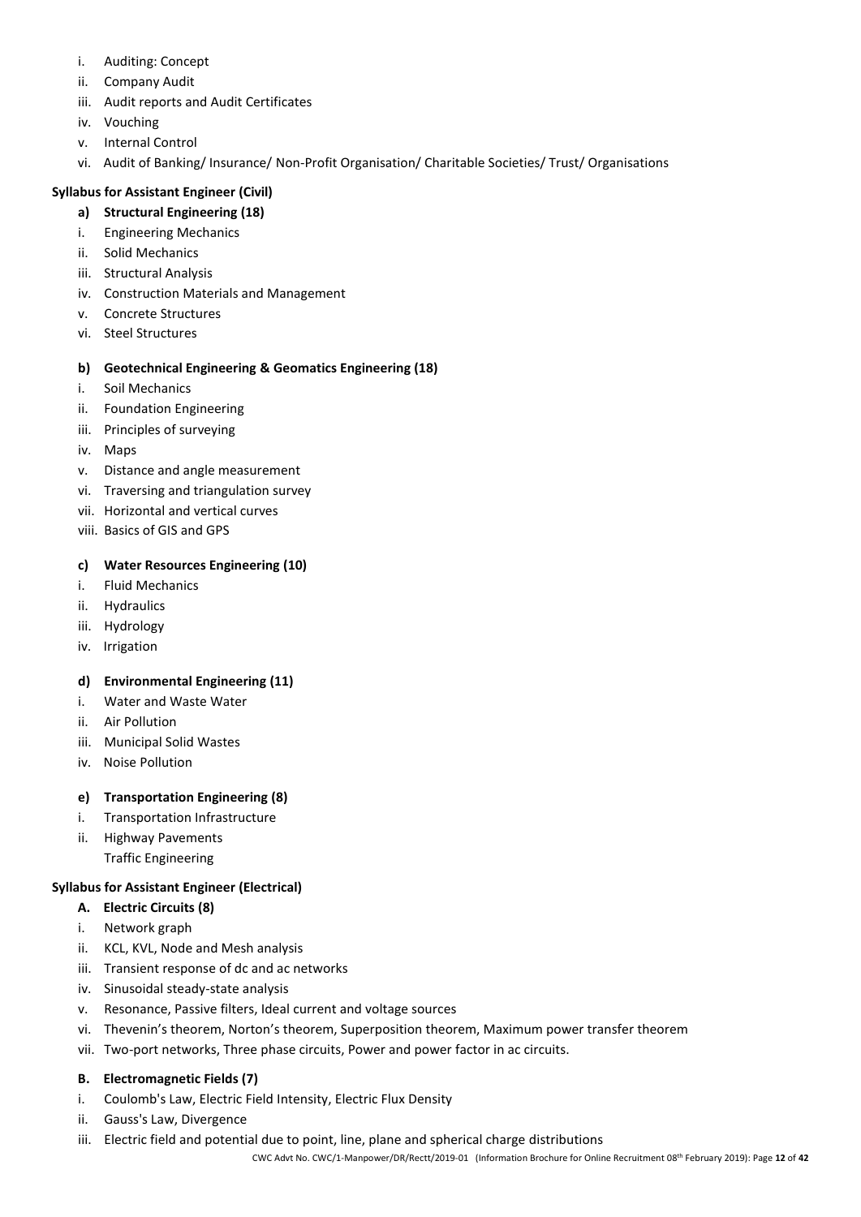i. Auditing: Concept
ii. Company Audit
iii. Audit reports and Audit Certificates
iv. Vouching
v. Internal Control
vi. Audit of Banking/ Insurance/ Non-Profit Organisation/ Charitable Societies/ Trust/ Organisations

**Syllabus for Assistant Engineer (Civil)**

**a) Structural Engineering (18)**

i. Engineering Mechanics
ii. Solid Mechanics
iii. Structural Analysis
iv. Construction Materials and Management
v. Concrete Structures
vi. Steel Structures

**b) Geotechnical Engineering & Geomatics Engineering (18)**

i. Soil Mechanics
ii. Foundation Engineering
iii. Principles of surveying
iv. Maps
v. Distance and angle measurement
vi. Traversing and triangulation survey
vii. Horizontal and vertical curves
viii. Basics of GIS and GPS

**c) Water Resources Engineering (10)**

i. Fluid Mechanics
ii. Hydraulics
iii. Hydrology
iv. Irrigation

**d) Environmental Engineering (11)**

i. Water and Waste Water
ii. Air Pollution
iii. Municipal Solid Wastes
iv. Noise Pollution

**e) Transportation Engineering (8)**

i. Transportation Infrastructure
ii. Highway Pavements
Traffic Engineering

**Syllabus for Assistant Engineer (Electrical)**

**A. Electric Circuits (8)**

i. Network graph
ii. KCL, KVL, Node and Mesh analysis
iii. Transient response of dc and ac networks
iv. Sinusoidal steady-state analysis
v. Resonance, Passive filters, Ideal current and voltage sources
vi. Thevenin's theorem, Norton's theorem, Superposition theorem, Maximum power transfer theorem
vii. Two-port networks, Three phase circuits, Power and power factor in ac circuits.

**B. Electromagnetic Fields (7)**

i. Coulomb's Law, Electric Field Intensity, Electric Flux Density
ii. Gauss's Law, Divergence
iii. Electric field and potential due to point, line, plane and spherical charge distributions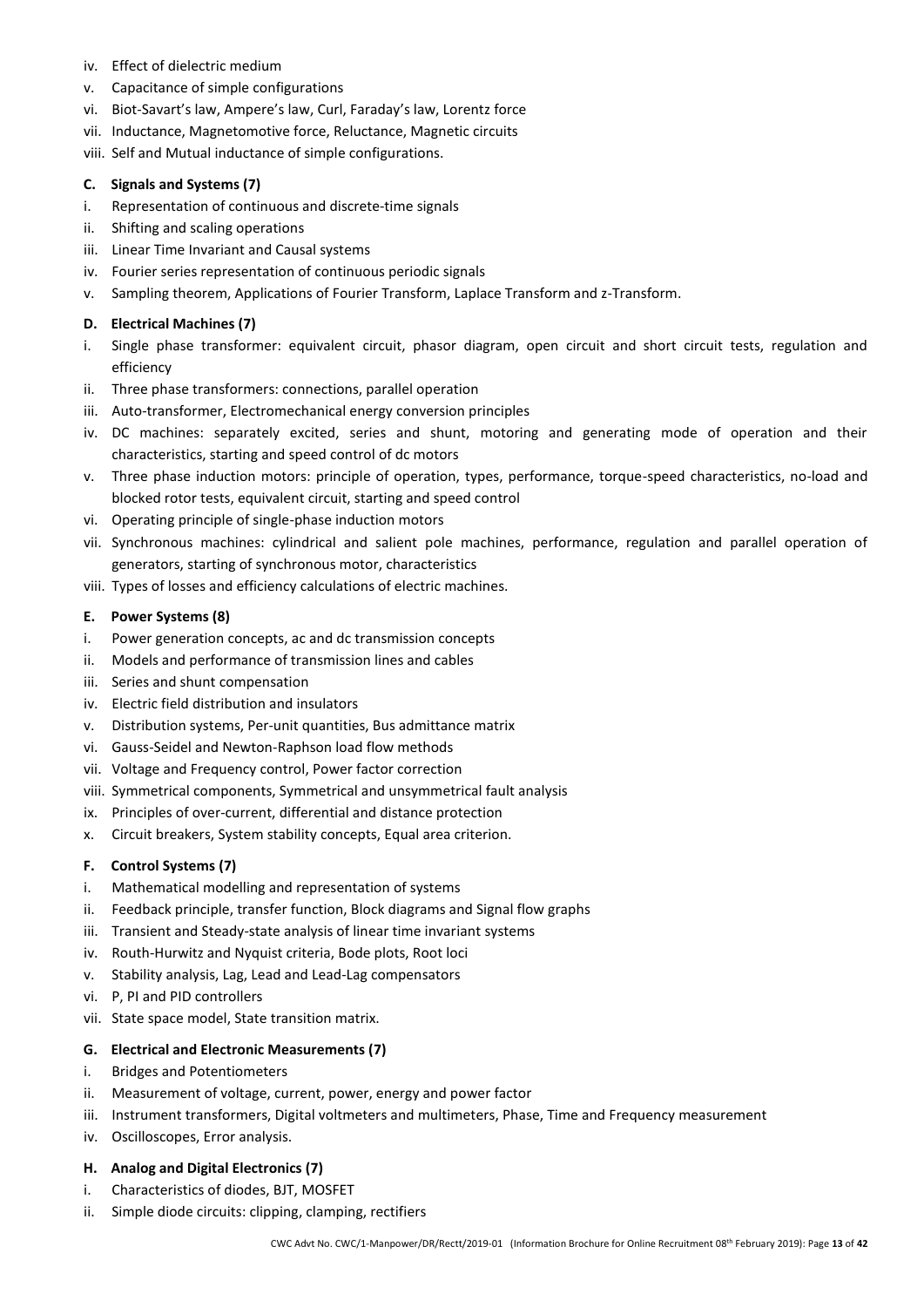iv. Effect of dielectric medium
v. Capacitance of simple configurations
vi. Biot-Savart's law, Ampere's law, Curl, Faraday's law, Lorentz force
vii. Inductance, Magnetomotive force, Reluctance, Magnetic circuits
viii. Self and Mutual inductance of simple configurations.

**C. Signals and Systems (7)**

i. Representation of continuous and discrete-time signals
ii. Shifting and scaling operations
iii. Linear Time Invariant and Causal systems
iv. Fourier series representation of continuous periodic signals
v. Sampling theorem, Applications of Fourier Transform, Laplace Transform and z-Transform.

**D. Electrical Machines (7)**

i. Single phase transformer: equivalent circuit, phasor diagram, open circuit and short circuit tests, regulation and efficiency
ii. Three phase transformers: connections, parallel operation
iii. Auto-transformer, Electromechanical energy conversion principles
iv. DC machines: separately excited, series and shunt, motoring and generating mode of operation and their characteristics, starting and speed control of dc motors
v. Three phase induction motors: principle of operation, types, performance, torque-speed characteristics, no-load and blocked rotor tests, equivalent circuit, starting and speed control
vi. Operating principle of single-phase induction motors
vii. Synchronous machines: cylindrical and salient pole machines, performance, regulation and parallel operation of generators, starting of synchronous motor, characteristics
viii. Types of losses and efficiency calculations of electric machines.

**E. Power Systems (8)**

i. Power generation concepts, ac and dc transmission concepts
ii. Models and performance of transmission lines and cables
iii. Series and shunt compensation
iv. Electric field distribution and insulators
v. Distribution systems, Per-unit quantities, Bus admittance matrix
vi. Gauss-Seidel and Newton-Raphson load flow methods
vii. Voltage and Frequency control, Power factor correction
viii. Symmetrical components, Symmetrical and unsymmetrical fault analysis
ix. Principles of over-current, differential and distance protection
x. Circuit breakers, System stability concepts, Equal area criterion.

**F. Control Systems (7)**

i. Mathematical modelling and representation of systems
ii. Feedback principle, transfer function, Block diagrams and Signal flow graphs
iii. Transient and Steady-state analysis of linear time invariant systems
iv. Routh-Hurwitz and Nyquist criteria, Bode plots, Root loci
v. Stability analysis, Lag, Lead and Lead-Lag compensators
vi. P, PI and PID controllers
vii. State space model, State transition matrix.

**G. Electrical and Electronic Measurements (7)**

i. Bridges and Potentiometers
ii. Measurement of voltage, current, power, energy and power factor
iii. Instrument transformers, Digital voltmeters and multimeters, Phase, Time and Frequency measurement
iv. Oscilloscopes, Error analysis.

**H. Analog and Digital Electronics (7)**

i. Characteristics of diodes, BJT, MOSFET
ii. Simple diode circuits: clipping, clamping, rectifiers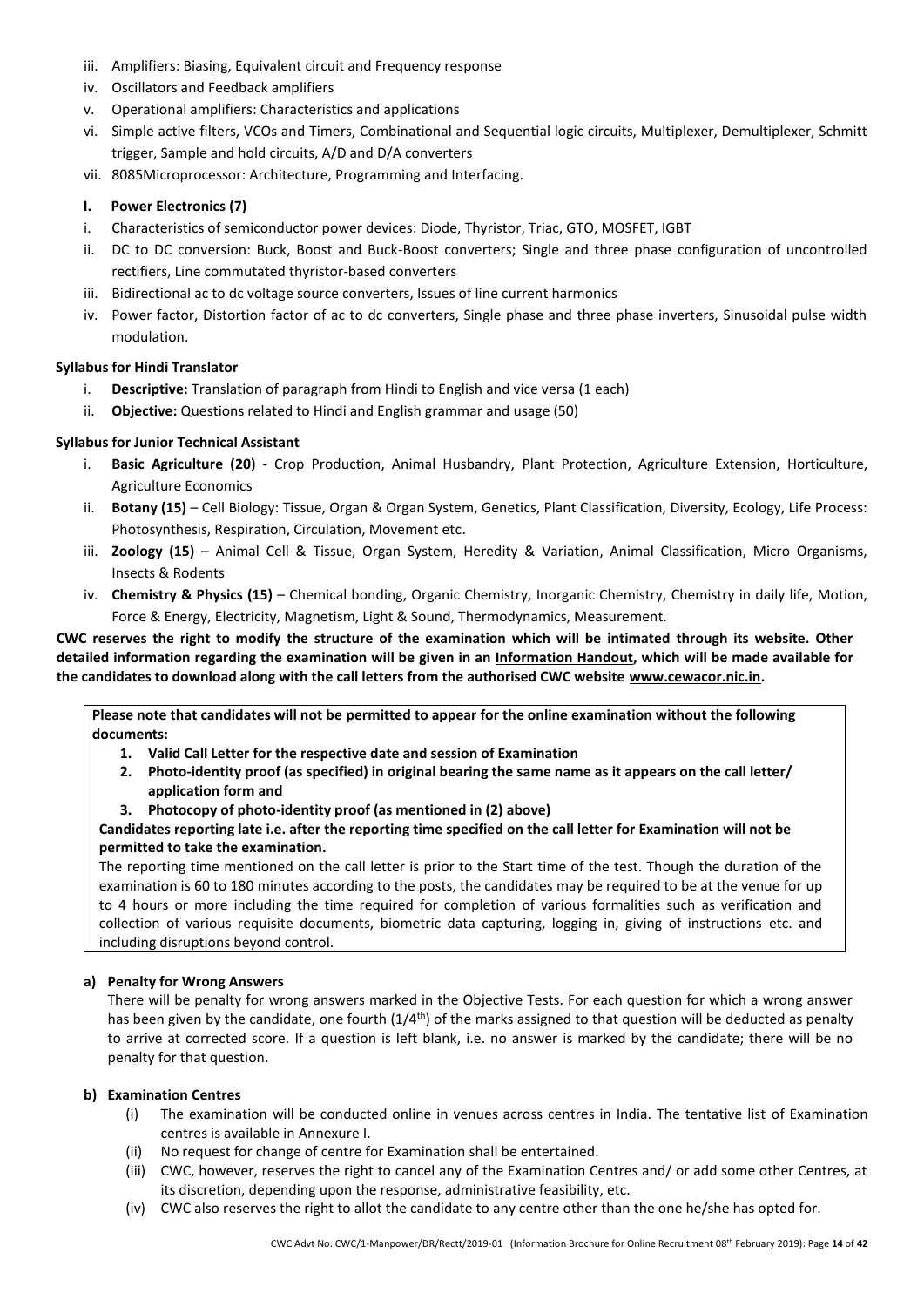iii. Amplifiers: Biasing, Equivalent circuit and Frequency response
iv. Oscillators and Feedback amplifiers
v. Operational amplifiers: Characteristics and applications
vi. Simple active filters, VCOs and Timers, Combinational and Sequential logic circuits, Multiplexer, Demultiplexer, Schmitt trigger, Sample and hold circuits, A/D and D/A converters
vii. 8085Microprocessor: Architecture, Programming and Interfacing.

**I. Power Electronics (7)**

i. Characteristics of semiconductor power devices: Diode, Thyristor, Triac, GTO, MOSFET, IGBT
ii. DC to DC conversion: Buck, Boost and Buck-Boost converters; Single and three phase configuration of uncontrolled rectifiers, Line commutated thyristor-based converters
iii. Bidirectional ac to dc voltage source converters, Issues of line current harmonics
iv. Power factor, Distortion factor of ac to dc converters, Single phase and three phase inverters, Sinusoidal pulse width modulation.

**Syllabus for Hindi Translator**

i. **Descriptive:** Translation of paragraph from Hindi to English and vice versa (1 each)
ii. **Objective:** Questions related to Hindi and English grammar and usage (50)

**Syllabus for Junior Technical Assistant**

i. **Basic Agriculture (20)** - Crop Production, Animal Husbandry, Plant Protection, Agriculture Extension, Horticulture, Agriculture Economics
ii. **Botany (15)** – Cell Biology: Tissue, Organ & Organ System, Genetics, Plant Classification, Diversity, Ecology, Life Process: Photosynthesis, Respiration, Circulation, Movement etc.
iii. **Zoology (15)** – Animal Cell & Tissue, Organ System, Heredity & Variation, Animal Classification, Micro Organisms, Insects & Rodents
iv. **Chemistry & Physics (15)** – Chemical bonding, Organic Chemistry, Inorganic Chemistry, Chemistry in daily life, Motion, Force & Energy, Electricity, Magnetism, Light & Sound, Thermodynamics, Measurement.

**CWC reserves the right to modify the structure of the examination which will be intimated through its website. Other detailed information regarding the examination will be given in an Information Handout, which will be made available for the candidates to download along with the call letters from the authorised CWC website www.cewacor.nic.in.**

**Please note that candidates will not be permitted to appear for the online examination without the following documents:**

1. **Valid Call Letter for the respective date and session of Examination**
2. **Photo-identity proof (as specified) in original bearing the same name as it appears on the call letter/ application form and**
3. **Photocopy of photo-identity proof (as mentioned in (2) above)**

**Candidates reporting late i.e. after the reporting time specified on the call letter for Examination will not be permitted to take the examination.**

The reporting time mentioned on the call letter is prior to the Start time of the test. Though the duration of the examination is 60 to 180 minutes according to the posts, the candidates may be required to be at the venue for up to 4 hours or more including the time required for completion of various formalities such as verification and collection of various requisite documents, biometric data capturing, logging in, giving of instructions etc. and including disruptions beyond control.

**a) Penalty for Wrong Answers**

There will be penalty for wrong answers marked in the Objective Tests. For each question for which a wrong answer has been given by the candidate, one fourth (1/4th) of the marks assigned to that question will be deducted as penalty to arrive at corrected score. If a question is left blank, i.e. no answer is marked by the candidate; there will be no penalty for that question.

**b) Examination Centres**

(i) The examination will be conducted online in venues across centres in India. The tentative list of Examination centres is available in Annexure I.
(ii) No request for change of centre for Examination shall be entertained.
(iii) CWC, however, reserves the right to cancel any of the Examination Centres and/ or add some other Centres, at its discretion, depending upon the response, administrative feasibility, etc.
(iv) CWC also reserves the right to allot the candidate to any centre other than the one he/she has opted for.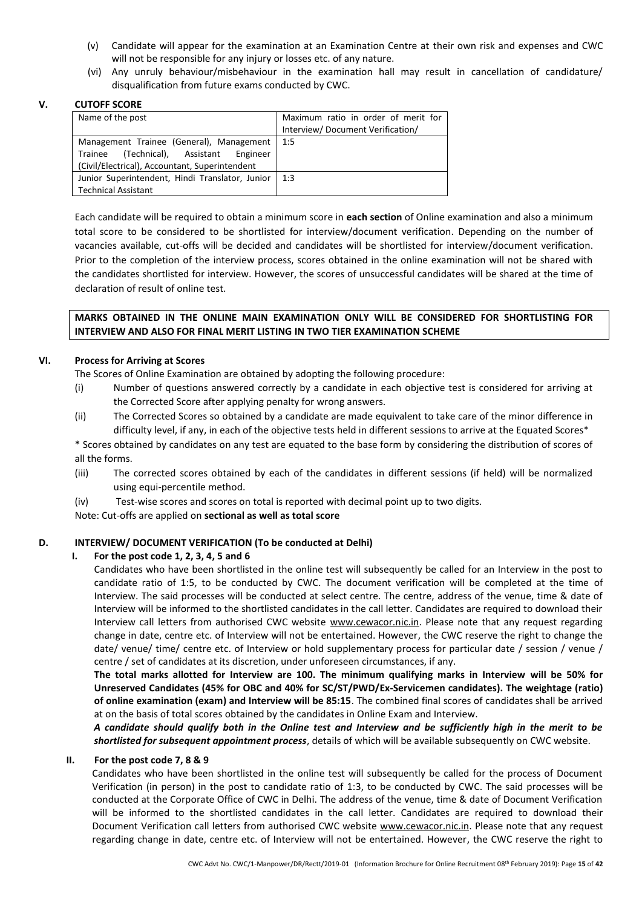(v) Candidate will appear for the examination at an Examination Centre at their own risk and expenses and CWC will not be responsible for any injury or losses etc. of any nature.

(vi) Any unruly behaviour/misbehaviour in the examination hall may result in cancellation of candidature/ disqualification from future exams conducted by CWC.

### V. CUTOFF SCORE

| Name of the post | Maximum ratio in order of merit for Interview/ Document Verification/ |
|---|---|
| Management Trainee (General), Management Trainee (Technical), Assistant Engineer (Civil/Electrical), Accountant, Superintendent | 1:5 |
| Junior Superintendent, Hindi Translator, Junior Technical Assistant | 1:3 |

Each candidate will be required to obtain a minimum score in **each section** of Online examination and also a minimum total score to be considered to be shortlisted for interview/document verification. Depending on the number of vacancies available, cut-offs will be decided and candidates will be shortlisted for interview/document verification. Prior to the completion of the interview process, scores obtained in the online examination will not be shared with the candidates shortlisted for interview. However, the scores of unsuccessful candidates will be shared at the time of declaration of result of online test.

**MARKS OBTAINED IN THE ONLINE MAIN EXAMINATION ONLY WILL BE CONSIDERED FOR SHORTLISTING FOR INTERVIEW AND ALSO FOR FINAL MERIT LISTING IN TWO TIER EXAMINATION SCHEME**

### VI. Process for Arriving at Scores

The Scores of Online Examination are obtained by adopting the following procedure:

(i) Number of questions answered correctly by a candidate in each objective test is considered for arriving at the Corrected Score after applying penalty for wrong answers.

(ii) The Corrected Scores so obtained by a candidate are made equivalent to take care of the minor difference in difficulty level, if any, in each of the objective tests held in different sessions to arrive at the Equated Scores*

* Scores obtained by candidates on any test are equated to the base form by considering the distribution of scores of all the forms.

(iii) The corrected scores obtained by each of the candidates in different sessions (if held) will be normalized using equi-percentile method.

(iv) Test-wise scores and scores on total is reported with decimal point up to two digits.

Note: Cut-offs are applied on **sectional as well as total score**

## D. INTERVIEW/ DOCUMENT VERIFICATION (To be conducted at Delhi)

### I. For the post code 1, 2, 3, 4, 5 and 6

Candidates who have been shortlisted in the online test will subsequently be called for an Interview in the post to candidate ratio of 1:5, to be conducted by CWC. The document verification will be completed at the time of Interview. The said processes will be conducted at select centre. The centre, address of the venue, time & date of Interview will be informed to the shortlisted candidates in the call letter. Candidates are required to download their Interview call letters from authorised CWC website www.cewacor.nic.in. Please note that any request regarding change in date, centre etc. of Interview will not be entertained. However, the CWC reserve the right to change the date/ venue/ time/ centre etc. of Interview or hold supplementary process for particular date / session / venue / centre / set of candidates at its discretion, under unforeseen circumstances, if any.

**The total marks allotted for Interview are 100. The minimum qualifying marks in Interview will be 50% for Unreserved Candidates (45% for OBC and 40% for SC/ST/PWD/Ex-Servicemen candidates). The weightage (ratio) of online examination (exam) and Interview will be 85:15**. The combined final scores of candidates shall be arrived at on the basis of total scores obtained by the candidates in Online Exam and Interview.

***A candidate should qualify both in the Online test and Interview and be sufficiently high in the merit to be shortlisted for subsequent appointment process***, details of which will be available subsequently on CWC website.

### II. For the post code 7, 8 & 9

Candidates who have been shortlisted in the online test will subsequently be called for the process of Document Verification (in person) in the post to candidate ratio of 1:3, to be conducted by CWC. The said processes will be conducted at the Corporate Office of CWC in Delhi. The address of the venue, time & date of Document Verification will be informed to the shortlisted candidates in the call letter. Candidates are required to download their Document Verification call letters from authorised CWC website www.cewacor.nic.in. Please note that any request regarding change in date, centre etc. of Interview will not be entertained. However, the CWC reserve the right to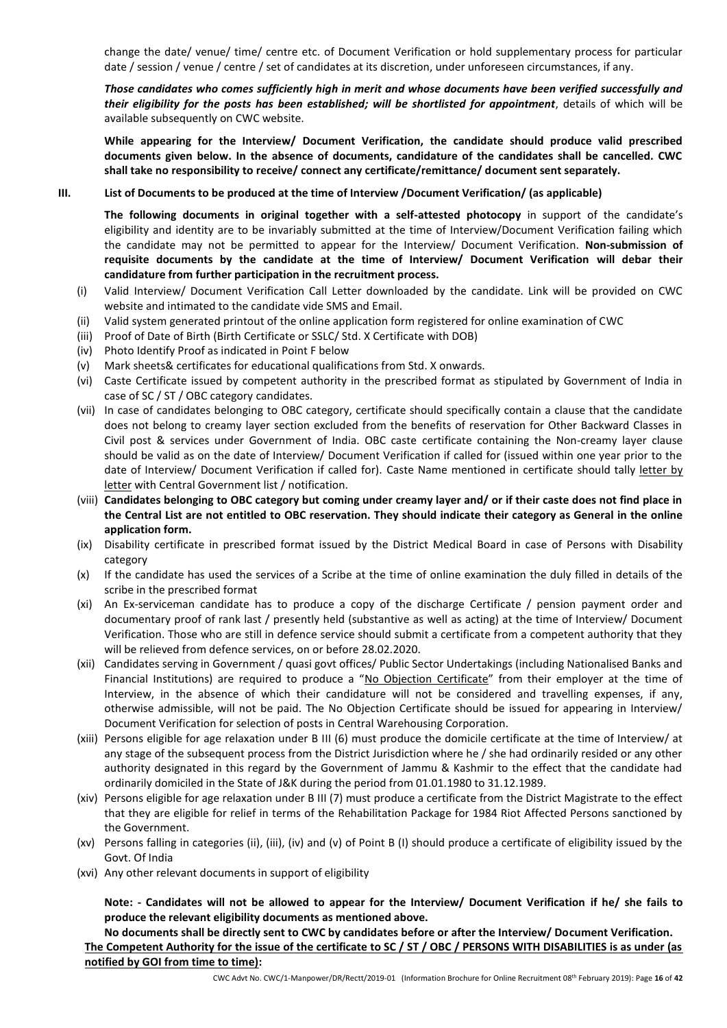change the date/ venue/ time/ centre etc. of Document Verification or hold supplementary process for particular date / session / venue / centre / set of candidates at its discretion, under unforeseen circumstances, if any.

***Those candidates who comes sufficiently high in merit and whose documents have been verified successfully and their eligibility for the posts has been established; will be shortlisted for appointment***, details of which will be available subsequently on CWC website.

**While appearing for the Interview/ Document Verification, the candidate should produce valid prescribed documents given below. In the absence of documents, candidature of the candidates shall be cancelled. CWC shall take no responsibility to receive/ connect any certificate/remittance/ document sent separately.**

### III. List of Documents to be produced at the time of Interview /Document Verification/ (as applicable)

**The following documents in original together with a self-attested photocopy** in support of the candidate's eligibility and identity are to be invariably submitted at the time of Interview/Document Verification failing which the candidate may not be permitted to appear for the Interview/ Document Verification. **Non-submission of requisite documents by the candidate at the time of Interview/ Document Verification will debar their candidature from further participation in the recruitment process.**

(i) Valid Interview/ Document Verification Call Letter downloaded by the candidate. Link will be provided on CWC website and intimated to the candidate vide SMS and Email.

(ii) Valid system generated printout of the online application form registered for online examination of CWC

(iii) Proof of Date of Birth (Birth Certificate or SSLC/ Std. X Certificate with DOB)

(iv) Photo Identify Proof as indicated in Point F below

(v) Mark sheets& certificates for educational qualifications from Std. X onwards.

(vi) Caste Certificate issued by competent authority in the prescribed format as stipulated by Government of India in case of SC / ST / OBC category candidates.

(vii) In case of candidates belonging to OBC category, certificate should specifically contain a clause that the candidate does not belong to creamy layer section excluded from the benefits of reservation for Other Backward Classes in Civil post & services under Government of India. OBC caste certificate containing the Non-creamy layer clause should be valid as on the date of Interview/ Document Verification if called for (issued within one year prior to the date of Interview/ Document Verification if called for). Caste Name mentioned in certificate should tally letter by letter with Central Government list / notification.

(viii) **Candidates belonging to OBC category but coming under creamy layer and/ or if their caste does not find place in the Central List are not entitled to OBC reservation. They should indicate their category as General in the online application form.**

(ix) Disability certificate in prescribed format issued by the District Medical Board in case of Persons with Disability category

(x) If the candidate has used the services of a Scribe at the time of online examination the duly filled in details of the scribe in the prescribed format

(xi) An Ex-serviceman candidate has to produce a copy of the discharge Certificate / pension payment order and documentary proof of rank last / presently held (substantive as well as acting) at the time of Interview/ Document Verification. Those who are still in defence service should submit a certificate from a competent authority that they will be relieved from defence services, on or before 28.02.2020.

(xii) Candidates serving in Government / quasi govt offices/ Public Sector Undertakings (including Nationalised Banks and Financial Institutions) are required to produce a "No Objection Certificate" from their employer at the time of Interview, in the absence of which their candidature will not be considered and travelling expenses, if any, otherwise admissible, will not be paid. The No Objection Certificate should be issued for appearing in Interview/ Document Verification for selection of posts in Central Warehousing Corporation.

(xiii) Persons eligible for age relaxation under B III (6) must produce the domicile certificate at the time of Interview/ at any stage of the subsequent process from the District Jurisdiction where he / she had ordinarily resided or any other authority designated in this regard by the Government of Jammu & Kashmir to the effect that the candidate had ordinarily domiciled in the State of J&K during the period from 01.01.1980 to 31.12.1989.

(xiv) Persons eligible for age relaxation under B III (7) must produce a certificate from the District Magistrate to the effect that they are eligible for relief in terms of the Rehabilitation Package for 1984 Riot Affected Persons sanctioned by the Government.

(xv) Persons falling in categories (ii), (iii), (iv) and (v) of Point B (I) should produce a certificate of eligibility issued by the Govt. Of India

(xvi) Any other relevant documents in support of eligibility

**Note: - Candidates will not be allowed to appear for the Interview/ Document Verification if he/ she fails to produce the relevant eligibility documents as mentioned above.**

**No documents shall be directly sent to CWC by candidates before or after the Interview/ Document Verification.**

**The Competent Authority for the issue of the certificate to SC / ST / OBC / PERSONS WITH DISABILITIES is as under (as notified by GOI from time to time):**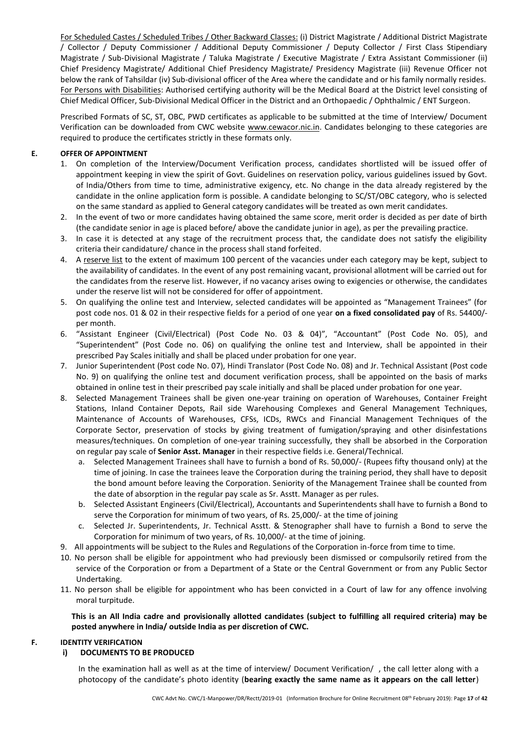For Scheduled Castes / Scheduled Tribes / Other Backward Classes: (i) District Magistrate / Additional District Magistrate / Collector / Deputy Commissioner / Additional Deputy Commissioner / Deputy Collector / First Class Stipendiary Magistrate / Sub-Divisional Magistrate / Taluka Magistrate / Executive Magistrate / Extra Assistant Commissioner (ii) Chief Presidency Magistrate/ Additional Chief Presidency Magistrate/ Presidency Magistrate (iii) Revenue Officer not below the rank of Tahsildar (iv) Sub-divisional officer of the Area where the candidate and or his family normally resides. For Persons with Disabilities: Authorised certifying authority will be the Medical Board at the District level consisting of Chief Medical Officer, Sub-Divisional Medical Officer in the District and an Orthopaedic / Ophthalmic / ENT Surgeon.

Prescribed Formats of SC, ST, OBC, PWD certificates as applicable to be submitted at the time of Interview/ Document Verification can be downloaded from CWC website www.cewacor.nic.in. Candidates belonging to these categories are required to produce the certificates strictly in these formats only.

## E. OFFER OF APPOINTMENT

1. On completion of the Interview/Document Verification process, candidates shortlisted will be issued offer of appointment keeping in view the spirit of Govt. Guidelines on reservation policy, various guidelines issued by Govt. of India/Others from time to time, administrative exigency, etc. No change in the data already registered by the candidate in the online application form is possible. A candidate belonging to SC/ST/OBC category, who is selected on the same standard as applied to General category candidates will be treated as own merit candidates.
2. In the event of two or more candidates having obtained the same score, merit order is decided as per date of birth (the candidate senior in age is placed before/ above the candidate junior in age), as per the prevailing practice.
3. In case it is detected at any stage of the recruitment process that, the candidate does not satisfy the eligibility criteria their candidature/ chance in the process shall stand forfeited.
4. A reserve list to the extent of maximum 100 percent of the vacancies under each category may be kept, subject to the availability of candidates. In the event of any post remaining vacant, provisional allotment will be carried out for the candidates from the reserve list. However, if no vacancy arises owing to exigencies or otherwise, the candidates under the reserve list will not be considered for offer of appointment.
5. On qualifying the online test and Interview, selected candidates will be appointed as "Management Trainees" (for post code nos. 01 & 02 in their respective fields for a period of one year **on a fixed consolidated pay** of Rs. 54400/- per month.
6. "Assistant Engineer (Civil/Electrical) (Post Code No. 03 & 04)", "Accountant" (Post Code No. 05), and "Superintendent" (Post Code no. 06) on qualifying the online test and Interview, shall be appointed in their prescribed Pay Scales initially and shall be placed under probation for one year.
7. Junior Superintendent (Post code No. 07), Hindi Translator (Post Code No. 08) and Jr. Technical Assistant (Post code No. 9) on qualifying the online test and document verification process, shall be appointed on the basis of marks obtained in online test in their prescribed pay scale initially and shall be placed under probation for one year.
8. Selected Management Trainees shall be given one-year training on operation of Warehouses, Container Freight Stations, Inland Container Depots, Rail side Warehousing Complexes and General Management Techniques, Maintenance of Accounts of Warehouses, CFSs, ICDs, RWCs and Financial Management Techniques of the Corporate Sector, preservation of stocks by giving treatment of fumigation/spraying and other disinfestations measures/techniques. On completion of one-year training successfully, they shall be absorbed in the Corporation on regular pay scale of **Senior Asst. Manager** in their respective fields i.e. General/Technical.
   a. Selected Management Trainees shall have to furnish a bond of Rs. 50,000/- (Rupees fifty thousand only) at the time of joining. In case the trainees leave the Corporation during the training period, they shall have to deposit the bond amount before leaving the Corporation. Seniority of the Management Trainee shall be counted from the date of absorption in the regular pay scale as Sr. Asstt. Manager as per rules.
   b. Selected Assistant Engineers (Civil/Electrical), Accountants and Superintendents shall have to furnish a Bond to serve the Corporation for minimum of two years, of Rs. 25,000/- at the time of joining
   c. Selected Jr. Superintendents, Jr. Technical Asstt. & Stenographer shall have to furnish a Bond to serve the Corporation for minimum of two years, of Rs. 10,000/- at the time of joining.
9. All appointments will be subject to the Rules and Regulations of the Corporation in-force from time to time.
10. No person shall be eligible for appointment who had previously been dismissed or compulsorily retired from the service of the Corporation or from a Department of a State or the Central Government or from any Public Sector Undertaking.
11. No person shall be eligible for appointment who has been convicted in a Court of law for any offence involving moral turpitude.

**This is an All India cadre and provisionally allotted candidates (subject to fulfilling all required criteria) may be posted anywhere in India/ outside India as per discretion of CWC.**

## F. IDENTITY VERIFICATION

### i) DOCUMENTS TO BE PRODUCED

In the examination hall as well as at the time of interview/ Document Verification/ , the call letter along with a photocopy of the candidate's photo identity (**bearing exactly the same name as it appears on the call letter**)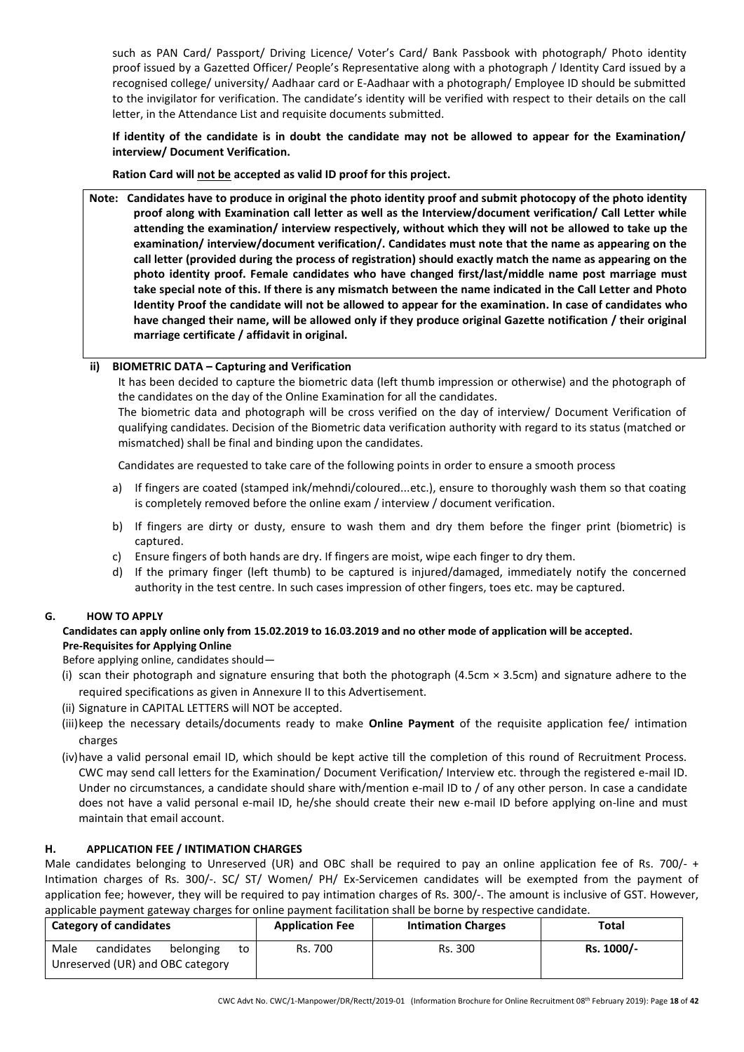such as PAN Card/ Passport/ Driving Licence/ Voter's Card/ Bank Passbook with photograph/ Photo identity proof issued by a Gazetted Officer/ People's Representative along with a photograph / Identity Card issued by a recognised college/ university/ Aadhaar card or E-Aadhaar with a photograph/ Employee ID should be submitted to the invigilator for verification. The candidate's identity will be verified with respect to their details on the call letter, in the Attendance List and requisite documents submitted.

**If identity of the candidate is in doubt the candidate may not be allowed to appear for the Examination/ interview/ Document Verification.**

**Ration Card will not be accepted as valid ID proof for this project.**

**Note: Candidates have to produce in original the photo identity proof and submit photocopy of the photo identity proof along with Examination call letter as well as the Interview/document verification/ Call Letter while attending the examination/ interview respectively, without which they will not be allowed to take up the examination/ interview/document verification/. Candidates must note that the name as appearing on the call letter (provided during the process of registration) should exactly match the name as appearing on the photo identity proof. Female candidates who have changed first/last/middle name post marriage must take special note of this. If there is any mismatch between the name indicated in the Call Letter and Photo Identity Proof the candidate will not be allowed to appear for the examination. In case of candidates who have changed their name, will be allowed only if they produce original Gazette notification / their original marriage certificate / affidavit in original.**

**ii) BIOMETRIC DATA – Capturing and Verification**

It has been decided to capture the biometric data (left thumb impression or otherwise) and the photograph of the candidates on the day of the Online Examination for all the candidates.

The biometric data and photograph will be cross verified on the day of interview/ Document Verification of qualifying candidates. Decision of the Biometric data verification authority with regard to its status (matched or mismatched) shall be final and binding upon the candidates.

Candidates are requested to take care of the following points in order to ensure a smooth process

a) If fingers are coated (stamped ink/mehndi/coloured...etc.), ensure to thoroughly wash them so that coating is completely removed before the online exam / interview / document verification.
b) If fingers are dirty or dusty, ensure to wash them and dry them before the finger print (biometric) is captured.
c) Ensure fingers of both hands are dry. If fingers are moist, wipe each finger to dry them.
d) If the primary finger (left thumb) to be captured is injured/damaged, immediately notify the concerned authority in the test centre. In such cases impression of other fingers, toes etc. may be captured.

## G. HOW TO APPLY

**Candidates can apply online only from 15.02.2019 to 16.03.2019 and no other mode of application will be accepted.**

**Pre-Requisites for Applying Online**

Before applying online, candidates should—

(i) scan their photograph and signature ensuring that both the photograph (4.5cm × 3.5cm) and signature adhere to the required specifications as given in Annexure II to this Advertisement.

(ii) Signature in CAPITAL LETTERS will NOT be accepted.

(iii) keep the necessary details/documents ready to make **Online Payment** of the requisite application fee/ intimation charges

(iv) have a valid personal email ID, which should be kept active till the completion of this round of Recruitment Process. CWC may send call letters for the Examination/ Document Verification/ Interview etc. through the registered e-mail ID. Under no circumstances, a candidate should share with/mention e-mail ID to / of any other person. In case a candidate does not have a valid personal e-mail ID, he/she should create their new e-mail ID before applying on-line and must maintain that email account.

## H. APPLICATION FEE / INTIMATION CHARGES

Male candidates belonging to Unreserved (UR) and OBC shall be required to pay an online application fee of Rs. 700/- + Intimation charges of Rs. 300/-. SC/ ST/ Women/ PH/ Ex-Servicemen candidates will be exempted from the payment of application fee; however, they will be required to pay intimation charges of Rs. 300/-. The amount is inclusive of GST. However, applicable payment gateway charges for online payment facilitation shall be borne by respective candidate.

| Category of candidates | Application Fee | Intimation Charges | Total |
|---|---|---|---|
| Male candidates belonging to Unreserved (UR) and OBC category | Rs. 700 | Rs. 300 | **Rs. 1000/-** |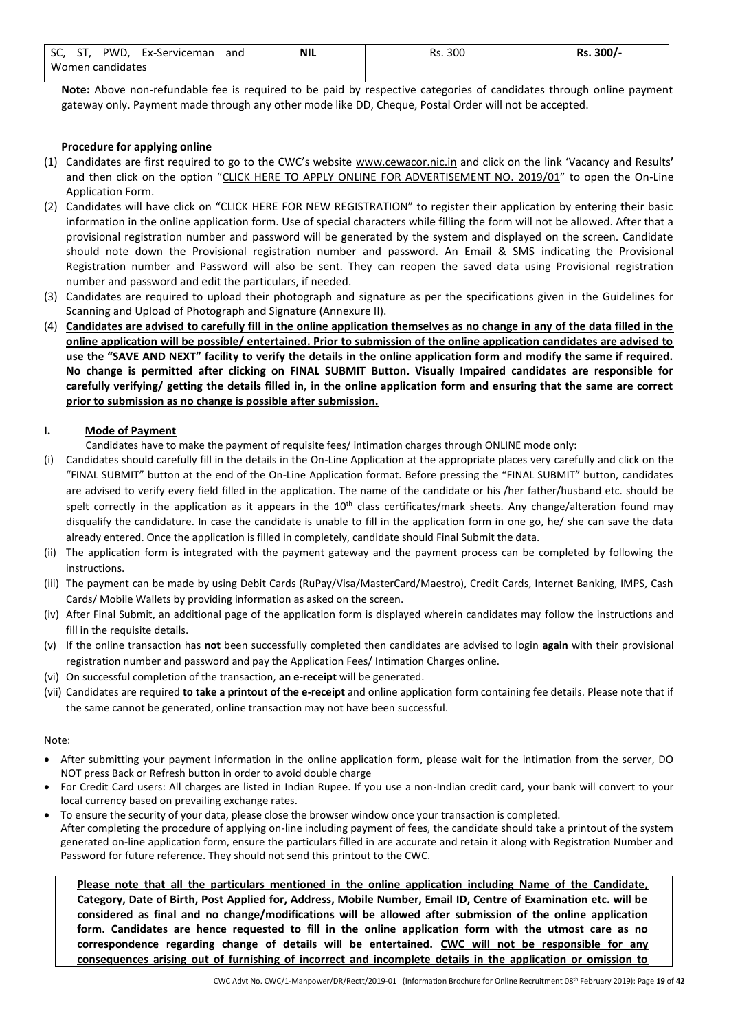| SC, ST, PWD, Ex-Serviceman and Women candidates | NIL | Rs. 300 | **Rs. 300/-** |
|---|---|---|---|

**Note:** Above non-refundable fee is required to be paid by respective categories of candidates through online payment gateway only. Payment made through any other mode like DD, Cheque, Postal Order will not be accepted.

**Procedure for applying online**

(1) Candidates are first required to go to the CWC's website www.cewacor.nic.in and click on the link 'Vacancy and Results**'** and then click on the option "CLICK HERE TO APPLY ONLINE FOR ADVERTISEMENT NO. 2019/01" to open the On-Line Application Form.

(2) Candidates will have click on "CLICK HERE FOR NEW REGISTRATION" to register their application by entering their basic information in the online application form. Use of special characters while filling the form will not be allowed. After that a provisional registration number and password will be generated by the system and displayed on the screen. Candidate should note down the Provisional registration number and password. An Email & SMS indicating the Provisional Registration number and Password will also be sent. They can reopen the saved data using Provisional registration number and password and edit the particulars, if needed.

(3) Candidates are required to upload their photograph and signature as per the specifications given in the Guidelines for Scanning and Upload of Photograph and Signature (Annexure II).

(4) **Candidates are advised to carefully fill in the online application themselves as no change in any of the data filled in the online application will be possible/ entertained. Prior to submission of the online application candidates are advised to use the "SAVE AND NEXT" facility to verify the details in the online application form and modify the same if required. No change is permitted after clicking on FINAL SUBMIT Button. Visually Impaired candidates are responsible for carefully verifying/ getting the details filled in, in the online application form and ensuring that the same are correct prior to submission as no change is possible after submission.**

**I. Mode of Payment**

Candidates have to make the payment of requisite fees/ intimation charges through ONLINE mode only:

(i) Candidates should carefully fill in the details in the On-Line Application at the appropriate places very carefully and click on the "FINAL SUBMIT" button at the end of the On-Line Application format. Before pressing the "FINAL SUBMIT" button, candidates are advised to verify every field filled in the application. The name of the candidate or his /her father/husband etc. should be spelt correctly in the application as it appears in the 10th class certificates/mark sheets. Any change/alteration found may disqualify the candidature. In case the candidate is unable to fill in the application form in one go, he/ she can save the data already entered. Once the application is filled in completely, candidate should Final Submit the data.

(ii) The application form is integrated with the payment gateway and the payment process can be completed by following the instructions.

(iii) The payment can be made by using Debit Cards (RuPay/Visa/MasterCard/Maestro), Credit Cards, Internet Banking, IMPS, Cash Cards/ Mobile Wallets by providing information as asked on the screen.

(iv) After Final Submit, an additional page of the application form is displayed wherein candidates may follow the instructions and fill in the requisite details.

(v) If the online transaction has **not** been successfully completed then candidates are advised to login **again** with their provisional registration number and password and pay the Application Fees/ Intimation Charges online.

(vi) On successful completion of the transaction, **an e-receipt** will be generated.

(vii) Candidates are required **to take a printout of the e-receipt** and online application form containing fee details. Please note that if the same cannot be generated, online transaction may not have been successful.

Note:

- After submitting your payment information in the online application form, please wait for the intimation from the server, DO NOT press Back or Refresh button in order to avoid double charge
- For Credit Card users: All charges are listed in Indian Rupee. If you use a non-Indian credit card, your bank will convert to your local currency based on prevailing exchange rates.
- To ensure the security of your data, please close the browser window once your transaction is completed.
  After completing the procedure of applying on-line including payment of fees, the candidate should take a printout of the system generated on-line application form, ensure the particulars filled in are accurate and retain it along with Registration Number and Password for future reference. They should not send this printout to the CWC.

**Please note that all the particulars mentioned in the online application including Name of the Candidate, Category, Date of Birth, Post Applied for, Address, Mobile Number, Email ID, Centre of Examination etc. will be considered as final and no change/modifications will be allowed after submission of the online application form. Candidates are hence requested to fill in the online application form with the utmost care as no correspondence regarding change of details will be entertained. CWC will not be responsible for any consequences arising out of furnishing of incorrect and incomplete details in the application or omission to**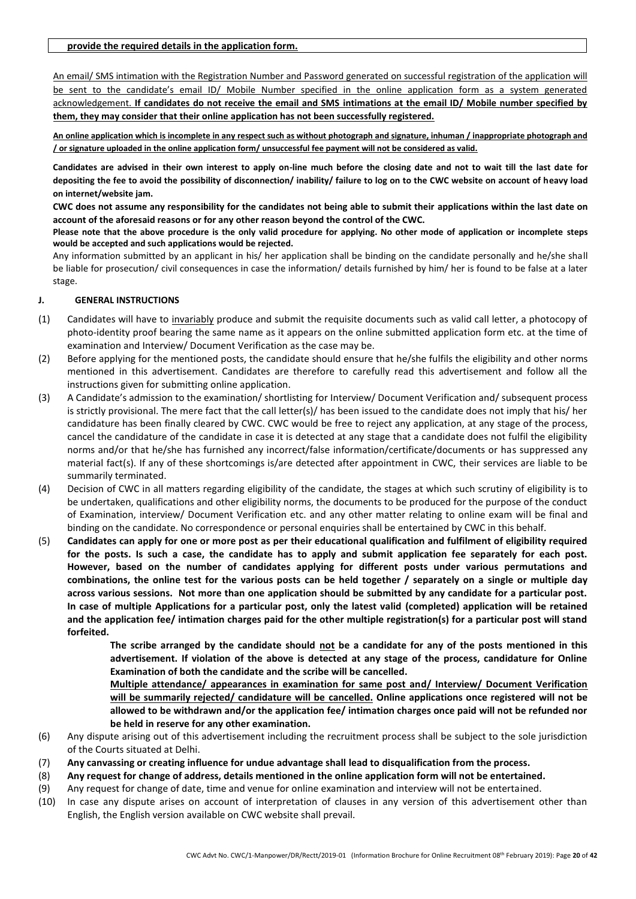**provide the required details in the application form.**

An email/ SMS intimation with the Registration Number and Password generated on successful registration of the application will be sent to the candidate's email ID/ Mobile Number specified in the online application form as a system generated acknowledgement. **If candidates do not receive the email and SMS intimations at the email ID/ Mobile number specified by them, they may consider that their online application has not been successfully registered.**

**An online application which is incomplete in any respect such as without photograph and signature, inhuman / inappropriate photograph and / or signature uploaded in the online application form/ unsuccessful fee payment will not be considered as valid.**

**Candidates are advised in their own interest to apply on-line much before the closing date and not to wait till the last date for depositing the fee to avoid the possibility of disconnection/ inability/ failure to log on to the CWC website on account of heavy load on internet/website jam.**

**CWC does not assume any responsibility for the candidates not being able to submit their applications within the last date on account of the aforesaid reasons or for any other reason beyond the control of the CWC.**

**Please note that the above procedure is the only valid procedure for applying. No other mode of application or incomplete steps would be accepted and such applications would be rejected.**

Any information submitted by an applicant in his/ her application shall be binding on the candidate personally and he/she shall be liable for prosecution/ civil consequences in case the information/ details furnished by him/ her is found to be false at a later stage.

## J. GENERAL INSTRUCTIONS

(1) Candidates will have to invariably produce and submit the requisite documents such as valid call letter, a photocopy of photo-identity proof bearing the same name as it appears on the online submitted application form etc. at the time of examination and Interview/ Document Verification as the case may be.

(2) Before applying for the mentioned posts, the candidate should ensure that he/she fulfils the eligibility and other norms mentioned in this advertisement. Candidates are therefore to carefully read this advertisement and follow all the instructions given for submitting online application.

(3) A Candidate's admission to the examination/ shortlisting for Interview/ Document Verification and/ subsequent process is strictly provisional. The mere fact that the call letter(s)/ has been issued to the candidate does not imply that his/ her candidature has been finally cleared by CWC. CWC would be free to reject any application, at any stage of the process, cancel the candidature of the candidate in case it is detected at any stage that a candidate does not fulfil the eligibility norms and/or that he/she has furnished any incorrect/false information/certificate/documents or has suppressed any material fact(s). If any of these shortcomings is/are detected after appointment in CWC, their services are liable to be summarily terminated.

(4) Decision of CWC in all matters regarding eligibility of the candidate, the stages at which such scrutiny of eligibility is to be undertaken, qualifications and other eligibility norms, the documents to be produced for the purpose of the conduct of Examination, interview/ Document Verification etc. and any other matter relating to online exam will be final and binding on the candidate. No correspondence or personal enquiries shall be entertained by CWC in this behalf.

(5) **Candidates can apply for one or more post as per their educational qualification and fulfilment of eligibility required for the posts. Is such a case, the candidate has to apply and submit application fee separately for each post. However, based on the number of candidates applying for different posts under various permutations and combinations, the online test for the various posts can be held together / separately on a single or multiple day across various sessions. Not more than one application should be submitted by any candidate for a particular post. In case of multiple Applications for a particular post, only the latest valid (completed) application will be retained and the application fee/ intimation charges paid for the other multiple registration(s) for a particular post will stand forfeited.**

**The scribe arranged by the candidate should not be a candidate for any of the posts mentioned in this advertisement. If violation of the above is detected at any stage of the process, candidature for Online Examination of both the candidate and the scribe will be cancelled.**

**Multiple attendance/ appearances in examination for same post and/ Interview/ Document Verification will be summarily rejected/ candidature will be cancelled. Online applications once registered will not be allowed to be withdrawn and/or the application fee/ intimation charges once paid will not be refunded nor be held in reserve for any other examination.**

(6) Any dispute arising out of this advertisement including the recruitment process shall be subject to the sole jurisdiction of the Courts situated at Delhi.

(7) **Any canvassing or creating influence for undue advantage shall lead to disqualification from the process.**

(8) **Any request for change of address, details mentioned in the online application form will not be entertained.**

(9) Any request for change of date, time and venue for online examination and interview will not be entertained.

(10) In case any dispute arises on account of interpretation of clauses in any version of this advertisement other than English, the English version available on CWC website shall prevail.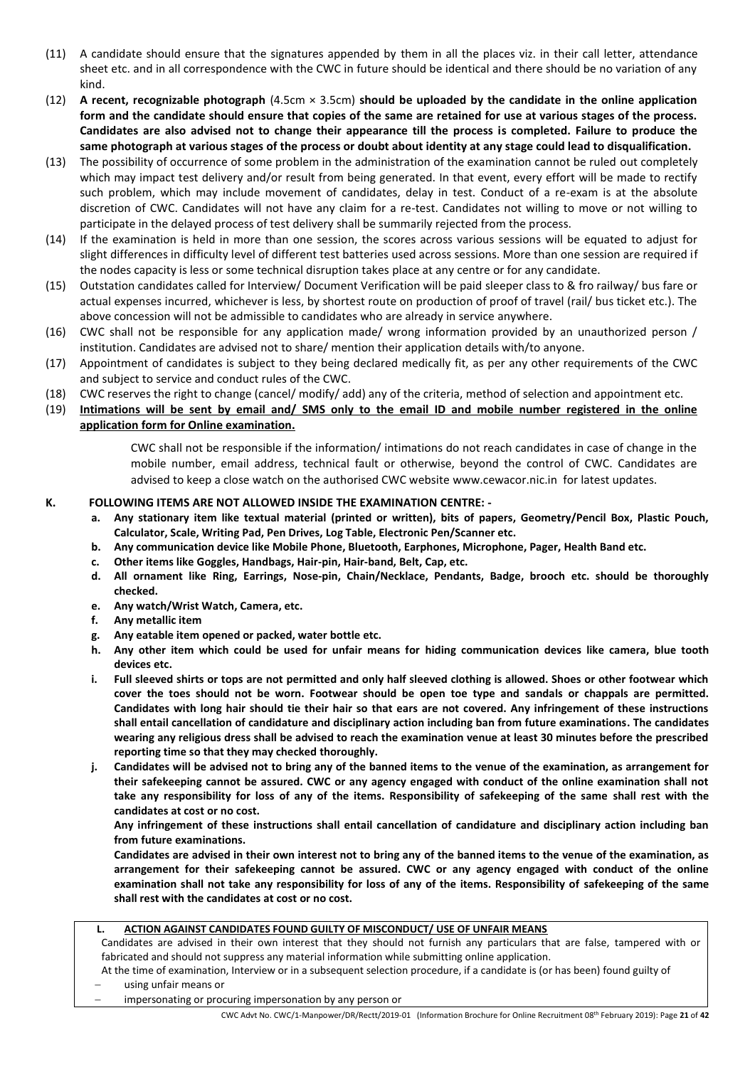(11) A candidate should ensure that the signatures appended by them in all the places viz. in their call letter, attendance sheet etc. and in all correspondence with the CWC in future should be identical and there should be no variation of any kind.

(12) **A recent, recognizable photograph** (4.5cm × 3.5cm) **should be uploaded by the candidate in the online application form and the candidate should ensure that copies of the same are retained for use at various stages of the process. Candidates are also advised not to change their appearance till the process is completed. Failure to produce the same photograph at various stages of the process or doubt about identity at any stage could lead to disqualification.**

(13) The possibility of occurrence of some problem in the administration of the examination cannot be ruled out completely which may impact test delivery and/or result from being generated. In that event, every effort will be made to rectify such problem, which may include movement of candidates, delay in test. Conduct of a re-exam is at the absolute discretion of CWC. Candidates will not have any claim for a re-test. Candidates not willing to move or not willing to participate in the delayed process of test delivery shall be summarily rejected from the process.

(14) If the examination is held in more than one session, the scores across various sessions will be equated to adjust for slight differences in difficulty level of different test batteries used across sessions. More than one session are required if the nodes capacity is less or some technical disruption takes place at any centre or for any candidate.

(15) Outstation candidates called for Interview/ Document Verification will be paid sleeper class to & fro railway/ bus fare or actual expenses incurred, whichever is less, by shortest route on production of proof of travel (rail/ bus ticket etc.). The above concession will not be admissible to candidates who are already in service anywhere.

(16) CWC shall not be responsible for any application made/ wrong information provided by an unauthorized person / institution. Candidates are advised not to share/ mention their application details with/to anyone.

(17) Appointment of candidates is subject to they being declared medically fit, as per any other requirements of the CWC and subject to service and conduct rules of the CWC.

(18) CWC reserves the right to change (cancel/ modify/ add) any of the criteria, method of selection and appointment etc.

(19) **Intimations will be sent by email and/ SMS only to the email ID and mobile number registered in the online application form for Online examination.**

CWC shall not be responsible if the information/ intimations do not reach candidates in case of change in the mobile number, email address, technical fault or otherwise, beyond the control of CWC. Candidates are advised to keep a close watch on the authorised CWC website www.cewacor.nic.in for latest updates.

## K. FOLLOWING ITEMS ARE NOT ALLOWED INSIDE THE EXAMINATION CENTRE: -

a. **Any stationary item like textual material (printed or written), bits of papers, Geometry/Pencil Box, Plastic Pouch, Calculator, Scale, Writing Pad, Pen Drives, Log Table, Electronic Pen/Scanner etc.**

b. **Any communication device like Mobile Phone, Bluetooth, Earphones, Microphone, Pager, Health Band etc.**

c. **Other items like Goggles, Handbags, Hair-pin, Hair-band, Belt, Cap, etc.**

d. **All ornament like Ring, Earrings, Nose-pin, Chain/Necklace, Pendants, Badge, brooch etc. should be thoroughly checked.**

e. **Any watch/Wrist Watch, Camera, etc.**

f. **Any metallic item**

g. **Any eatable item opened or packed, water bottle etc.**

h. **Any other item which could be used for unfair means for hiding communication devices like camera, blue tooth devices etc.**

i. **Full sleeved shirts or tops are not permitted and only half sleeved clothing is allowed. Shoes or other footwear which cover the toes should not be worn. Footwear should be open toe type and sandals or chappals are permitted. Candidates with long hair should tie their hair so that ears are not covered. Any infringement of these instructions shall entail cancellation of candidature and disciplinary action including ban from future examinations. The candidates wearing any religious dress shall be advised to reach the examination venue at least 30 minutes before the prescribed reporting time so that they may checked thoroughly.**

j. **Candidates will be advised not to bring any of the banned items to the venue of the examination, as arrangement for their safekeeping cannot be assured. CWC or any agency engaged with conduct of the online examination shall not take any responsibility for loss of any of the items. Responsibility of safekeeping of the same shall rest with the candidates at cost or no cost.**

**Any infringement of these instructions shall entail cancellation of candidature and disciplinary action including ban from future examinations.**

**Candidates are advised in their own interest not to bring any of the banned items to the venue of the examination, as arrangement for their safekeeping cannot be assured. CWC or any agency engaged with conduct of the online examination shall not take any responsibility for loss of any of the items. Responsibility of safekeeping of the same shall rest with the candidates at cost or no cost.**

## L. ACTION AGAINST CANDIDATES FOUND GUILTY OF MISCONDUCT/ USE OF UNFAIR MEANS

Candidates are advised in their own interest that they should not furnish any particulars that are false, tampered with or fabricated and should not suppress any material information while submitting online application.

At the time of examination, Interview or in a subsequent selection procedure, if a candidate is (or has been) found guilty of

- using unfair means or
- impersonating or procuring impersonation by any person or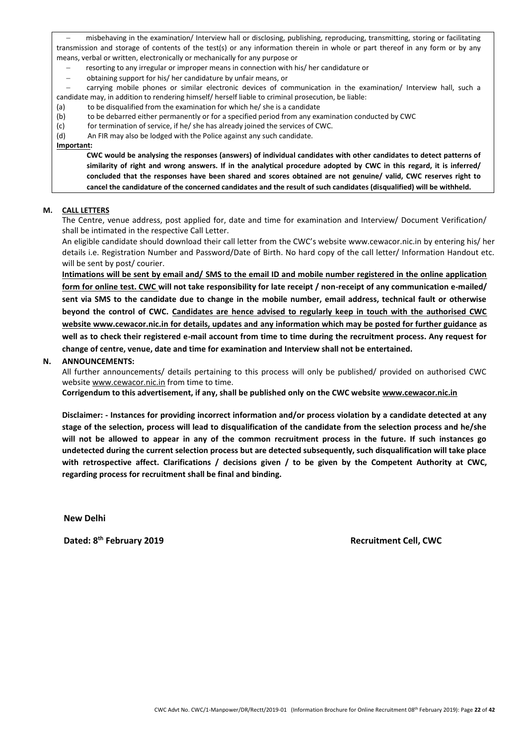- misbehaving in the examination/ Interview hall or disclosing, publishing, reproducing, transmitting, storing or facilitating transmission and storage of contents of the test(s) or any information therein in whole or part thereof in any form or by any means, verbal or written, electronically or mechanically for any purpose or
- resorting to any irregular or improper means in connection with his/ her candidature or
- obtaining support for his/ her candidature by unfair means, or
- carrying mobile phones or similar electronic devices of communication in the examination/ Interview hall, such a candidate may, in addition to rendering himself/ herself liable to criminal prosecution, be liable:

(a) to be disqualified from the examination for which he/ she is a candidate
(b) to be debarred either permanently or for a specified period from any examination conducted by CWC
(c) for termination of service, if he/ she has already joined the services of CWC.
(d) An FIR may also be lodged with the Police against any such candidate.

**Important:**

**CWC would be analysing the responses (answers) of individual candidates with other candidates to detect patterns of similarity of right and wrong answers. If in the analytical procedure adopted by CWC in this regard, it is inferred/ concluded that the responses have been shared and scores obtained are not genuine/ valid, CWC reserves right to cancel the candidature of the concerned candidates and the result of such candidates (disqualified) will be withheld.**

## M. CALL LETTERS

The Centre, venue address, post applied for, date and time for examination and Interview/ Document Verification/ shall be intimated in the respective Call Letter.

An eligible candidate should download their call letter from the CWC's website www.cewacor.nic.in by entering his/ her details i.e. Registration Number and Password/Date of Birth. No hard copy of the call letter/ Information Handout etc. will be sent by post/ courier.

**Intimations will be sent by email and/ SMS to the email ID and mobile number registered in the online application form for online test. CWC will not take responsibility for late receipt / non-receipt of any communication e-mailed/ sent via SMS to the candidate due to change in the mobile number, email address, technical fault or otherwise beyond the control of CWC. Candidates are hence advised to regularly keep in touch with the authorised CWC website www.cewacor.nic.in for details, updates and any information which may be posted for further guidance as well as to check their registered e-mail account from time to time during the recruitment process. Any request for change of centre, venue, date and time for examination and Interview shall not be entertained.**

## N. ANNOUNCEMENTS:

All further announcements/ details pertaining to this process will only be published/ provided on authorised CWC website www.cewacor.nic.in from time to time.

**Corrigendum to this advertisement, if any, shall be published only on the CWC website www.cewacor.nic.in**

**Disclaimer: - Instances for providing incorrect information and/or process violation by a candidate detected at any stage of the selection, process will lead to disqualification of the candidate from the selection process and he/she will not be allowed to appear in any of the common recruitment process in the future. If such instances go undetected during the current selection process but are detected subsequently, such disqualification will take place with retrospective affect. Clarifications / decisions given / to be given by the Competent Authority at CWC, regarding process for recruitment shall be final and binding.**

**New Delhi**

**Dated: 8th February 2019** **Recruitment Cell, CWC**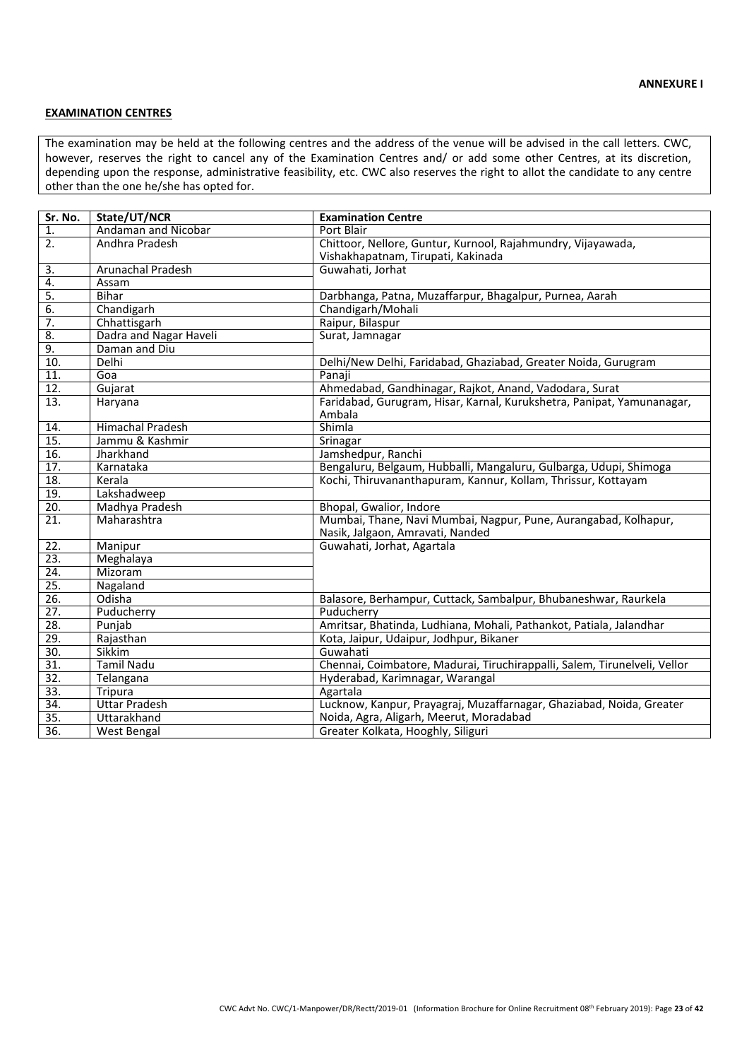**ANNEXURE I**

**EXAMINATION CENTRES**

The examination may be held at the following centres and the address of the venue will be advised in the call letters. CWC, however, reserves the right to cancel any of the Examination Centres and/ or add some other Centres, at its discretion, depending upon the response, administrative feasibility, etc. CWC also reserves the right to allot the candidate to any centre other than the one he/she has opted for.

| Sr. No. | State/UT/NCR | Examination Centre |
|---|---|---|
| 1. | Andaman and Nicobar | Port Blair |
| 2. | Andhra Pradesh | Chittoor, Nellore, Guntur, Kurnool, Rajahmundry, Vijayawada, Vishakhapatnam, Tirupati, Kakinada |
| 3. | Arunachal Pradesh | Guwahati, Jorhat |
| 4. | Assam | |
| 5. | Bihar | Darbhanga, Patna, Muzaffarpur, Bhagalpur, Purnea, Aarah |
| 6. | Chandigarh | Chandigarh/Mohali |
| 7. | Chhattisgarh | Raipur, Bilaspur |
| 8. | Dadra and Nagar Haveli | Surat, Jamnagar |
| 9. | Daman and Diu | |
| 10. | Delhi | Delhi/New Delhi, Faridabad, Ghaziabad, Greater Noida, Gurugram |
| 11. | Goa | Panaji |
| 12. | Gujarat | Ahmedabad, Gandhinagar, Rajkot, Anand, Vadodara, Surat |
| 13. | Haryana | Faridabad, Gurugram, Hisar, Karnal, Kurukshetra, Panipat, Yamunanagar, Ambala |
| 14. | Himachal Pradesh | Shimla |
| 15. | Jammu & Kashmir | Srinagar |
| 16. | Jharkhand | Jamshedpur, Ranchi |
| 17. | Karnataka | Bengaluru, Belgaum, Hubballi, Mangaluru, Gulbarga, Udupi, Shimoga |
| 18. | Kerala | Kochi, Thiruvananthapuram, Kannur, Kollam, Thrissur, Kottayam |
| 19. | Lakshadweep | |
| 20. | Madhya Pradesh | Bhopal, Gwalior, Indore |
| 21. | Maharashtra | Mumbai, Thane, Navi Mumbai, Nagpur, Pune, Aurangabad, Kolhapur, Nasik, Jalgaon, Amravati, Nanded |
| 22. | Manipur | Guwahati, Jorhat, Agartala |
| 23. | Meghalaya | |
| 24. | Mizoram | |
| 25. | Nagaland | |
| 26. | Odisha | Balasore, Berhampur, Cuttack, Sambalpur, Bhubaneshwar, Raurkela |
| 27. | Puducherry | Puducherry |
| 28. | Punjab | Amritsar, Bhatinda, Ludhiana, Mohali, Pathankot, Patiala, Jalandhar |
| 29. | Rajasthan | Kota, Jaipur, Udaipur, Jodhpur, Bikaner |
| 30. | Sikkim | Guwahati |
| 31. | Tamil Nadu | Chennai, Coimbatore, Madurai, Tiruchirappalli, Salem, Tirunelveli, Vellor |
| 32. | Telangana | Hyderabad, Karimnagar, Warangal |
| 33. | Tripura | Agartala |
| 34. | Uttar Pradesh | Lucknow, Kanpur, Prayagraj, Muzaffarnagar, Ghaziabad, Noida, Greater Noida, Agra, Aligarh, Meerut, Moradabad |
| 35. | Uttarakhand | |
| 36. | West Bengal | Greater Kolkata, Hooghly, Siliguri |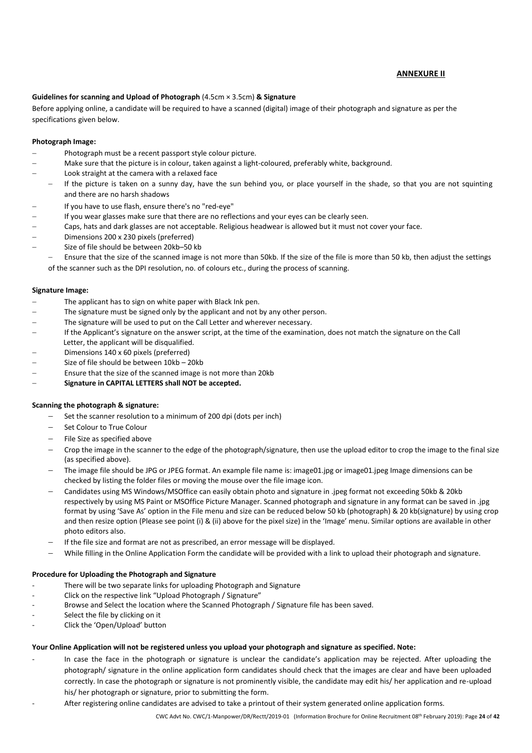**ANNEXURE II**

**Guidelines for scanning and Upload of Photograph** (4.5cm × 3.5cm) **& Signature**

Before applying online, a candidate will be required to have a scanned (digital) image of their photograph and signature as per the specifications given below.

**Photograph Image:**

- Photograph must be a recent passport style colour picture.
- Make sure that the picture is in colour, taken against a light-coloured, preferably white, background.
- Look straight at the camera with a relaxed face
- If the picture is taken on a sunny day, have the sun behind you, or place yourself in the shade, so that you are not squinting and there are no harsh shadows
- If you have to use flash, ensure there's no "red-eye"
- If you wear glasses make sure that there are no reflections and your eyes can be clearly seen.
- Caps, hats and dark glasses are not acceptable. Religious headwear is allowed but it must not cover your face.
- Dimensions 200 x 230 pixels (preferred)
- Size of file should be between 20kb–50 kb
- Ensure that the size of the scanned image is not more than 50kb. If the size of the file is more than 50 kb, then adjust the settings of the scanner such as the DPI resolution, no. of colours etc., during the process of scanning.

**Signature Image:**

- The applicant has to sign on white paper with Black Ink pen.
- The signature must be signed only by the applicant and not by any other person.
- The signature will be used to put on the Call Letter and wherever necessary.
- If the Applicant's signature on the answer script, at the time of the examination, does not match the signature on the Call Letter, the applicant will be disqualified.
- Dimensions 140 x 60 pixels (preferred)
- Size of file should be between 10kb – 20kb
- Ensure that the size of the scanned image is not more than 20kb
- **Signature in CAPITAL LETTERS shall NOT be accepted.**

**Scanning the photograph & signature:**

- Set the scanner resolution to a minimum of 200 dpi (dots per inch)
- Set Colour to True Colour
- File Size as specified above
- Crop the image in the scanner to the edge of the photograph/signature, then use the upload editor to crop the image to the final size (as specified above).
- The image file should be JPG or JPEG format. An example file name is: image01.jpg or image01.jpeg Image dimensions can be checked by listing the folder files or moving the mouse over the file image icon.
- Candidates using MS Windows/MSOffice can easily obtain photo and signature in .jpeg format not exceeding 50kb & 20kb respectively by using MS Paint or MSOffice Picture Manager. Scanned photograph and signature in any format can be saved in .jpg format by using 'Save As' option in the File menu and size can be reduced below 50 kb (photograph) & 20 kb(signature) by using crop and then resize option (Please see point (i) & (ii) above for the pixel size) in the 'Image' menu. Similar options are available in other photo editors also.
- If the file size and format are not as prescribed, an error message will be displayed.
- While filling in the Online Application Form the candidate will be provided with a link to upload their photograph and signature.

**Procedure for Uploading the Photograph and Signature**

- There will be two separate links for uploading Photograph and Signature
- Click on the respective link "Upload Photograph / Signature"
- Browse and Select the location where the Scanned Photograph / Signature file has been saved.
- Select the file by clicking on it
- Click the 'Open/Upload' button

**Your Online Application will not be registered unless you upload your photograph and signature as specified. Note:**

- In case the face in the photograph or signature is unclear the candidate's application may be rejected. After uploading the photograph/ signature in the online application form candidates should check that the images are clear and have been uploaded correctly. In case the photograph or signature is not prominently visible, the candidate may edit his/ her application and re-upload his/ her photograph or signature, prior to submitting the form.
- After registering online candidates are advised to take a printout of their system generated online application forms.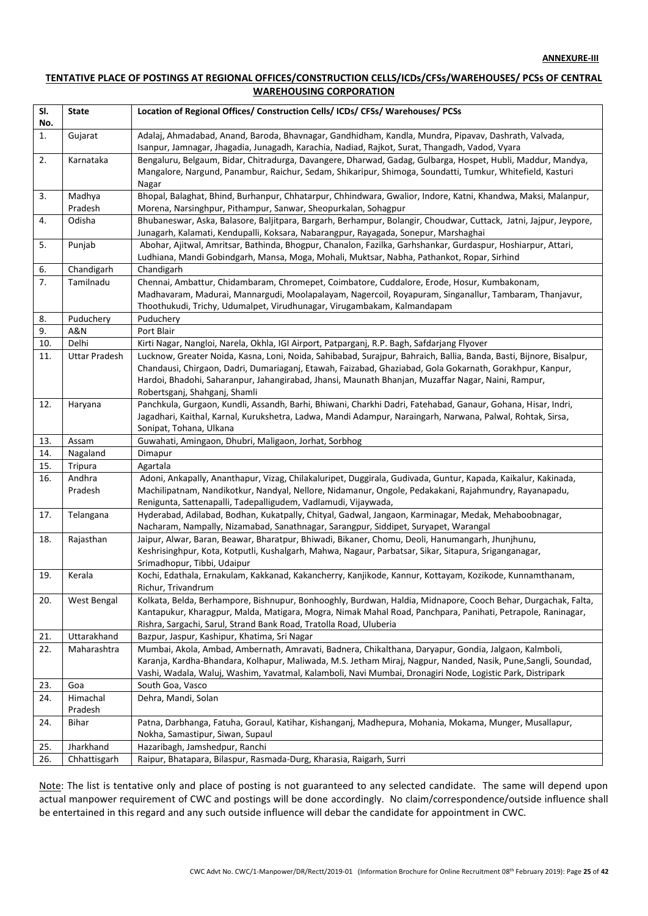**ANNEXURE-III**

**TENTATIVE PLACE OF POSTINGS AT REGIONAL OFFICES/CONSTRUCTION CELLS/ICDs/CFSs/WAREHOUSES/ PCSs OF CENTRAL WAREHOUSING CORPORATION**

| Sl. No. | State | Location of Regional Offices/ Construction Cells/ ICDs/ CFSs/ Warehouses/ PCSs |
|---|---|---|
| 1. | Gujarat | Adalaj, Ahmadabad, Anand, Baroda, Bhavnagar, Gandhidham, Kandla, Mundra, Pipavav, Dashrath, Valvada, Isanpur, Jamnagar, Jhagadia, Junagadh, Karachia, Nadiad, Rajkot, Surat, Thangadh, Vadod, Vyara |
| 2. | Karnataka | Bengaluru, Belgaum, Bidar, Chitradurga, Davangere, Dharwad, Gadag, Gulbarga, Hospet, Hubli, Maddur, Mandya, Mangalore, Nargund, Panambur, Raichur, Sedam, Shikaripur, Shimoga, Soundatti, Tumkur, Whitefield, Kasturi Nagar |
| 3. | Madhya Pradesh | Bhopal, Balaghat, Bhind, Burhanpur, Chhatarpur, Chhindwara, Gwalior, Indore, Katni, Khandwa, Maksi, Malanpur, Morena, Narsinghpur, Pithampur, Sanwar, Sheopurkalan, Sohagpur |
| 4. | Odisha | Bhubaneswar, Aska, Balasore, Baljitpara, Bargarh, Berhampur, Bolangir, Choudwar, Cuttack, Jatni, Jajpur, Jeypore, Junagarh, Kalamati, Kendupalli, Koksara, Nabarangpur, Rayagada, Sonepur, Marshaghai |
| 5. | Punjab | Abohar, Ajitwal, Amritsar, Bathinda, Bhogpur, Chanalon, Fazilka, Garhshankar, Gurdaspur, Hoshiarpur, Attari, Ludhiana, Mandi Gobindgarh, Mansa, Moga, Mohali, Muktsar, Nabha, Pathankot, Ropar, Sirhind |
| 6. | Chandigarh | Chandigarh |
| 7. | Tamilnadu | Chennai, Ambattur, Chidambaram, Chromepet, Coimbatore, Cuddalore, Erode, Hosur, Kumbakonam, Madhavaram, Madurai, Mannargudi, Moolapalayam, Nagercoil, Royapuram, Singanallur, Tambaram, Thanjavur, Thoothukudi, Trichy, Udumalpet, Virudhunagar, Virugambakam, Kalmandapam |
| 8. | Puduchery | Puduchery |
| 9. | A&N | Port Blair |
| 10. | Delhi | Kirti Nagar, Nangloi, Narela, Okhla, IGI Airport, Patparganj, R.P. Bagh, Safdarjang Flyover |
| 11. | Uttar Pradesh | Lucknow, Greater Noida, Kasna, Loni, Noida, Sahibabad, Surajpur, Bahraich, Ballia, Banda, Basti, Bijnore, Bisalpur, Chandausi, Chirgaon, Dadri, Dumariaganj, Etawah, Faizabad, Ghaziabad, Gola Gokarnath, Gorakhpur, Kanpur, Hardoi, Bhadohi, Saharanpur, Jahangirabad, Jhansi, Maunath Bhanjan, Muzaffar Nagar, Naini, Rampur, Robertsganj, Shahganj, Shamli |
| 12. | Haryana | Panchkula, Gurgaon, Kundli, Assandh, Barhi, Bhiwani, Charkhi Dadri, Fatehabad, Ganaur, Gohana, Hisar, Indri, Jagadhari, Kaithal, Karnal, Kurukshetra, Ladwa, Mandi Adampur, Naraingarh, Narwana, Palwal, Rohtak, Sirsa, Sonipat, Tohana, Ulkana |
| 13. | Assam | Guwahati, Amingaon, Dhubri, Maligaon, Jorhat, Sorbhog |
| 14. | Nagaland | Dimapur |
| 15. | Tripura | Agartala |
| 16. | Andhra Pradesh | Adoni, Ankapally, Ananthapur, Vizag, Chilakaluripet, Duggirala, Gudivada, Guntur, Kapada, Kaikalur, Kakinada, Machilipatnam, Nandikotkur, Nandyal, Nellore, Nidamanur, Ongole, Pedakakani, Rajahmundry, Rayanapadu, Renigunta, Sattenapalli, Tadepalligudem, Vadlamudi, Vijaywada, |
| 17. | Telangana | Hyderabad, Adilabad, Bodhan, Kukatpally, Chityal, Gadwal, Jangaon, Karminagar, Medak, Mehaboobnagar, Nacharam, Nampally, Nizamabad, Sanathnagar, Sarangpur, Siddipet, Suryapet, Warangal |
| 18. | Rajasthan | Jaipur, Alwar, Baran, Beawar, Bharatpur, Bhiwadi, Bikaner, Chomu, Deoli, Hanumangarh, Jhunjhunu, Keshrisinghpur, Kota, Kotputli, Kushalgarh, Mahwa, Nagaur, Parbatsar, Sikar, Sitapura, Sriganganagar, Srimadhopur, Tibbi, Udaipur |
| 19. | Kerala | Kochi, Edathala, Ernakulam, Kakkanad, Kakancherry, Kanjikode, Kannur, Kottayam, Kozikode, Kunnamthanam, Richur, Trivandrum |
| 20. | West Bengal | Kolkata, Belda, Berhampore, Bishnupur, Bonhooghly, Burdwan, Haldia, Midnapore, Cooch Behar, Durgachak, Falta, Kantapukur, Kharagpur, Malda, Matigara, Mogra, Nimak Mahal Road, Panchpara, Panihati, Petrapole, Raninagar, Rishra, Sargachi, Sarul, Strand Bank Road, Tratolla Road, Uluberia |
| 21. | Uttarakhand | Bazpur, Jaspur, Kashipur, Khatima, Sri Nagar |
| 22. | Maharashtra | Mumbai, Akola, Ambad, Ambernath, Amravati, Badnera, Chikalthana, Daryapur, Gondia, Jalgaon, Kalmboli, Karanja, Kardha-Bhandara, Kolhapur, Maliwada, M.S. Jetham Miraj, Nagpur, Nanded, Nasik, Pune,Sangli, Soundad, Vashi, Wadala, Waluj, Washim, Yavatmal, Kalamboli, Navi Mumbai, Dronagiri Node, Logistic Park, Distripark |
| 23. | Goa | South Goa, Vasco |
| 24. | Himachal Pradesh | Dehra, Mandi, Solan |
| 24. | Bihar | Patna, Darbhanga, Fatuha, Goraul, Katihar, Kishanganj, Madhepura, Mohania, Mokama, Munger, Musallapur, Nokha, Samastipur, Siwan, Supaul |
| 25. | Jharkhand | Hazaribagh, Jamshedpur, Ranchi |
| 26. | Chhattisgarh | Raipur, Bhatapara, Bilaspur, Rasmada-Durg, Kharasia, Raigarh, Surri |

Note: The list is tentative only and place of posting is not guaranteed to any selected candidate. The same will depend upon actual manpower requirement of CWC and postings will be done accordingly. No claim/correspondence/outside influence shall be entertained in this regard and any such outside influence will debar the candidate for appointment in CWC.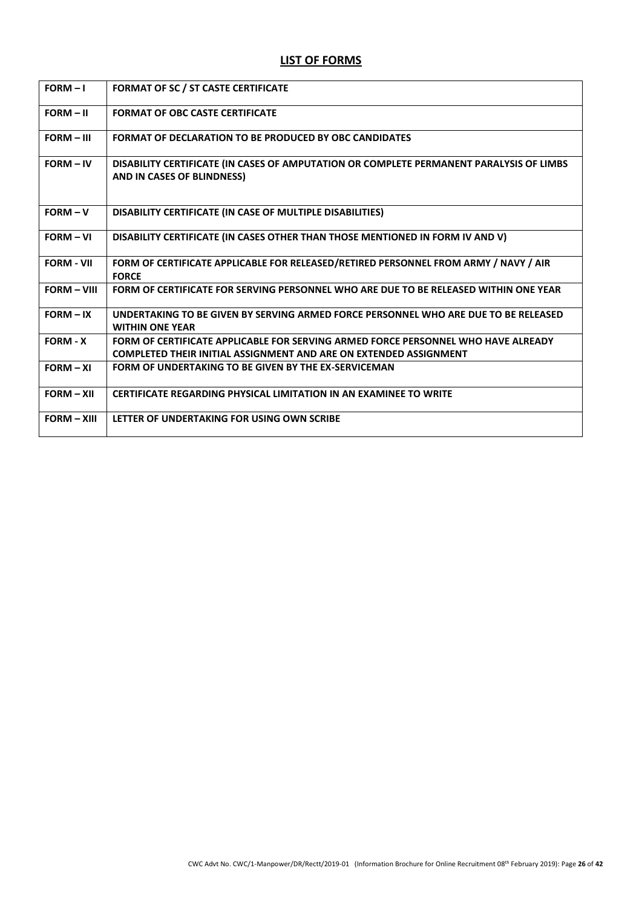## LIST OF FORMS

| | |
|---|---|
| FORM – I | FORMAT OF SC / ST CASTE CERTIFICATE |
| FORM – II | FORMAT OF OBC CASTE CERTIFICATE |
| FORM – III | FORMAT OF DECLARATION TO BE PRODUCED BY OBC CANDIDATES |
| FORM – IV | DISABILITY CERTIFICATE (IN CASES OF AMPUTATION OR COMPLETE PERMANENT PARALYSIS OF LIMBS AND IN CASES OF BLINDNESS) |
| FORM – V | DISABILITY CERTIFICATE (IN CASE OF MULTIPLE DISABILITIES) |
| FORM – VI | DISABILITY CERTIFICATE (IN CASES OTHER THAN THOSE MENTIONED IN FORM IV AND V) |
| FORM - VII | FORM OF CERTIFICATE APPLICABLE FOR RELEASED/RETIRED PERSONNEL FROM ARMY / NAVY / AIR FORCE |
| FORM – VIII | FORM OF CERTIFICATE FOR SERVING PERSONNEL WHO ARE DUE TO BE RELEASED WITHIN ONE YEAR |
| FORM – IX | UNDERTAKING TO BE GIVEN BY SERVING ARMED FORCE PERSONNEL WHO ARE DUE TO BE RELEASED WITHIN ONE YEAR |
| FORM - X | FORM OF CERTIFICATE APPLICABLE FOR SERVING ARMED FORCE PERSONNEL WHO HAVE ALREADY COMPLETED THEIR INITIAL ASSIGNMENT AND ARE ON EXTENDED ASSIGNMENT |
| FORM – XI | FORM OF UNDERTAKING TO BE GIVEN BY THE EX-SERVICEMAN |
| FORM – XII | CERTIFICATE REGARDING PHYSICAL LIMITATION IN AN EXAMINEE TO WRITE |
| FORM – XIII | LETTER OF UNDERTAKING FOR USING OWN SCRIBE |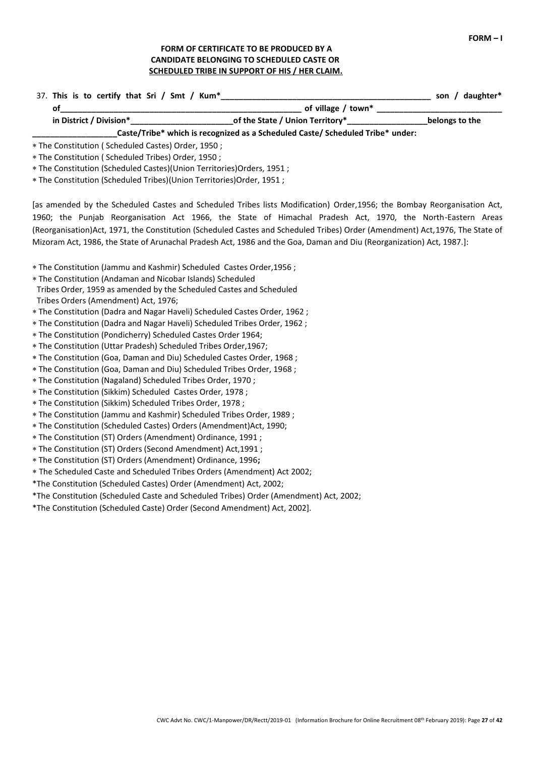FORM – I

**FORM OF CERTIFICATE TO BE PRODUCED BY A CANDIDATE BELONGING TO SCHEDULED CASTE OR SCHEDULED TRIBE IN SUPPORT OF HIS / HER CLAIM.**

37. **This is to certify that Sri / Smt / Kum*_______________________________________________ son / daughter* of_____________________________________________________ of village / town* ___________________________ in District / Division*______________________of the State / Union Territory*_________________belongs to the __________________Caste/Tribe* which is recognized as a Scheduled Caste/ Scheduled Tribe* under:**

- * The Constitution ( Scheduled Castes) Order, 1950 ;
- * The Constitution ( Scheduled Tribes) Order, 1950 ;
- * The Constitution (Scheduled Castes)(Union Territories)Orders, 1951 ;
- * The Constitution (Scheduled Tribes)(Union Territories)Order, 1951 ;

[as amended by the Scheduled Castes and Scheduled Tribes lists Modification) Order,1956; the Bombay Reorganisation Act, 1960; the Punjab Reorganisation Act 1966, the State of Himachal Pradesh Act, 1970, the North-Eastern Areas (Reorganisation)Act, 1971, the Constitution (Scheduled Castes and Scheduled Tribes) Order (Amendment) Act,1976, The State of Mizoram Act, 1986, the State of Arunachal Pradesh Act, 1986 and the Goa, Daman and Diu (Reorganization) Act, 1987.]:

- * The Constitution (Jammu and Kashmir) Scheduled Castes Order,1956 ;
- * The Constitution (Andaman and Nicobar Islands) Scheduled Tribes Order, 1959 as amended by the Scheduled Castes and Scheduled Tribes Orders (Amendment) Act, 1976;
- * The Constitution (Dadra and Nagar Haveli) Scheduled Castes Order, 1962 ;
- * The Constitution (Dadra and Nagar Haveli) Scheduled Tribes Order, 1962 ;
- * The Constitution (Pondicherry) Scheduled Castes Order 1964;
- * The Constitution (Uttar Pradesh) Scheduled Tribes Order,1967;
- * The Constitution (Goa, Daman and Diu) Scheduled Castes Order, 1968 ;
- * The Constitution (Goa, Daman and Diu) Scheduled Tribes Order, 1968 ;
- * The Constitution (Nagaland) Scheduled Tribes Order, 1970 ;
- * The Constitution (Sikkim) Scheduled Castes Order, 1978 ;
- * The Constitution (Sikkim) Scheduled Tribes Order, 1978 ;
- * The Constitution (Jammu and Kashmir) Scheduled Tribes Order, 1989 ;
- * The Constitution (Scheduled Castes) Orders (Amendment)Act, 1990;
- * The Constitution (ST) Orders (Amendment) Ordinance, 1991 ;
- * The Constitution (ST) Orders (Second Amendment) Act,1991 ;
- * The Constitution (ST) Orders (Amendment) Ordinance, 1996;
- * The Scheduled Caste and Scheduled Tribes Orders (Amendment) Act 2002;
- *The Constitution (Scheduled Castes) Order (Amendment) Act, 2002;
- *The Constitution (Scheduled Caste and Scheduled Tribes) Order (Amendment) Act, 2002;
- *The Constitution (Scheduled Caste) Order (Second Amendment) Act, 2002].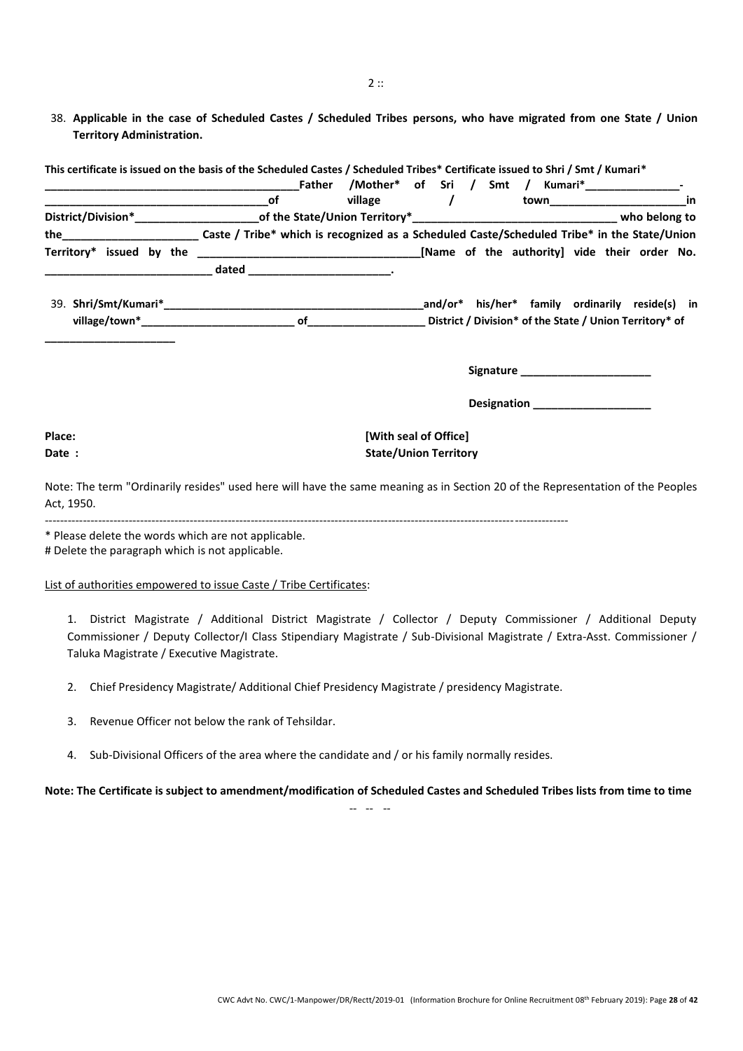38. **Applicable in the case of Scheduled Castes / Scheduled Tribes persons, who have migrated from one State / Union Territory Administration.**

**This certificate is issued on the basis of the Scheduled Castes / Scheduled Tribes* Certificate issued to Shri / Smt / Kumari* __________________________________________Father /Mother* of Sri / Smt / Kumari*________________- ___________________________________of village / town______________________in District/Division*____________________of the State/Union Territory*_________________________________ who belong to the______________________ Caste / Tribe* which is recognized as a Scheduled Caste/Scheduled Tribe* in the State/Union Territory* issued by the ____________________________________[Name of the authority] vide their order No. ___________________________ dated ________________________.**

39. **Shri/Smt/Kumari*____________________________________________and/or* his/her* family ordinarily reside(s) in village/town*__________________________ of___________________ District / Division* of the State / Union Territory* of ______________________**

**Signature ______________________**

**Designation ____________________**

**Place:** **[With seal of Office]**

**Date :** **State/Union Territory**

Note: The term "Ordinarily resides" used here will have the same meaning as in Section 20 of the Representation of the Peoples Act, 1950.

---

\* Please delete the words which are not applicable.
\# Delete the paragraph which is not applicable.

List of authorities empowered to issue Caste / Tribe Certificates:

1. District Magistrate / Additional District Magistrate / Collector / Deputy Commissioner / Additional Deputy Commissioner / Deputy Collector/I Class Stipendiary Magistrate / Sub-Divisional Magistrate / Extra-Asst. Commissioner / Taluka Magistrate / Executive Magistrate.

2. Chief Presidency Magistrate/ Additional Chief Presidency Magistrate / presidency Magistrate.

3. Revenue Officer not below the rank of Tehsildar.

4. Sub-Divisional Officers of the area where the candidate and / or his family normally resides.

**Note: The Certificate is subject to amendment/modification of Scheduled Castes and Scheduled Tribes lists from time to time**

-- -- --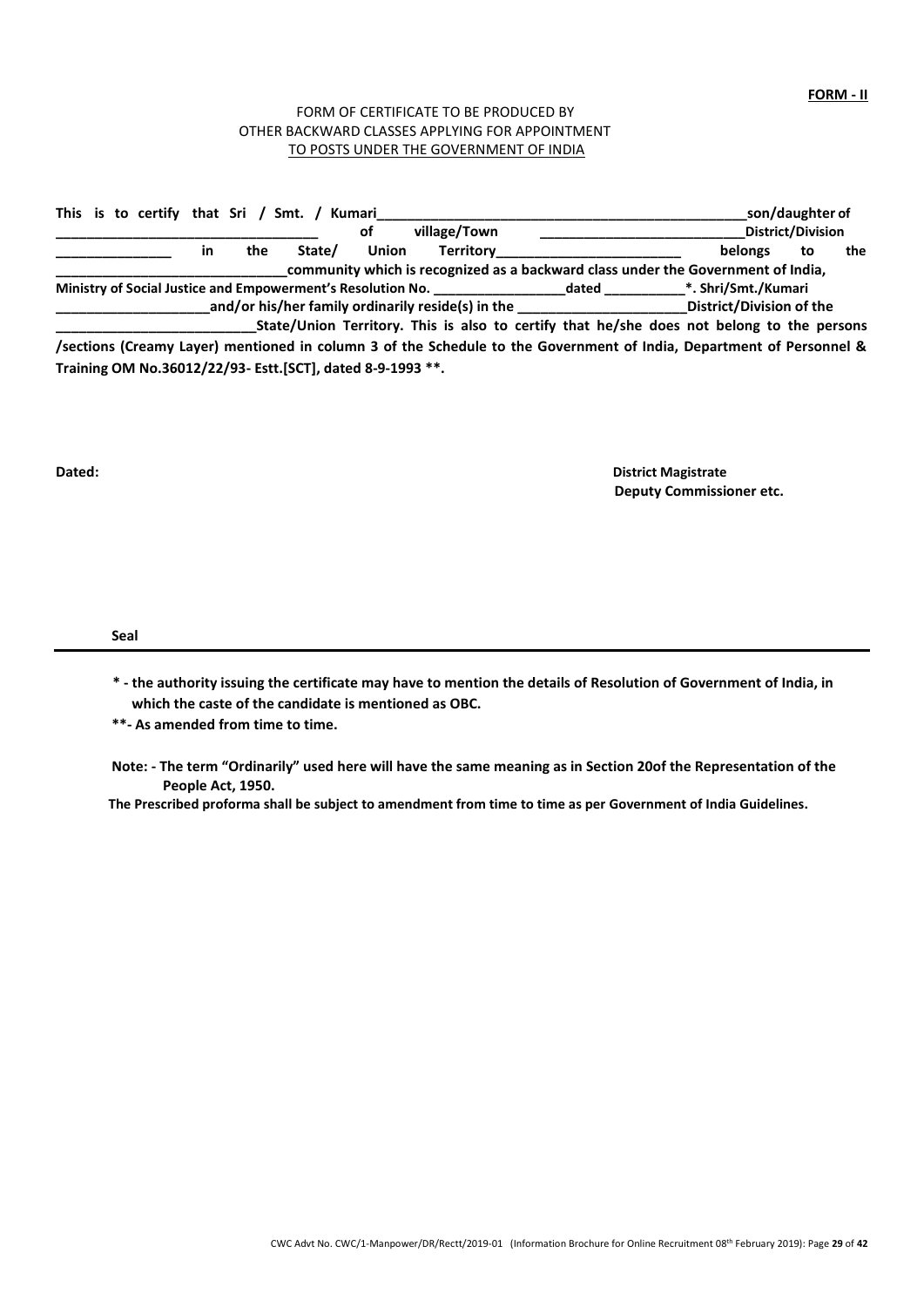**FORM - II**

FORM OF CERTIFICATE TO BE PRODUCED BY
OTHER BACKWARD CLASSES APPLYING FOR APPOINTMENT
TO POSTS UNDER THE GOVERNMENT OF INDIA

**This is to certify that Sri / Smt. / Kumari\_\_\_\_\_\_\_\_\_\_\_\_\_\_\_\_\_\_\_\_\_\_\_\_\_\_\_\_\_\_\_\_\_\_\_\_\_\_\_\_\_\_\_\_\_\_\_\_\_son/daughter of \_\_\_\_\_\_\_\_\_\_\_\_\_\_\_\_\_\_\_\_\_\_\_\_\_\_\_\_\_\_\_\_\_\_\_ of village/Town \_\_\_\_\_\_\_\_\_\_\_\_\_\_\_\_\_\_\_\_\_\_\_\_\_\_\_District/Division \_\_\_\_\_\_\_\_\_\_\_\_\_\_\_ in the State/ Union Territory\_\_\_\_\_\_\_\_\_\_\_\_\_\_\_\_\_\_\_\_\_\_\_\_\_ belongs to the \_\_\_\_\_\_\_\_\_\_\_\_\_\_\_\_\_\_\_\_\_\_\_\_\_\_\_\_\_\_community which is recognized as a backward class under the Government of India, Ministry of Social Justice and Empowerment's Resolution No. \_\_\_\_\_\_\_\_\_\_\_\_\_\_\_\_\_\_dated \_\_\_\_\_\_\_\_\_\_\_\*. Shri/Smt./Kumari \_\_\_\_\_\_\_\_\_\_\_\_\_\_\_\_\_\_\_\_and/or his/her family ordinarily reside(s) in the \_\_\_\_\_\_\_\_\_\_\_\_\_\_\_\_\_\_\_\_\_\_\_District/Division of the \_\_\_\_\_\_\_\_\_\_\_\_\_\_\_\_\_\_\_\_\_\_\_\_\_\_\_State/Union Territory. This is also to certify that he/she does not belong to the persons /sections (Creamy Layer) mentioned in column 3 of the Schedule to the Government of India, Department of Personnel & Training OM No.36012/22/93- Estt.[SCT], dated 8-9-1993 \*\*.**

**Dated:**

**District Magistrate**
**Deputy Commissioner etc.**

**Seal**

---

**\* - the authority issuing the certificate may have to mention the details of Resolution of Government of India, in which the caste of the candidate is mentioned as OBC.**

**\*\*- As amended from time to time.**

**Note: - The term "Ordinarily" used here will have the same meaning as in Section 20of the Representation of the People Act, 1950.**

**The Prescribed proforma shall be subject to amendment from time to time as per Government of India Guidelines.**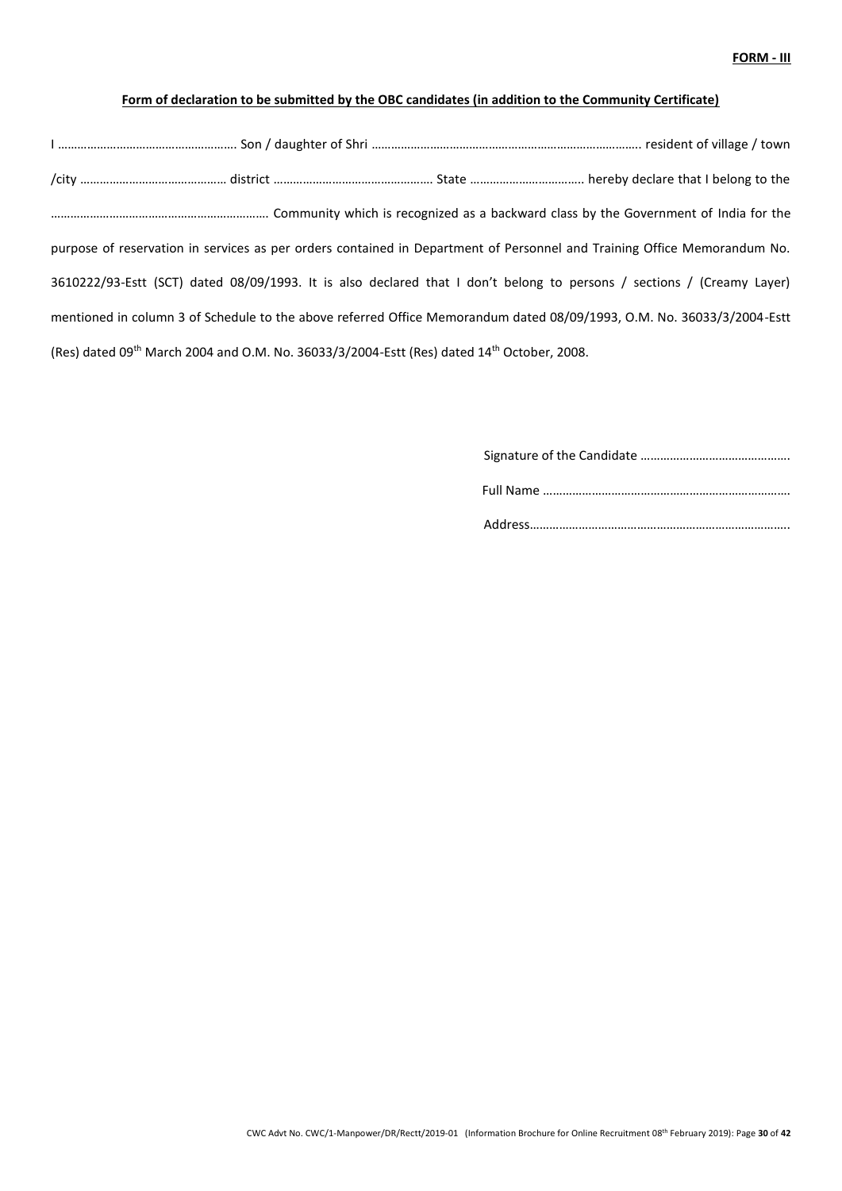**FORM - III**

**Form of declaration to be submitted by the OBC candidates (in addition to the Community Certificate)**

I ………………………………………………. Son / daughter of Shri ………………………………………………………………………. resident of village / town /city ……………………………………. district ………………………………………… State …………………………….. hereby declare that I belong to the ………………………………………………………… Community which is recognized as a backward class by the Government of India for the purpose of reservation in services as per orders contained in Department of Personnel and Training Office Memorandum No. 3610222/93-Estt (SCT) dated 08/09/1993. It is also declared that I don't belong to persons / sections / (Creamy Layer) mentioned in column 3 of Schedule to the above referred Office Memorandum dated 08/09/1993, O.M. No. 36033/3/2004-Estt (Res) dated 09th March 2004 and O.M. No. 36033/3/2004-Estt (Res) dated 14th October, 2008.

Signature of the Candidate ……………………………………….

Full Name ………………………………………………………………….

Address……………………………………………………………………..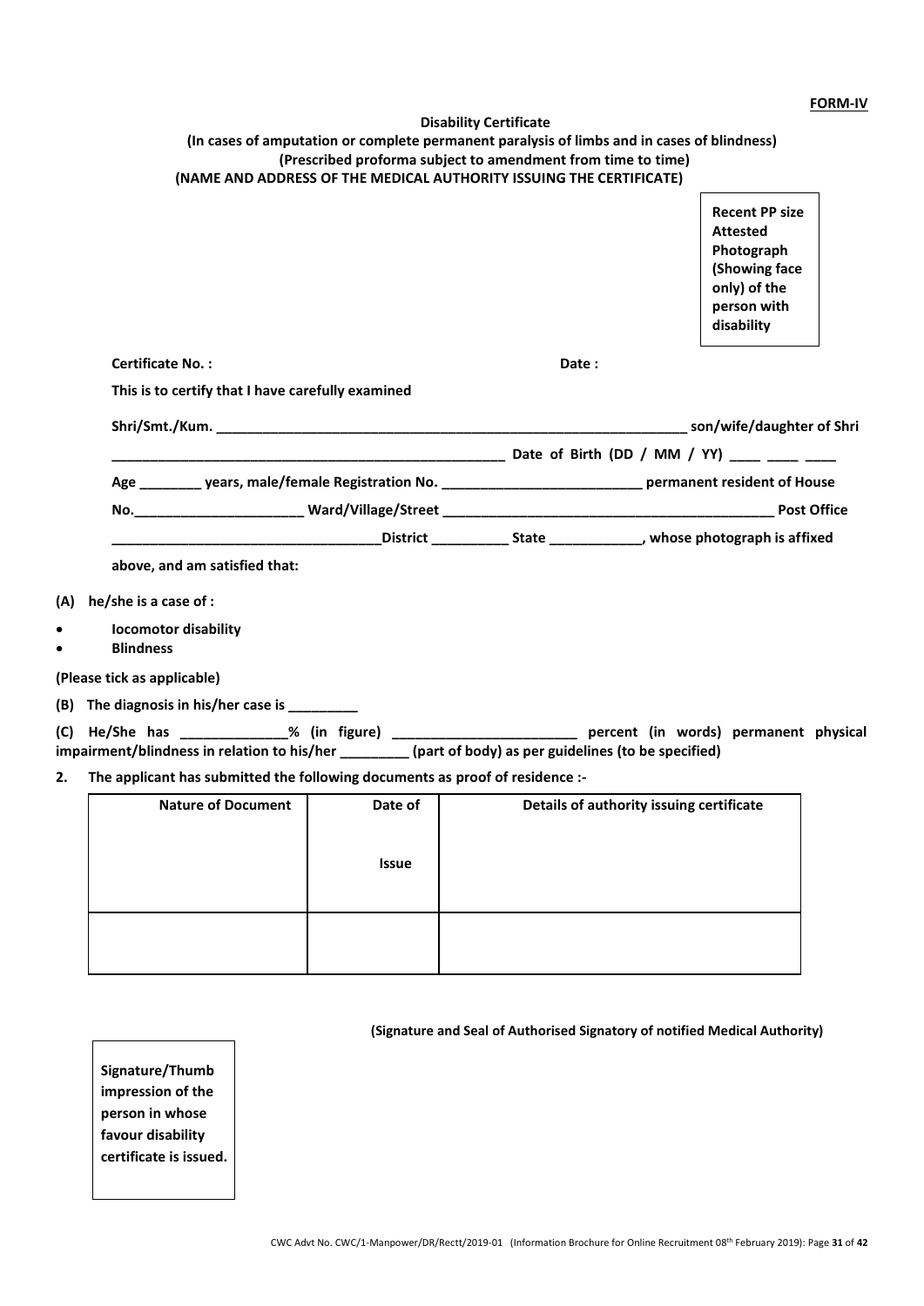**FORM-IV**

**Disability Certificate**

**(In cases of amputation or complete permanent paralysis of limbs and in cases of blindness)**

**(Prescribed proforma subject to amendment from time to time)**

**(NAME AND ADDRESS OF THE MEDICAL AUTHORITY ISSUING THE CERTIFICATE)**

**Recent PP size Attested Photograph (Showing face only) of the person with disability**

**Certificate No. :** **Date :**

**This is to certify that I have carefully examined**

**Shri/Smt./Kum. ______________________________________________________________ son/wife/daughter of Shri ___________________________________________________ Date of Birth (DD / MM / YY) ____ ____ ____ Age ________ years, male/female Registration No. _________________________ permanent resident of House No.______________________ Ward/Village/Street ___________________________________________ Post Office __________________________________District __________ State ____________, whose photograph is affixed above, and am satisfied that:**

**(A) he/she is a case of :**

- **locomotor disability**
- **Blindness**

**(Please tick as applicable)**

**(B) The diagnosis in his/her case is _________**

**(C) He/She has ______________% (in figure) ________________________ percent (in words) permanent physical impairment/blindness in relation to his/her _________ (part of body) as per guidelines (to be specified)**

**2. The applicant has submitted the following documents as proof of residence :-**

| Nature of Document | Date of Issue | Details of authority issuing certificate |
|---|---|---|
| | | |
| | | |

**(Signature and Seal of Authorised Signatory of notified Medical Authority)**

**Signature/Thumb impression of the person in whose favour disability certificate is issued.**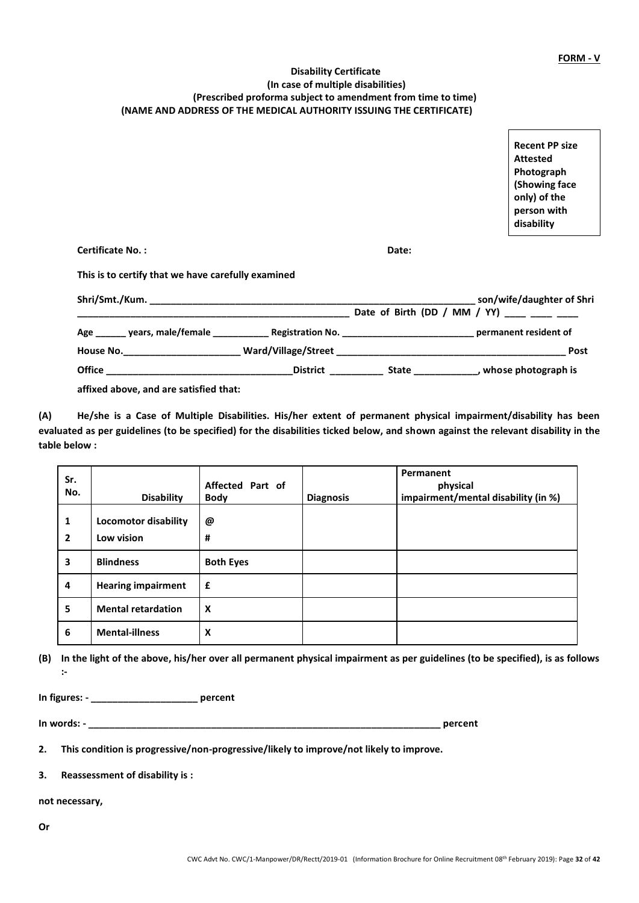**FORM - V**

**Disability Certificate**
**(In case of multiple disabilities)**
**(Prescribed proforma subject to amendment from time to time)**
**(NAME AND ADDRESS OF THE MEDICAL AUTHORITY ISSUING THE CERTIFICATE)**

**Recent PP size Attested Photograph (Showing face only) of the person with disability**

**Certificate No. :** **Date:**

**This is to certify that we have carefully examined**

**Shri/Smt./Kum. _______________________________________________ son/wife/daughter of Shri _______________________________________________ Date of Birth (DD / MM / YY) ____ ____ ____**

**Age ______ years, male/female ___________ Registration No. _________________________ permanent resident of**

**House No.______________________ Ward/Village/Street ___________________________________________ Post**

**Office ___________________________________District __________ State ____________, whose photograph is**

**affixed above, and are satisfied that:**

**(A) He/she is a Case of Multiple Disabilities. His/her extent of permanent physical impairment/disability has been evaluated as per guidelines (to be specified) for the disabilities ticked below, and shown against the relevant disability in the table below :**

| Sr. No. | Disability | Affected Part of Body | Diagnosis | Permanent physical impairment/mental disability (in %) |
|---|---|---|---|---|
| 1 | Locomotor disability | @ | | |
| 2 | Low vision | # | | |
| 3 | Blindness | Both Eyes | | |
| 4 | Hearing impairment | £ | | |
| 5 | Mental retardation | X | | |
| 6 | Mental-illness | X | | |

**(B) In the light of the above, his/her over all permanent physical impairment as per guidelines (to be specified), is as follows :-**

**In figures: - ____________________ percent**

**In words: - ______________________________________________________________________ percent**

**2. This condition is progressive/non-progressive/likely to improve/not likely to improve.**

**3. Reassessment of disability is :**

**not necessary,**

**Or**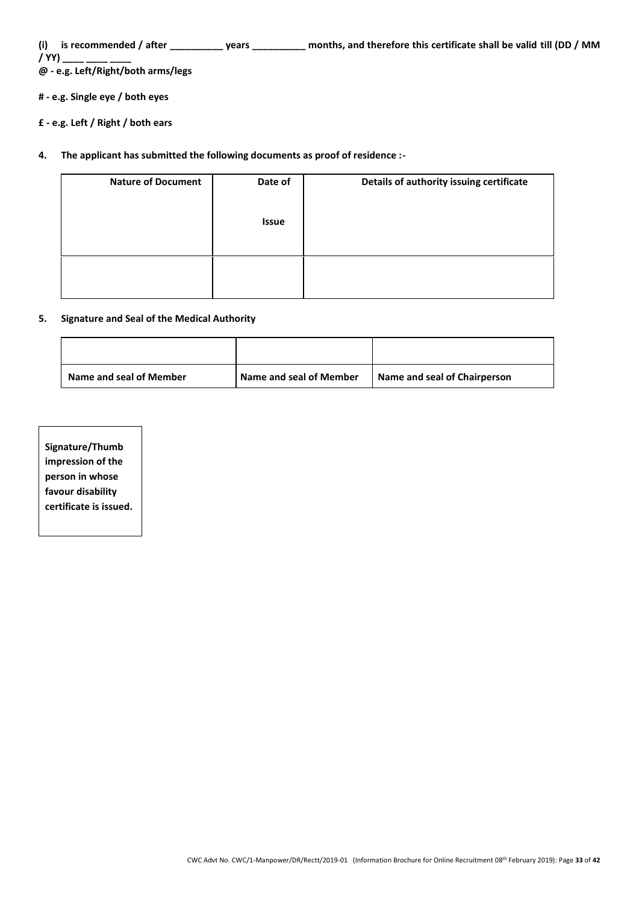**(i) is recommended / after __________ years __________ months, and therefore this certificate shall be valid till (DD / MM / YY) ____ ____ ____**

**@ - e.g. Left/Right/both arms/legs**

**# - e.g. Single eye / both eyes**

**£ - e.g. Left / Right / both ears**

**4. The applicant has submitted the following documents as proof of residence :-**

| Nature of Document | Date of Issue | Details of authority issuing certificate |
|---|---|---|
| | | |

**5. Signature and Seal of the Medical Authority**

| | | |
|---|---|---|
| **Name and seal of Member** | **Name and seal of Member** | **Name and seal of Chairperson** |

**Signature/Thumb impression of the person in whose favour disability certificate is issued.**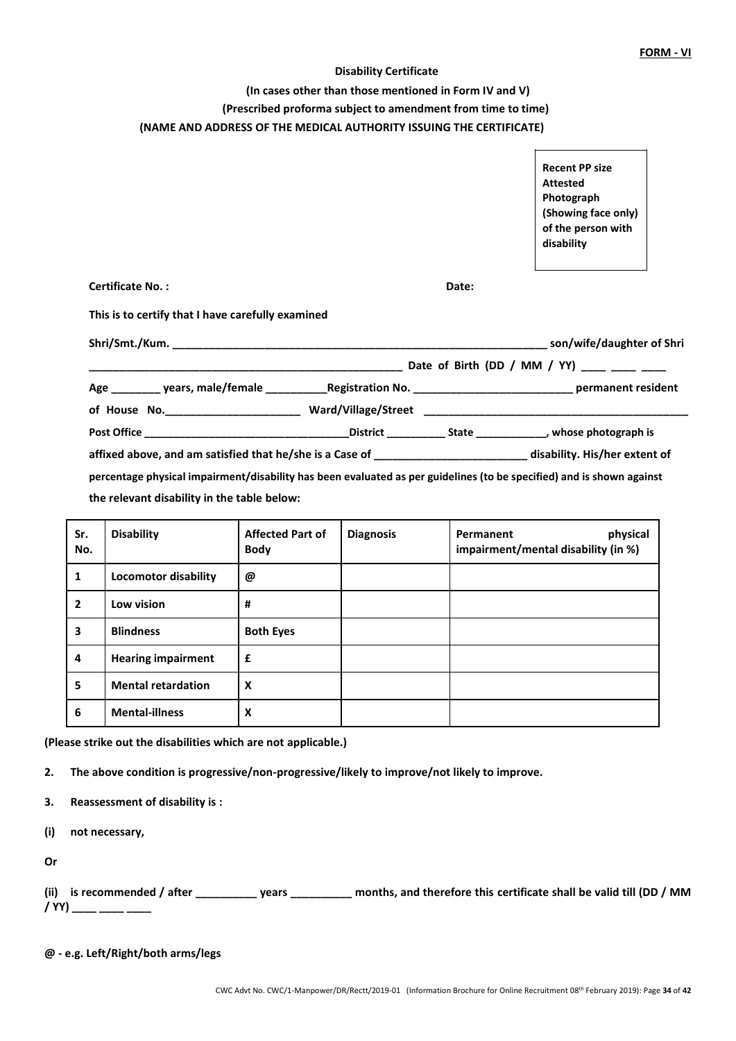**FORM - VI**

**Disability Certificate**

**(In cases other than those mentioned in Form IV and V)**

**(Prescribed proforma subject to amendment from time to time)**

**(NAME AND ADDRESS OF THE MEDICAL AUTHORITY ISSUING THE CERTIFICATE)**

**Recent PP size Attested Photograph (Showing face only) of the person with disability**

**Certificate No. :** **Date:**

**This is to certify that I have carefully examined**

**Shri/Smt./Kum. _______________________________________________________________ son/wife/daughter of Shri _____________________________________________________ Date of Birth (DD / MM / YY) ____ ____ ____ Age ________ years, male/female __________Registration No. __________________________ permanent resident of House No.______________________ Ward/Village/Street ___________________________________________ Post Office __________________________________District __________ State ____________, whose photograph is affixed above, and am satisfied that he/she is a Case of _________________________ disability. His/her extent of percentage physical impairment/disability has been evaluated as per guidelines (to be specified) and is shown against the relevant disability in the table below:**

| Sr. No. | Disability | Affected Part of Body | Diagnosis | Permanent physical impairment/mental disability (in %) |
|---|---|---|---|---|
| 1 | Locomotor disability | @ | | |
| 2 | Low vision | # | | |
| 3 | Blindness | Both Eyes | | |
| 4 | Hearing impairment | £ | | |
| 5 | Mental retardation | X | | |
| 6 | Mental-illness | X | | |

**(Please strike out the disabilities which are not applicable.)**

**2. The above condition is progressive/non-progressive/likely to improve/not likely to improve.**

**3. Reassessment of disability is :**

**(i) not necessary,**

**Or**

**(ii) is recommended / after __________ years __________ months, and therefore this certificate shall be valid till (DD / MM / YY) ____ ____ ____**

**@ - e.g. Left/Right/both arms/legs**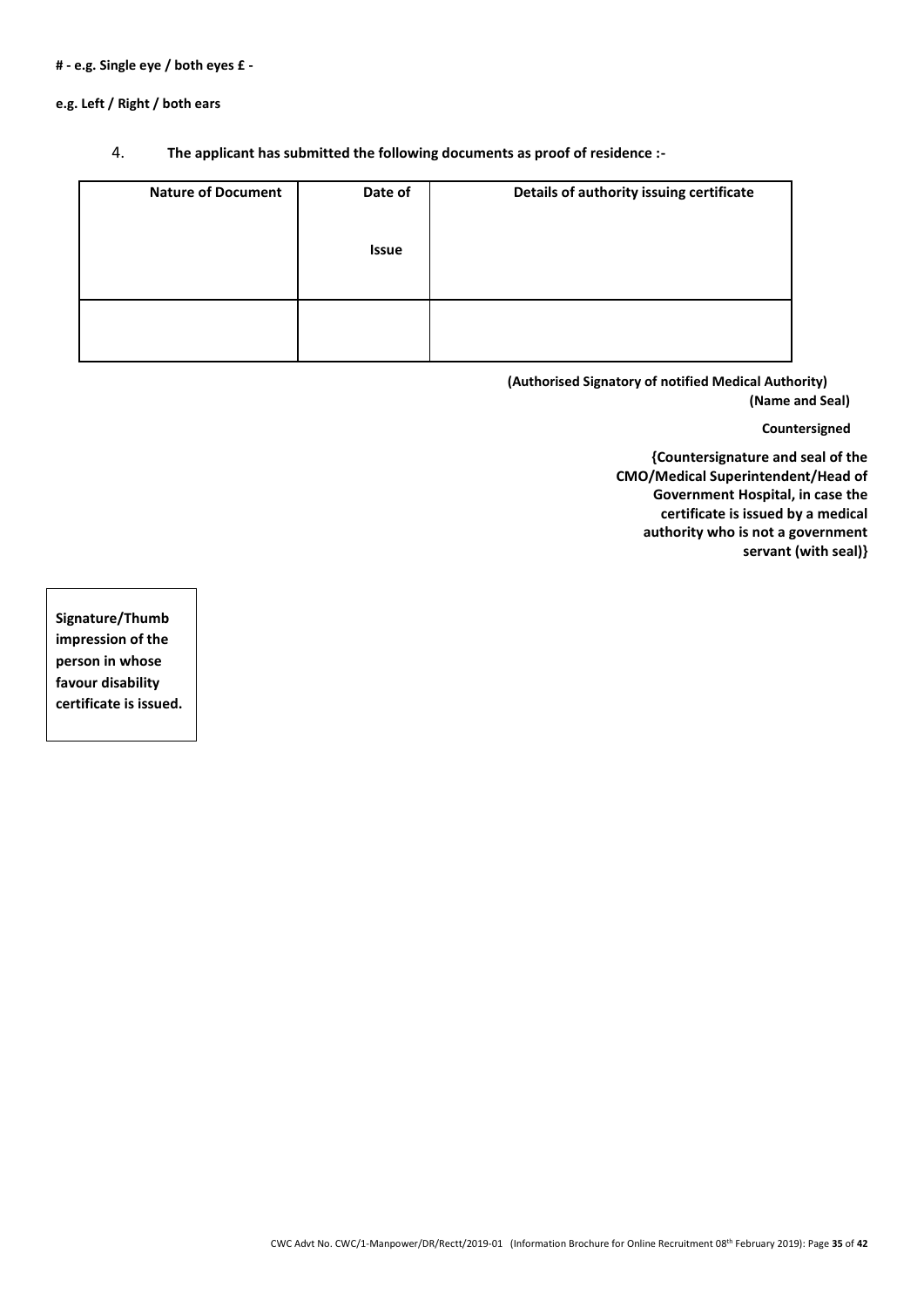**# - e.g. Single eye / both eyes £ -**

**e.g. Left / Right / both ears**

4. **The applicant has submitted the following documents as proof of residence :-**

| Nature of Document | Date of Issue | Details of authority issuing certificate |
|---|---|---|
| | | |

**(Authorised Signatory of notified Medical Authority)**
**(Name and Seal)**

**Countersigned**

**{Countersignature and seal of the CMO/Medical Superintendent/Head of Government Hospital, in case the certificate is issued by a medical authority who is not a government servant (with seal)}**

**Signature/Thumb impression of the person in whose favour disability certificate is issued.**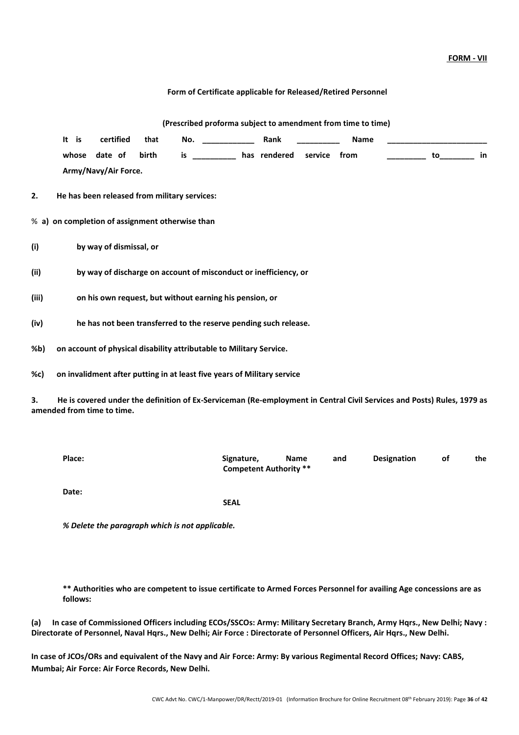**FORM - VII**

**Form of Certificate applicable for Released/Retired Personnel**

**(Prescribed proforma subject to amendment from time to time)**

**It is certified that No. ____________ Rank __________ Name _______________________ whose date of birth is __________ has rendered service from _________ to________ in Army/Navy/Air Force.**

**2. He has been released from military services:**

% **a) on completion of assignment otherwise than**

**(i) by way of dismissal, or**

**(ii) by way of discharge on account of misconduct or inefficiency, or**

**(iii) on his own request, but without earning his pension, or**

**(iv) he has not been transferred to the reserve pending such release.**

**%b) on account of physical disability attributable to Military Service.**

**%c) on invalidment after putting in at least five years of Military service**

**3. He is covered under the definition of Ex-Serviceman (Re-employment in Central Civil Services and Posts) Rules, 1979 as amended from time to time.**

**Place:** **Signature, Name and Designation of the Competent Authority \*\***

**Date:**

**SEAL**

***% Delete the paragraph which is not applicable.***

**\*\* Authorities who are competent to issue certificate to Armed Forces Personnel for availing Age concessions are as follows:**

**(a) In case of Commissioned Officers including ECOs/SSCOs: Army: Military Secretary Branch, Army Hqrs., New Delhi; Navy : Directorate of Personnel, Naval Hqrs., New Delhi; Air Force : Directorate of Personnel Officers, Air Hqrs., New Delhi.**

**In case of JCOs/ORs and equivalent of the Navy and Air Force: Army: By various Regimental Record Offices; Navy: CABS, Mumbai; Air Force: Air Force Records, New Delhi.**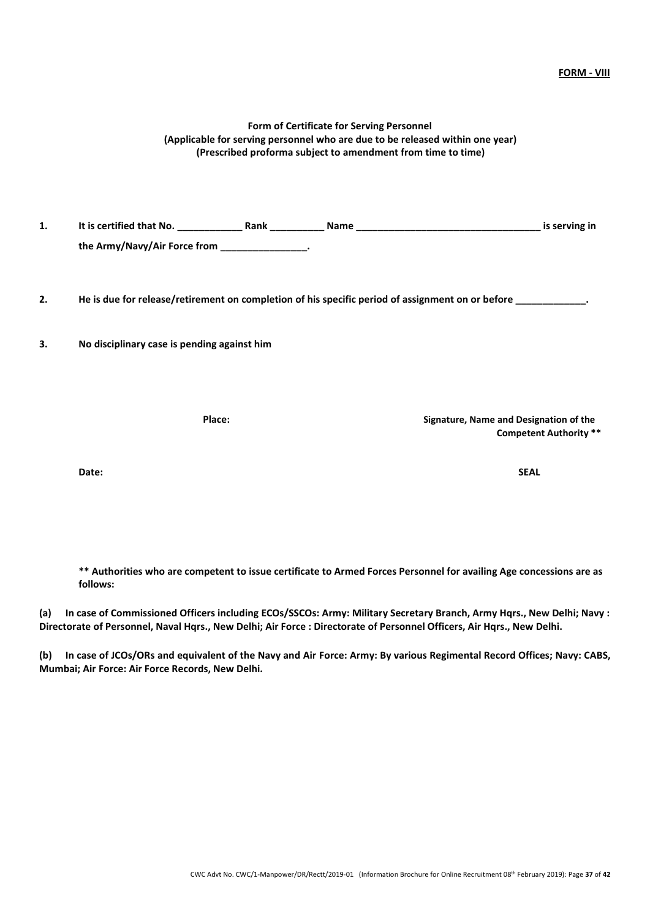**FORM - VIII**

**Form of Certificate for Serving Personnel**
**(Applicable for serving personnel who are due to be released within one year)**
**(Prescribed proforma subject to amendment from time to time)**

**1. It is certified that No. ____________ Rank __________ Name __________________________________ is serving in the Army/Navy/Air Force from ________________.**

**2. He is due for release/retirement on completion of his specific period of assignment on or before _____________.**

**3. No disciplinary case is pending against him**

**Place:** **Signature, Name and Designation of the Competent Authority \*\***

**Date:** **SEAL**

**\*\* Authorities who are competent to issue certificate to Armed Forces Personnel for availing Age concessions are as follows:**

**(a) In case of Commissioned Officers including ECOs/SSCOs: Army: Military Secretary Branch, Army Hqrs., New Delhi; Navy : Directorate of Personnel, Naval Hqrs., New Delhi; Air Force : Directorate of Personnel Officers, Air Hqrs., New Delhi.**

**(b) In case of JCOs/ORs and equivalent of the Navy and Air Force: Army: By various Regimental Record Offices; Navy: CABS, Mumbai; Air Force: Air Force Records, New Delhi.**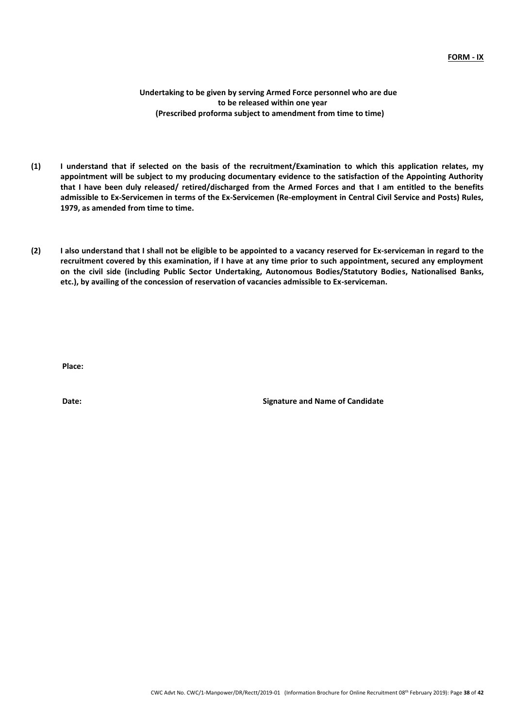**FORM - IX**

**Undertaking to be given by serving Armed Force personnel who are due to be released within one year (Prescribed proforma subject to amendment from time to time)**

**(1) I understand that if selected on the basis of the recruitment/Examination to which this application relates, my appointment will be subject to my producing documentary evidence to the satisfaction of the Appointing Authority that I have been duly released/ retired/discharged from the Armed Forces and that I am entitled to the benefits admissible to Ex-Servicemen in terms of the Ex-Servicemen (Re-employment in Central Civil Service and Posts) Rules, 1979, as amended from time to time.**

**(2) I also understand that I shall not be eligible to be appointed to a vacancy reserved for Ex-serviceman in regard to the recruitment covered by this examination, if I have at any time prior to such appointment, secured any employment on the civil side (including Public Sector Undertaking, Autonomous Bodies/Statutory Bodies, Nationalised Banks, etc.), by availing of the concession of reservation of vacancies admissible to Ex-serviceman.**

**Place:**

**Date:** **Signature and Name of Candidate**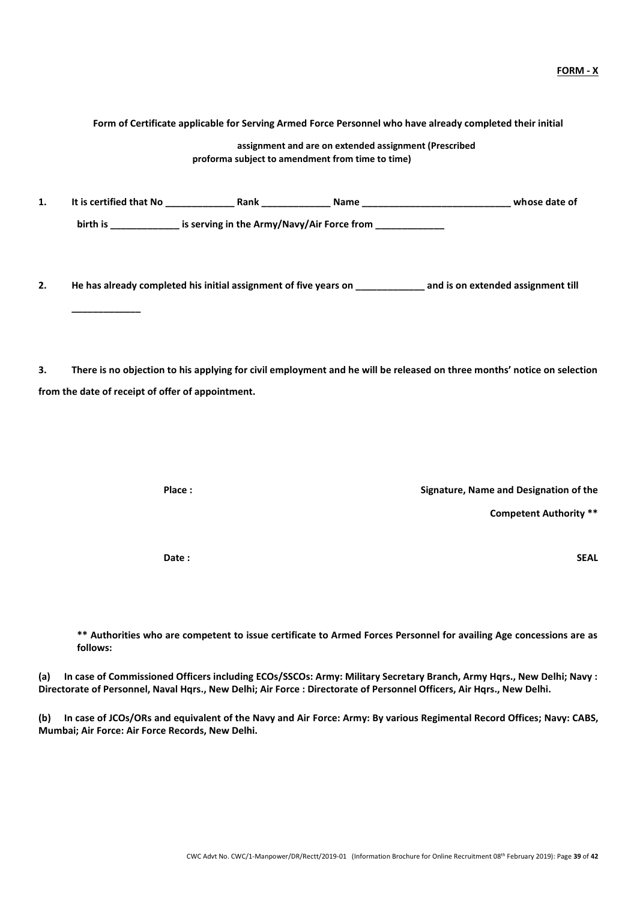**FORM - X**

**Form of Certificate applicable for Serving Armed Force Personnel who have already completed their initial assignment and are on extended assignment (Prescribed proforma subject to amendment from time to time)**

**1.** **It is certified that No _____________ Rank _____________ Name ____________________________ whose date of birth is _____________ is serving in the Army/Navy/Air Force from _____________**

**2.** **He has already completed his initial assignment of five years on _____________ and is on extended assignment till _____________**

**3.** **There is no objection to his applying for civil employment and he will be released on three months' notice on selection from the date of receipt of offer of appointment.**

**Place :** 

**Signature, Name and Designation of the Competent Authority \*\***

**Date :** 

**SEAL**

**\*\* Authorities who are competent to issue certificate to Armed Forces Personnel for availing Age concessions are as follows:**

**(a)** **In case of Commissioned Officers including ECOs/SSCOs: Army: Military Secretary Branch, Army Hqrs., New Delhi; Navy : Directorate of Personnel, Naval Hqrs., New Delhi; Air Force : Directorate of Personnel Officers, Air Hqrs., New Delhi.**

**(b)** **In case of JCOs/ORs and equivalent of the Navy and Air Force: Army: By various Regimental Record Offices; Navy: CABS, Mumbai; Air Force: Air Force Records, New Delhi.**

CWC Advt No. CWC/1-Manpower/DR/Rectt/2019-01 (Information Brochure for Online Recruitment 08th February 2019)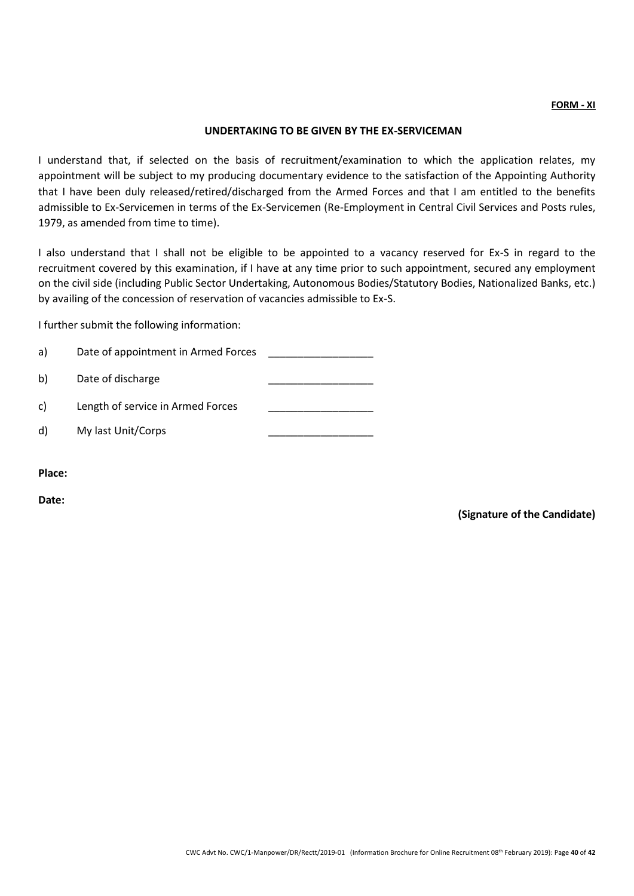**FORM - XI**

**UNDERTAKING TO BE GIVEN BY THE EX-SERVICEMAN**

I understand that, if selected on the basis of recruitment/examination to which the application relates, my appointment will be subject to my producing documentary evidence to the satisfaction of the Appointing Authority that I have been duly released/retired/discharged from the Armed Forces and that I am entitled to the benefits admissible to Ex-Servicemen in terms of the Ex-Servicemen (Re-Employment in Central Civil Services and Posts rules, 1979, as amended from time to time).

I also understand that I shall not be eligible to be appointed to a vacancy reserved for Ex-S in regard to the recruitment covered by this examination, if I have at any time prior to such appointment, secured any employment on the civil side (including Public Sector Undertaking, Autonomous Bodies/Statutory Bodies, Nationalized Banks, etc.) by availing of the concession of reservation of vacancies admissible to Ex-S.

I further submit the following information:

a) Date of appointment in Armed Forces __________________

b) Date of discharge __________________

c) Length of service in Armed Forces __________________

d) My last Unit/Corps __________________

**Place:**

**Date:**

**(Signature of the Candidate)**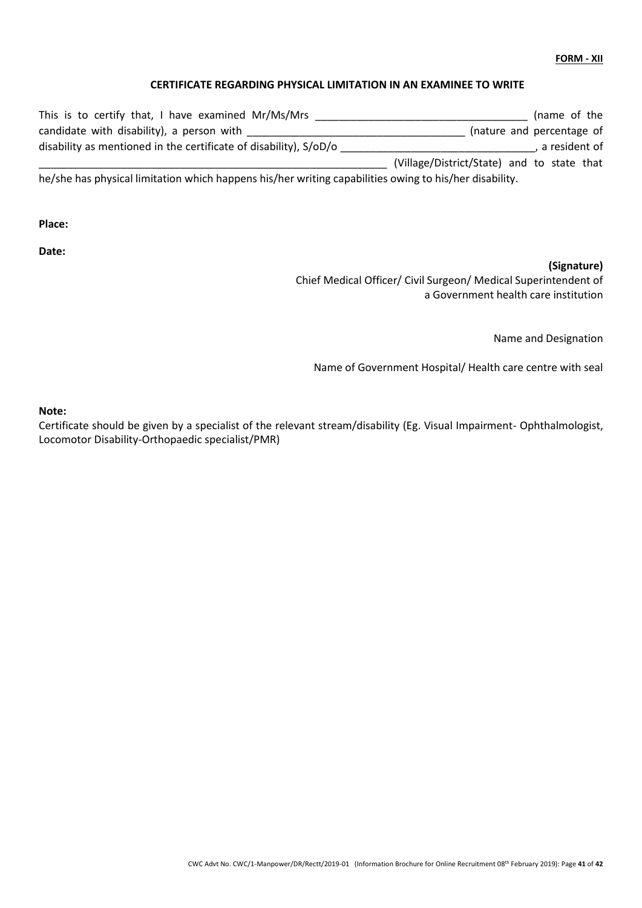**FORM - XII**

**CERTIFICATE REGARDING PHYSICAL LIMITATION IN AN EXAMINEE TO WRITE**

This is to certify that, I have examined Mr/Ms/Mrs ___________________________________ (name of the candidate with disability), a person with ____________________________________ (nature and percentage of disability as mentioned in the certificate of disability), S/oD/o ________________________________, a resident of ____________________________________________________________ (Village/District/State) and to state that he/she has physical limitation which happens his/her writing capabilities owing to his/her disability.

**Place:**

**Date:**

**(Signature)**
Chief Medical Officer/ Civil Surgeon/ Medical Superintendent of a Government health care institution

Name and Designation

Name of Government Hospital/ Health care centre with seal

**Note:**
Certificate should be given by a specialist of the relevant stream/disability (Eg. Visual Impairment- Ophthalmologist, Locomotor Disability-Orthopaedic specialist/PMR)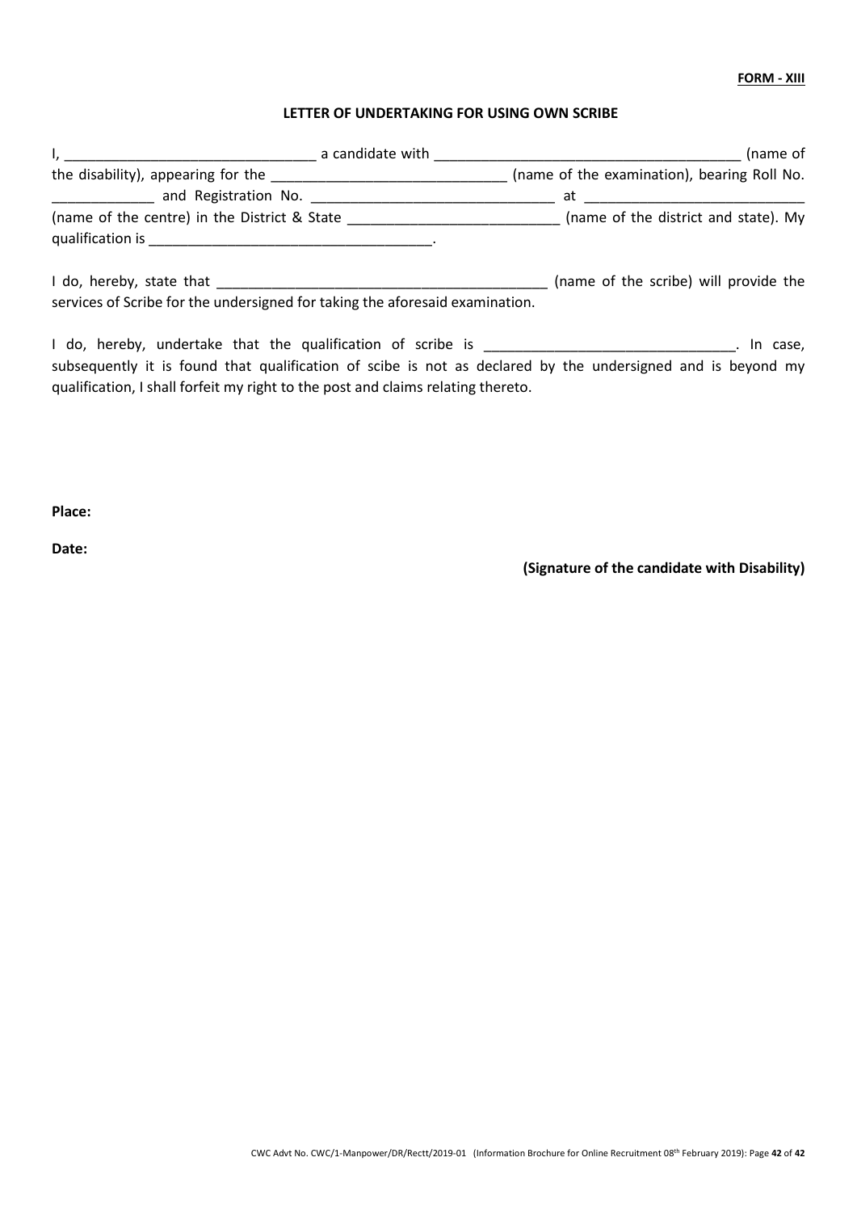**FORM - XIII**

**LETTER OF UNDERTAKING FOR USING OWN SCRIBE**

I, ________________________________ a candidate with _______________________________________ (name of the disability), appearing for the ______________________________ (name of the examination), bearing Roll No. _____________ and Registration No. _______________________________ at ____________________________ (name of the centre) in the District & State ___________________________ (name of the district and state). My qualification is ____________________________________.

I do, hereby, state that __________________________________________ (name of the scribe) will provide the services of Scribe for the undersigned for taking the aforesaid examination.

I do, hereby, undertake that the qualification of scribe is ________________________________. In case, subsequently it is found that qualification of scibe is not as declared by the undersigned and is beyond my qualification, I shall forfeit my right to the post and claims relating thereto.

**Place:**

**Date:**

**(Signature of the candidate with Disability)**